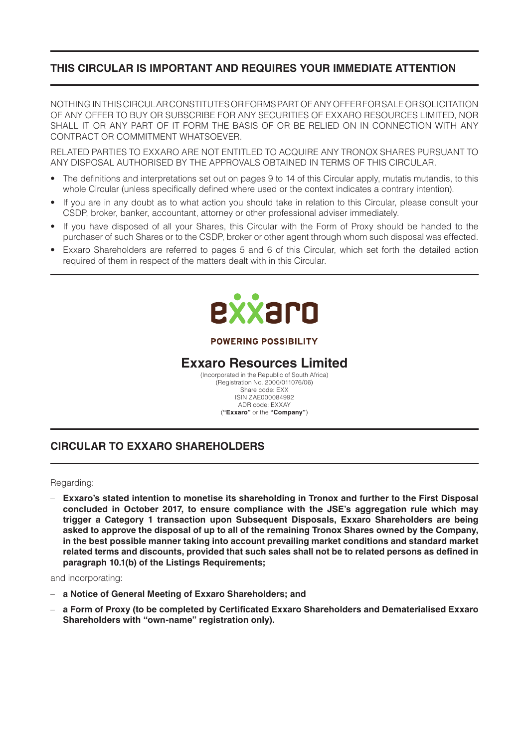**THIS CIRCULAR IS IMPORTANT AND REQUIRES YOUR IMMEDIATE ATTENTION**

NOTHING IN THIS CIRCULAR CONSTITUTES OR FORMS PART OF ANY OFFER FOR SALE OR SOLICITATION OF ANY OFFER TO BUY OR SUBSCRIBE FOR ANY SECURITIES OF EXXARO RESOURCES LIMITED, NOR SHALL IT OR ANY PART OF IT FORM THE BASIS OF OR BE RELIED ON IN CONNECTION WITH ANY CONTRACT OR COMMITMENT WHATSOEVER.

RELATED PARTIES TO EXXARO ARE NOT ENTITLED TO ACQUIRE ANY TRONOX SHARES PURSUANT TO ANY DISPOSAL AUTHORISED BY THE APPROVALS OBTAINED IN TERMS OF THIS CIRCULAR.

- The definitions and interpretations set out on pages 9 to 14 of this Circular apply, mutatis mutandis, to this whole Circular (unless specifically defined where used or the context indicates a contrary intention).
- If you are in any doubt as to what action you should take in relation to this Circular, please consult your CSDP, broker, banker, accountant, attorney or other professional adviser immediately.
- If you have disposed of all your Shares, this Circular with the Form of Proxy should be handed to the purchaser of such Shares or to the CSDP, broker or other agent through whom such disposal was effected.
- Exxaro Shareholders are referred to pages 5 and 6 of this Circular, which set forth the detailed action required of them in respect of the matters dealt with in this Circular.

exxaro

POWERING POSSIBILITY

# Exxaro Resources Limited

(Incorporated in the Republic of South Africa)
(Registration No. 2000/011076/06)
Share code: EXX
ISIN ZAE000084992
ADR code: EXXAY
(**"Exxaro"** or the **"Company"**)

## CIRCULAR TO EXXARO SHAREHOLDERS

Regarding:

- **Exxaro's stated intention to monetise its shareholding in Tronox and further to the First Disposal concluded in October 2017, to ensure compliance with the JSE's aggregation rule which may trigger a Category 1 transaction upon Subsequent Disposals, Exxaro Shareholders are being asked to approve the disposal of up to all of the remaining Tronox Shares owned by the Company, in the best possible manner taking into account prevailing market conditions and standard market related terms and discounts, provided that such sales shall not be to related persons as defined in paragraph 10.1(b) of the Listings Requirements;**

and incorporating:

- **a Notice of General Meeting of Exxaro Shareholders; and**
- **a Form of Proxy (to be completed by Certificated Exxaro Shareholders and Dematerialised Exxaro Shareholders with "own-name" registration only).**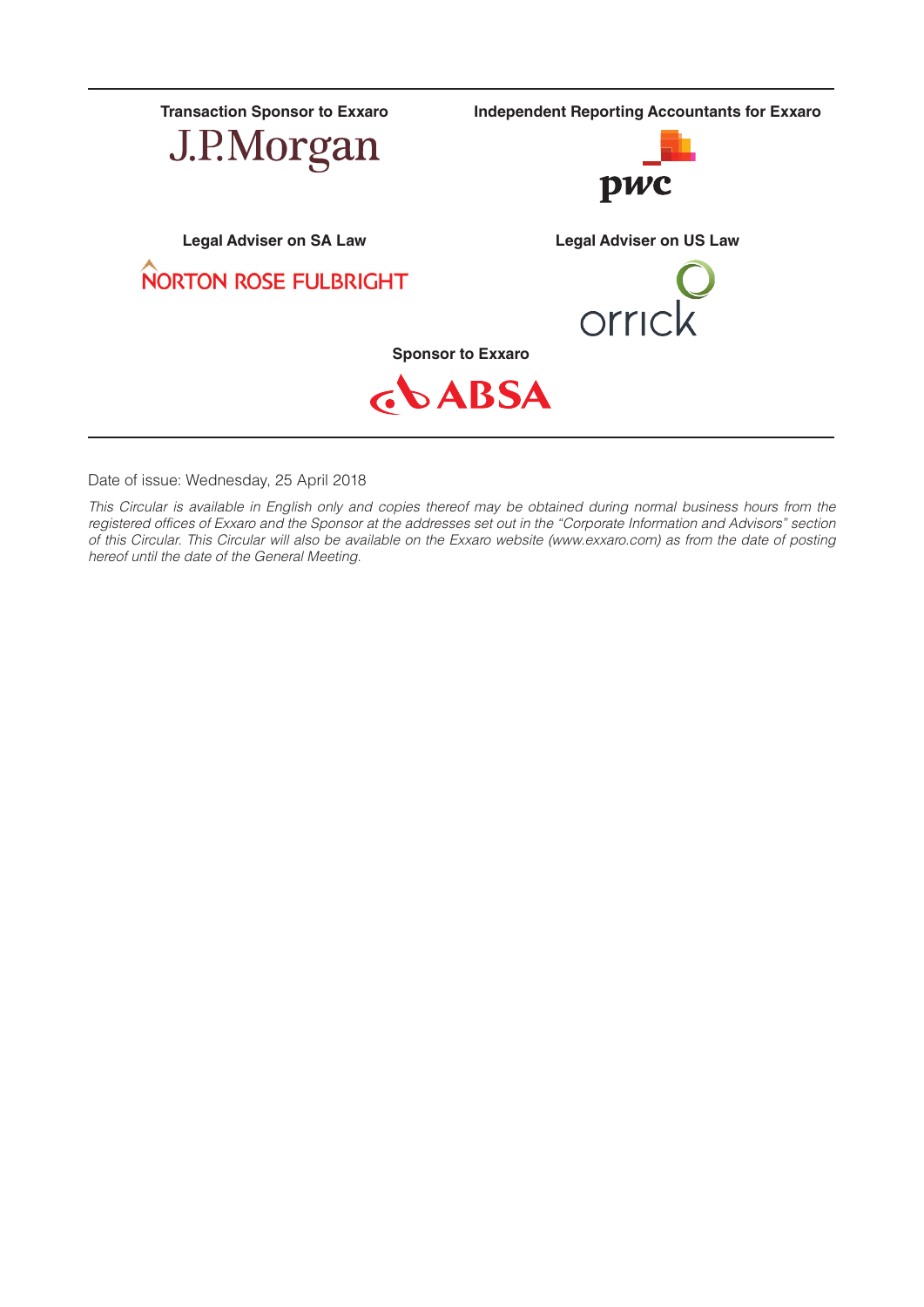**Transaction Sponsor to Exxaro**

J.P.Morgan

**Independent Reporting Accountants for Exxaro**

pwc

**Legal Adviser on SA Law**

NORTON ROSE FULBRIGHT

**Legal Adviser on US Law**

orrick

**Sponsor to Exxaro**

ABSA

Date of issue: Wednesday, 25 April 2018

*This Circular is available in English only and copies thereof may be obtained during normal business hours from the registered offices of Exxaro and the Sponsor at the addresses set out in the "Corporate Information and Advisors" section of this Circular. This Circular will also be available on the Exxaro website (www.exxaro.com) as from the date of posting hereof until the date of the General Meeting.*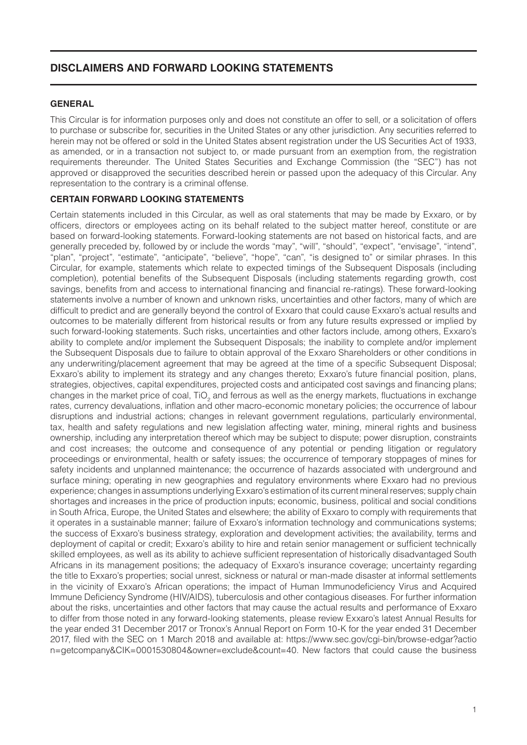## DISCLAIMERS AND FORWARD LOOKING STATEMENTS

### GENERAL

This Circular is for information purposes only and does not constitute an offer to sell, or a solicitation of offers to purchase or subscribe for, securities in the United States or any other jurisdiction. Any securities referred to herein may not be offered or sold in the United States absent registration under the US Securities Act of 1933, as amended, or in a transaction not subject to, or made pursuant from an exemption from, the registration requirements thereunder. The United States Securities and Exchange Commission (the "SEC") has not approved or disapproved the securities described herein or passed upon the adequacy of this Circular. Any representation to the contrary is a criminal offense.

### CERTAIN FORWARD LOOKING STATEMENTS

Certain statements included in this Circular, as well as oral statements that may be made by Exxaro, or by officers, directors or employees acting on its behalf related to the subject matter hereof, constitute or are based on forward-looking statements. Forward-looking statements are not based on historical facts, and are generally preceded by, followed by or include the words "may", "will", "should", "expect", "envisage", "intend", "plan", "project", "estimate", "anticipate", "believe", "hope", "can", "is designed to" or similar phrases. In this Circular, for example, statements which relate to expected timings of the Subsequent Disposals (including completion), potential benefits of the Subsequent Disposals (including statements regarding growth, cost savings, benefits from and access to international financing and financial re-ratings). These forward-looking statements involve a number of known and unknown risks, uncertainties and other factors, many of which are difficult to predict and are generally beyond the control of Exxaro that could cause Exxaro's actual results and outcomes to be materially different from historical results or from any future results expressed or implied by such forward-looking statements. Such risks, uncertainties and other factors include, among others, Exxaro's ability to complete and/or implement the Subsequent Disposals; the inability to complete and/or implement the Subsequent Disposals due to failure to obtain approval of the Exxaro Shareholders or other conditions in any underwriting/placement agreement that may be agreed at the time of a specific Subsequent Disposal; Exxaro's ability to implement its strategy and any changes thereto; Exxaro's future financial position, plans, strategies, objectives, capital expenditures, projected costs and anticipated cost savings and financing plans; changes in the market price of coal, $TiO_2$ and ferrous as well as the energy markets, fluctuations in exchange rates, currency devaluations, inflation and other macro-economic monetary policies; the occurrence of labour disruptions and industrial actions; changes in relevant government regulations, particularly environmental, tax, health and safety regulations and new legislation affecting water, mining, mineral rights and business ownership, including any interpretation thereof which may be subject to dispute; power disruption, constraints and cost increases; the outcome and consequence of any potential or pending litigation or regulatory proceedings or environmental, health or safety issues; the occurrence of temporary stoppages of mines for safety incidents and unplanned maintenance; the occurrence of hazards associated with underground and surface mining; operating in new geographies and regulatory environments where Exxaro had no previous experience; changes in assumptions underlying Exxaro's estimation of its current mineral reserves; supply chain shortages and increases in the price of production inputs; economic, business, political and social conditions in South Africa, Europe, the United States and elsewhere; the ability of Exxaro to comply with requirements that it operates in a sustainable manner; failure of Exxaro's information technology and communications systems; the success of Exxaro's business strategy, exploration and development activities; the availability, terms and deployment of capital or credit; Exxaro's ability to hire and retain senior management or sufficient technically skilled employees, as well as its ability to achieve sufficient representation of historically disadvantaged South Africans in its management positions; the adequacy of Exxaro's insurance coverage; uncertainty regarding the title to Exxaro's properties; social unrest, sickness or natural or man-made disaster at informal settlements in the vicinity of Exxaro's African operations; the impact of Human Immunodeficiency Virus and Acquired Immune Deficiency Syndrome (HIV/AIDS), tuberculosis and other contagious diseases. For further information about the risks, uncertainties and other factors that may cause the actual results and performance of Exxaro to differ from those noted in any forward-looking statements, please review Exxaro's latest Annual Results for the year ended 31 December 2017 or Tronox's Annual Report on Form 10-K for the year ended 31 December 2017, filed with the SEC on 1 March 2018 and available at: https://www.sec.gov/cgi-bin/browse-edgar?action=getcompany&CIK=0001530804&owner=exclude&count=40. New factors that could cause the business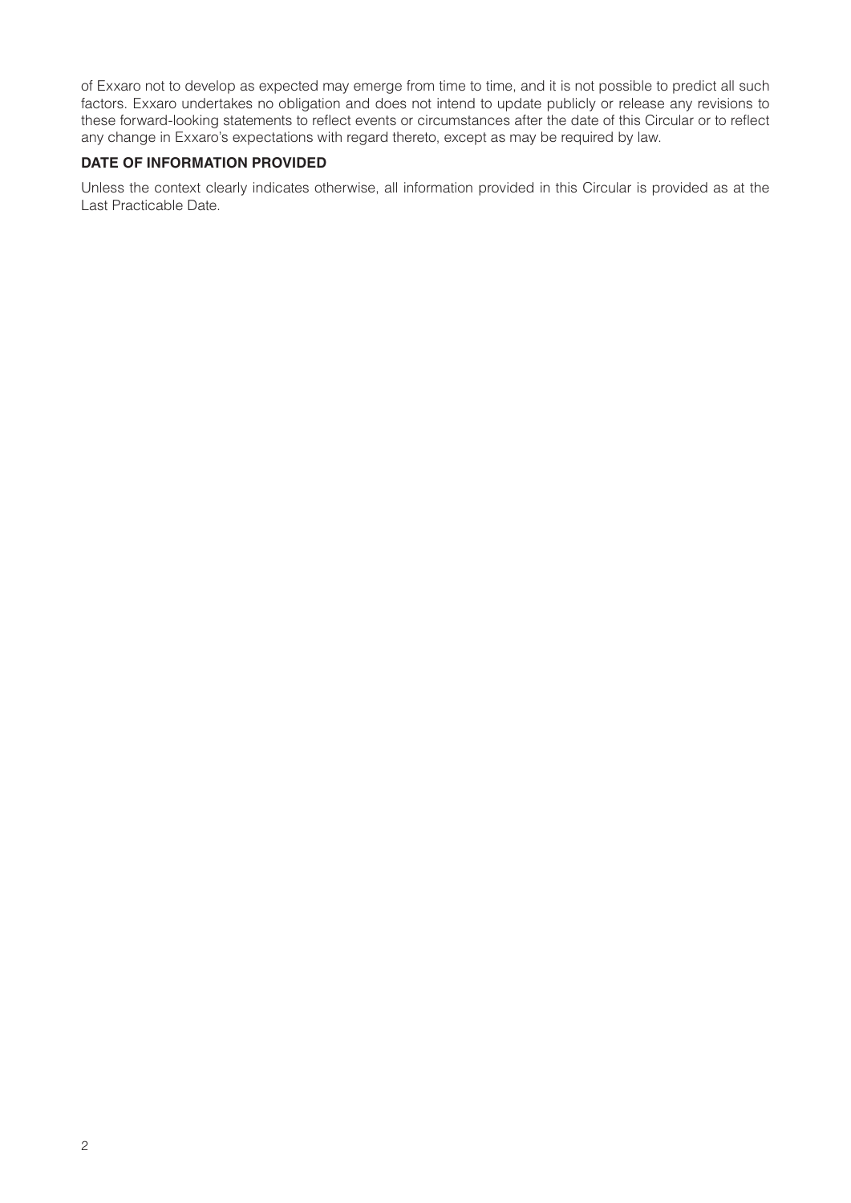of Exxaro not to develop as expected may emerge from time to time, and it is not possible to predict all such factors. Exxaro undertakes no obligation and does not intend to update publicly or release any revisions to these forward-looking statements to reflect events or circumstances after the date of this Circular or to reflect any change in Exxaro's expectations with regard thereto, except as may be required by law.

**DATE OF INFORMATION PROVIDED**

Unless the context clearly indicates otherwise, all information provided in this Circular is provided as at the Last Practicable Date.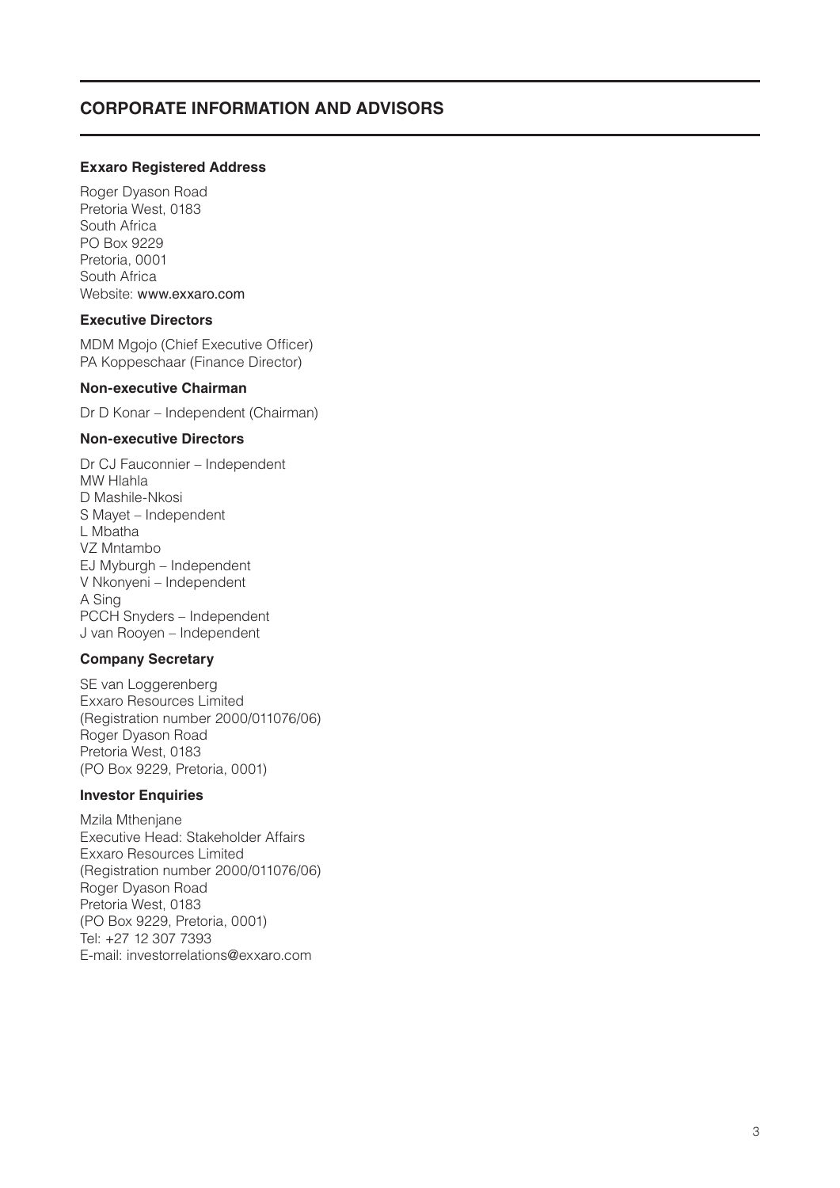## CORPORATE INFORMATION AND ADVISORS

**Exxaro Registered Address**

Roger Dyason Road
Pretoria West, 0183
South Africa
PO Box 9229
Pretoria, 0001
South Africa
Website: www.exxaro.com

**Executive Directors**

MDM Mgojo (Chief Executive Officer)
PA Koppeschaar (Finance Director)

**Non-executive Chairman**

Dr D Konar – Independent (Chairman)

**Non-executive Directors**

Dr CJ Fauconnier – Independent
MW Hlahla
D Mashile-Nkosi
S Mayet – Independent
L Mbatha
VZ Mntambo
EJ Myburgh – Independent
V Nkonyeni – Independent
A Sing
PCCH Snyders – Independent
J van Rooyen – Independent

**Company Secretary**

SE van Loggerenberg
Exxaro Resources Limited
(Registration number 2000/011076/06)
Roger Dyason Road
Pretoria West, 0183
(PO Box 9229, Pretoria, 0001)

**Investor Enquiries**

Mzila Mthenjane
Executive Head: Stakeholder Affairs
Exxaro Resources Limited
(Registration number 2000/011076/06)
Roger Dyason Road
Pretoria West, 0183
(PO Box 9229, Pretoria, 0001)
Tel: +27 12 307 7393
E-mail: investorrelations@exxaro.com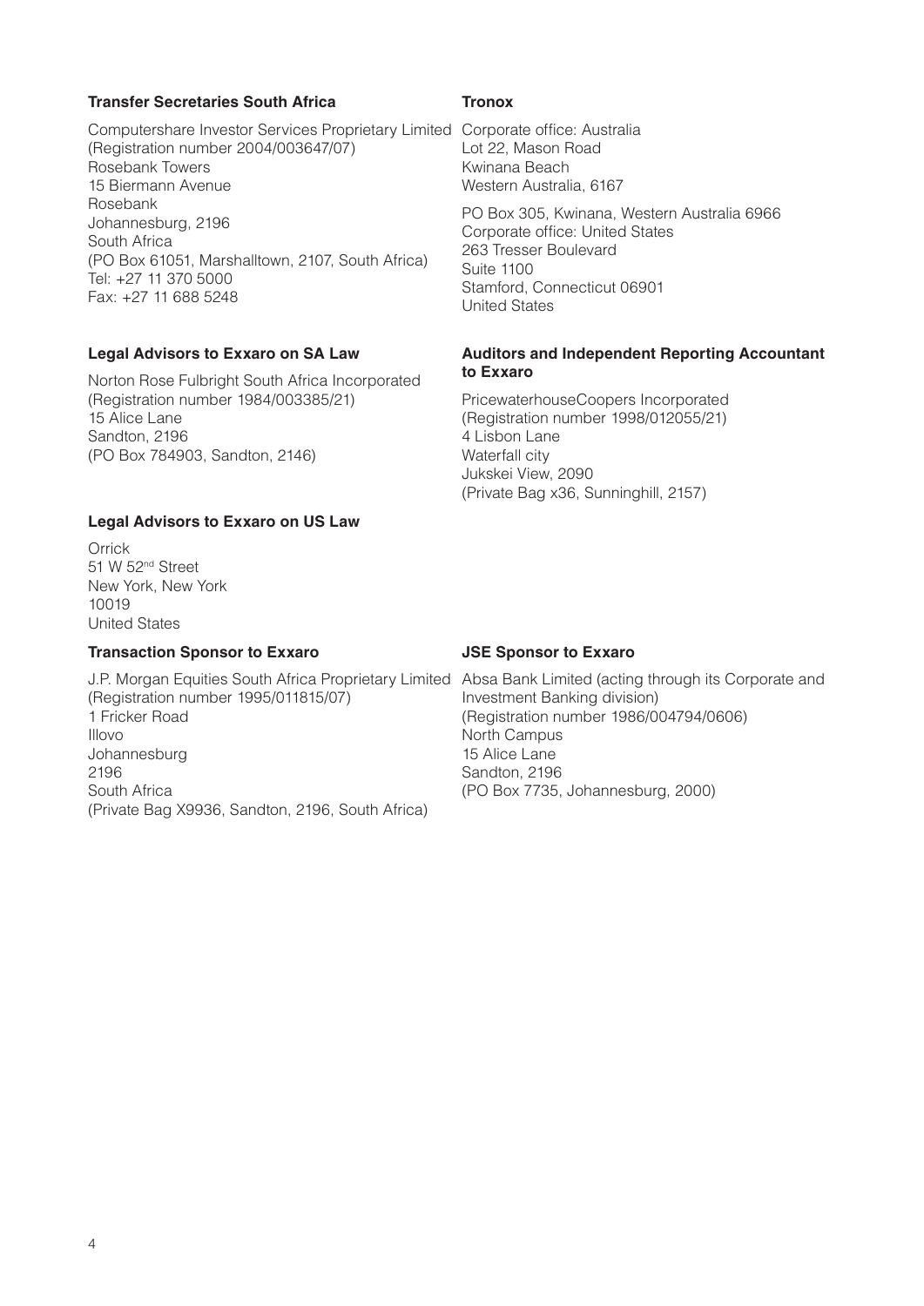**Transfer Secretaries South Africa**

Computershare Investor Services Proprietary Limited
(Registration number 2004/003647/07)
Rosebank Towers
15 Biermann Avenue
Rosebank
Johannesburg, 2196
South Africa
(PO Box 61051, Marshalltown, 2107, South Africa)
Tel: +27 11 370 5000
Fax: +27 11 688 5248

**Tronox**

Corporate office: Australia
Lot 22, Mason Road
Kwinana Beach
Western Australia, 6167

PO Box 305, Kwinana, Western Australia 6966
Corporate office: United States
263 Tresser Boulevard
Suite 1100
Stamford, Connecticut 06901
United States

**Legal Advisors to Exxaro on SA Law**

Norton Rose Fulbright South Africa Incorporated
(Registration number 1984/003385/21)
15 Alice Lane
Sandton, 2196
(PO Box 784903, Sandton, 2146)

**Auditors and Independent Reporting Accountant to Exxaro**

PricewaterhouseCoopers Incorporated
(Registration number 1998/012055/21)
4 Lisbon Lane
Waterfall city
Jukskei View, 2090
(Private Bag x36, Sunninghill, 2157)

**Legal Advisors to Exxaro on US Law**

Orrick
51 W 52nd Street
New York, New York
10019
United States

**Transaction Sponsor to Exxaro**

J.P. Morgan Equities South Africa Proprietary Limited
(Registration number 1995/011815/07)
1 Fricker Road
Illovo
Johannesburg
2196
South Africa
(Private Bag X9936, Sandton, 2196, South Africa)

**JSE Sponsor to Exxaro**

Absa Bank Limited (acting through its Corporate and Investment Banking division)
(Registration number 1986/004794/0606)
North Campus
15 Alice Lane
Sandton, 2196
(PO Box 7735, Johannesburg, 2000)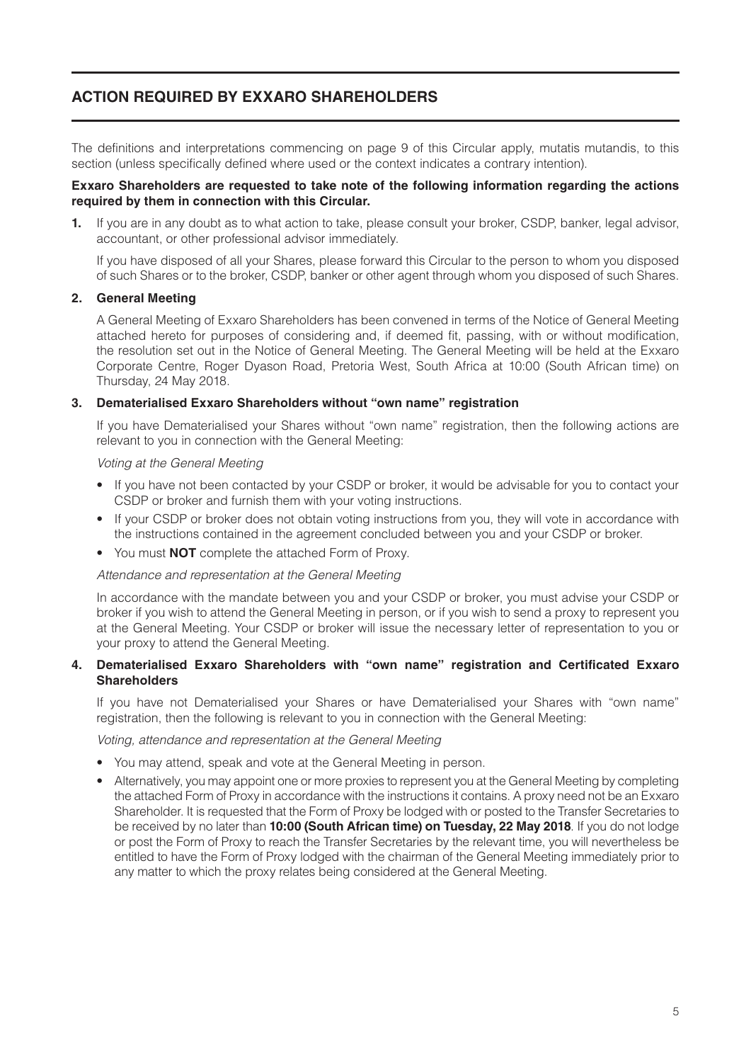## ACTION REQUIRED BY EXXARO SHAREHOLDERS

The definitions and interpretations commencing on page 9 of this Circular apply, mutatis mutandis, to this section (unless specifically defined where used or the context indicates a contrary intention).

**Exxaro Shareholders are requested to take note of the following information regarding the actions required by them in connection with this Circular.**

**1.** If you are in any doubt as to what action to take, please consult your broker, CSDP, banker, legal advisor, accountant, or other professional advisor immediately.

If you have disposed of all your Shares, please forward this Circular to the person to whom you disposed of such Shares or to the broker, CSDP, banker or other agent through whom you disposed of such Shares.

**2. General Meeting**

A General Meeting of Exxaro Shareholders has been convened in terms of the Notice of General Meeting attached hereto for purposes of considering and, if deemed fit, passing, with or without modification, the resolution set out in the Notice of General Meeting. The General Meeting will be held at the Exxaro Corporate Centre, Roger Dyason Road, Pretoria West, South Africa at 10:00 (South African time) on Thursday, 24 May 2018.

**3. Dematerialised Exxaro Shareholders without "own name" registration**

If you have Dematerialised your Shares without "own name" registration, then the following actions are relevant to you in connection with the General Meeting:

*Voting at the General Meeting*

- If you have not been contacted by your CSDP or broker, it would be advisable for you to contact your CSDP or broker and furnish them with your voting instructions.
- If your CSDP or broker does not obtain voting instructions from you, they will vote in accordance with the instructions contained in the agreement concluded between you and your CSDP or broker.
- You must **NOT** complete the attached Form of Proxy.

*Attendance and representation at the General Meeting*

In accordance with the mandate between you and your CSDP or broker, you must advise your CSDP or broker if you wish to attend the General Meeting in person, or if you wish to send a proxy to represent you at the General Meeting. Your CSDP or broker will issue the necessary letter of representation to you or your proxy to attend the General Meeting.

**4. Dematerialised Exxaro Shareholders with "own name" registration and Certificated Exxaro Shareholders**

If you have not Dematerialised your Shares or have Dematerialised your Shares with "own name" registration, then the following is relevant to you in connection with the General Meeting:

*Voting, attendance and representation at the General Meeting*

- You may attend, speak and vote at the General Meeting in person.
- Alternatively, you may appoint one or more proxies to represent you at the General Meeting by completing the attached Form of Proxy in accordance with the instructions it contains. A proxy need not be an Exxaro Shareholder. It is requested that the Form of Proxy be lodged with or posted to the Transfer Secretaries to be received by no later than **10:00 (South African time) on Tuesday, 22 May 2018**. If you do not lodge or post the Form of Proxy to reach the Transfer Secretaries by the relevant time, you will nevertheless be entitled to have the Form of Proxy lodged with the chairman of the General Meeting immediately prior to any matter to which the proxy relates being considered at the General Meeting.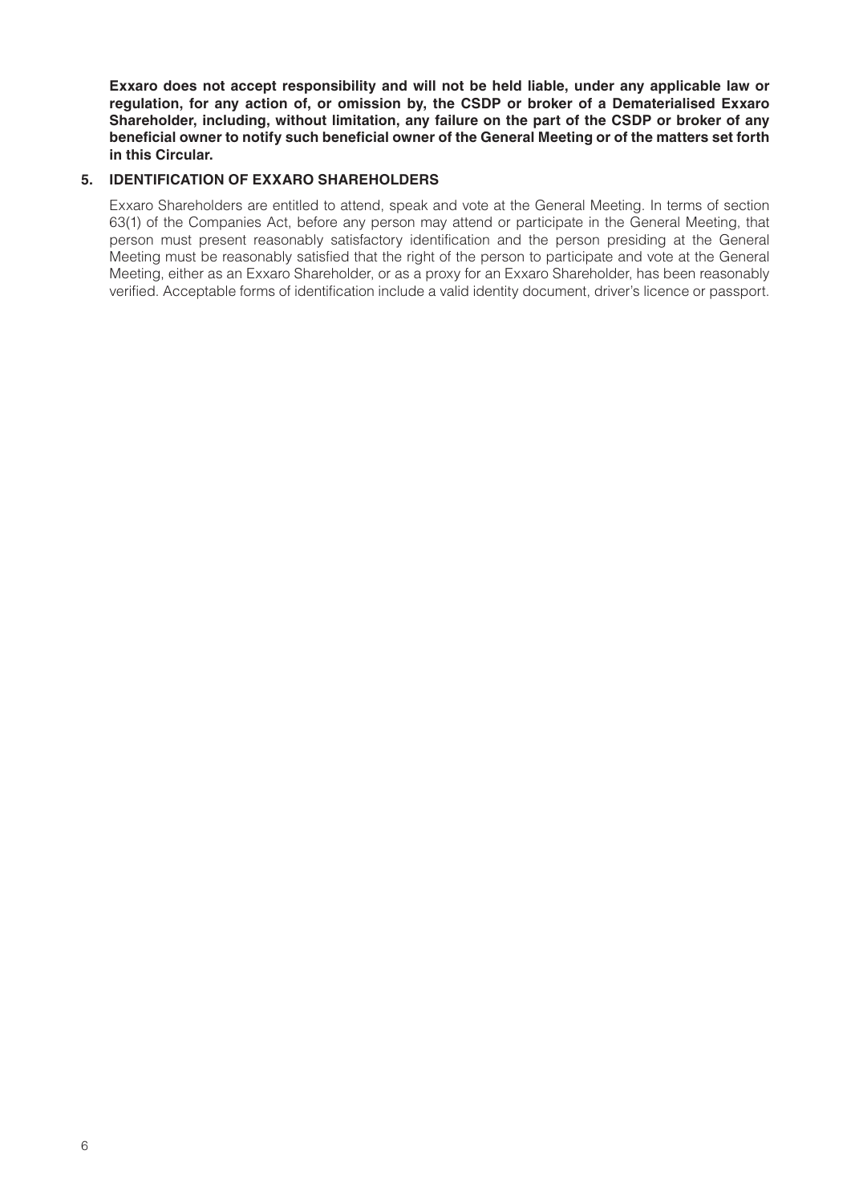**Exxaro does not accept responsibility and will not be held liable, under any applicable law or regulation, for any action of, or omission by, the CSDP or broker of a Dematerialised Exxaro Shareholder, including, without limitation, any failure on the part of the CSDP or broker of any beneficial owner to notify such beneficial owner of the General Meeting or of the matters set forth in this Circular.**

## 5. IDENTIFICATION OF EXXARO SHAREHOLDERS

Exxaro Shareholders are entitled to attend, speak and vote at the General Meeting. In terms of section 63(1) of the Companies Act, before any person may attend or participate in the General Meeting, that person must present reasonably satisfactory identification and the person presiding at the General Meeting must be reasonably satisfied that the right of the person to participate and vote at the General Meeting, either as an Exxaro Shareholder, or as a proxy for an Exxaro Shareholder, has been reasonably verified. Acceptable forms of identification include a valid identity document, driver's licence or passport.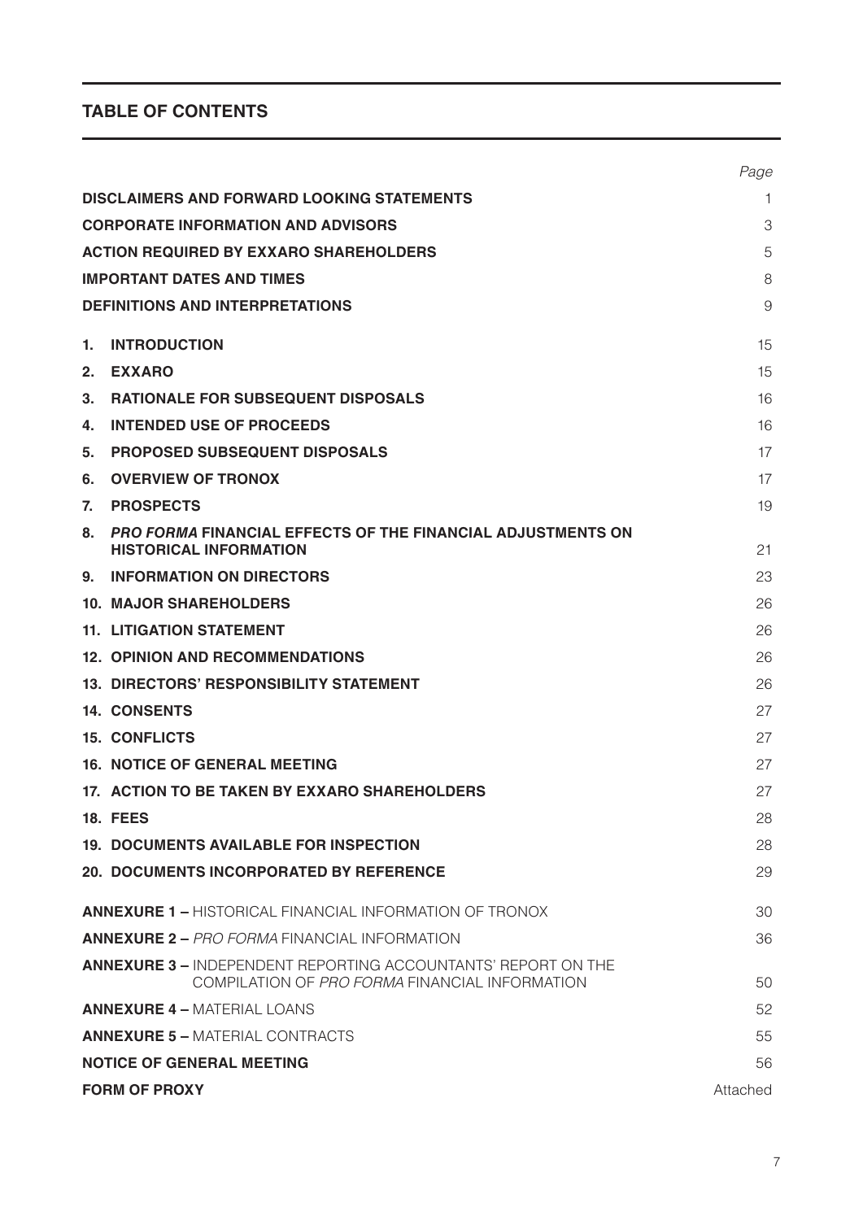## TABLE OF CONTENTS

| | Page |
|---|---|
| **DISCLAIMERS AND FORWARD LOOKING STATEMENTS** | 1 |
| **CORPORATE INFORMATION AND ADVISORS** | 3 |
| **ACTION REQUIRED BY EXXARO SHAREHOLDERS** | 5 |
| **IMPORTANT DATES AND TIMES** | 8 |
| **DEFINITIONS AND INTERPRETATIONS** | 9 |
| **1. INTRODUCTION** | 15 |
| **2. EXXARO** | 15 |
| **3. RATIONALE FOR SUBSEQUENT DISPOSALS** | 16 |
| **4. INTENDED USE OF PROCEEDS** | 16 |
| **5. PROPOSED SUBSEQUENT DISPOSALS** | 17 |
| **6. OVERVIEW OF TRONOX** | 17 |
| **7. PROSPECTS** | 19 |
| **8. *PRO FORMA* FINANCIAL EFFECTS OF THE FINANCIAL ADJUSTMENTS ON HISTORICAL INFORMATION** | 21 |
| **9. INFORMATION ON DIRECTORS** | 23 |
| **10. MAJOR SHAREHOLDERS** | 26 |
| **11. LITIGATION STATEMENT** | 26 |
| **12. OPINION AND RECOMMENDATIONS** | 26 |
| **13. DIRECTORS' RESPONSIBILITY STATEMENT** | 26 |
| **14. CONSENTS** | 27 |
| **15. CONFLICTS** | 27 |
| **16. NOTICE OF GENERAL MEETING** | 27 |
| **17. ACTION TO BE TAKEN BY EXXARO SHAREHOLDERS** | 27 |
| **18. FEES** | 28 |
| **19. DOCUMENTS AVAILABLE FOR INSPECTION** | 28 |
| **20. DOCUMENTS INCORPORATED BY REFERENCE** | 29 |
| **ANNEXURE 1 –** HISTORICAL FINANCIAL INFORMATION OF TRONOX | 30 |
| **ANNEXURE 2 –** *PRO FORMA* FINANCIAL INFORMATION | 36 |
| **ANNEXURE 3 –** INDEPENDENT REPORTING ACCOUNTANTS' REPORT ON THE COMPILATION OF *PRO FORMA* FINANCIAL INFORMATION | 50 |
| **ANNEXURE 4 –** MATERIAL LOANS | 52 |
| **ANNEXURE 5 –** MATERIAL CONTRACTS | 55 |
| **NOTICE OF GENERAL MEETING** | 56 |
| **FORM OF PROXY** | Attached |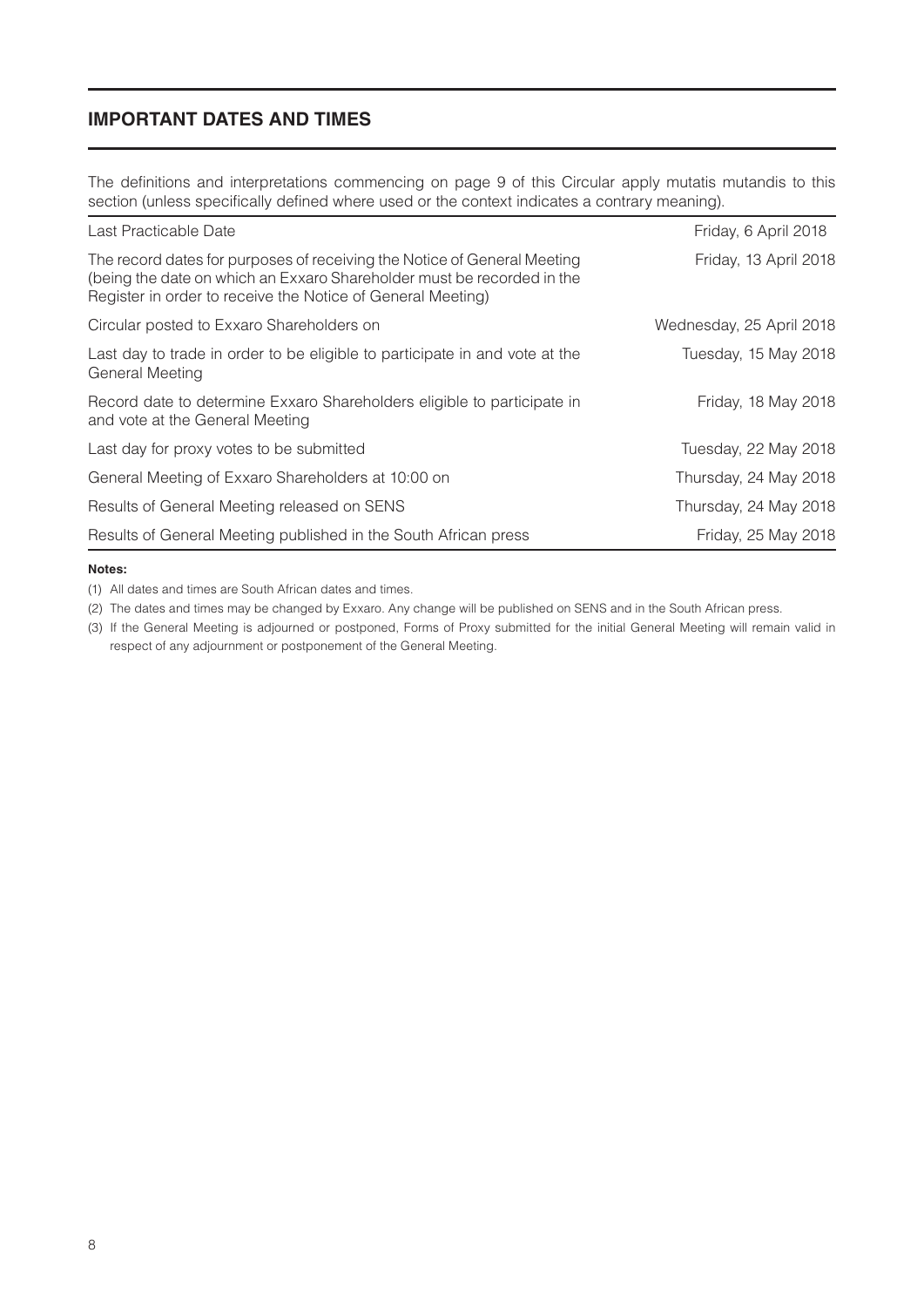## IMPORTANT DATES AND TIMES

The definitions and interpretations commencing on page 9 of this Circular apply mutatis mutandis to this section (unless specifically defined where used or the context indicates a contrary meaning).

| | |
|---|---|
| Last Practicable Date | Friday, 6 April 2018 |
| The record dates for purposes of receiving the Notice of General Meeting (being the date on which an Exxaro Shareholder must be recorded in the Register in order to receive the Notice of General Meeting) | Friday, 13 April 2018 |
| Circular posted to Exxaro Shareholders on | Wednesday, 25 April 2018 |
| Last day to trade in order to be eligible to participate in and vote at the General Meeting | Tuesday, 15 May 2018 |
| Record date to determine Exxaro Shareholders eligible to participate in and vote at the General Meeting | Friday, 18 May 2018 |
| Last day for proxy votes to be submitted | Tuesday, 22 May 2018 |
| General Meeting of Exxaro Shareholders at 10:00 on | Thursday, 24 May 2018 |
| Results of General Meeting released on SENS | Thursday, 24 May 2018 |
| Results of General Meeting published in the South African press | Friday, 25 May 2018 |

**Notes:**

(1) All dates and times are South African dates and times.

(2) The dates and times may be changed by Exxaro. Any change will be published on SENS and in the South African press.

(3) If the General Meeting is adjourned or postponed, Forms of Proxy submitted for the initial General Meeting will remain valid in respect of any adjournment or postponement of the General Meeting.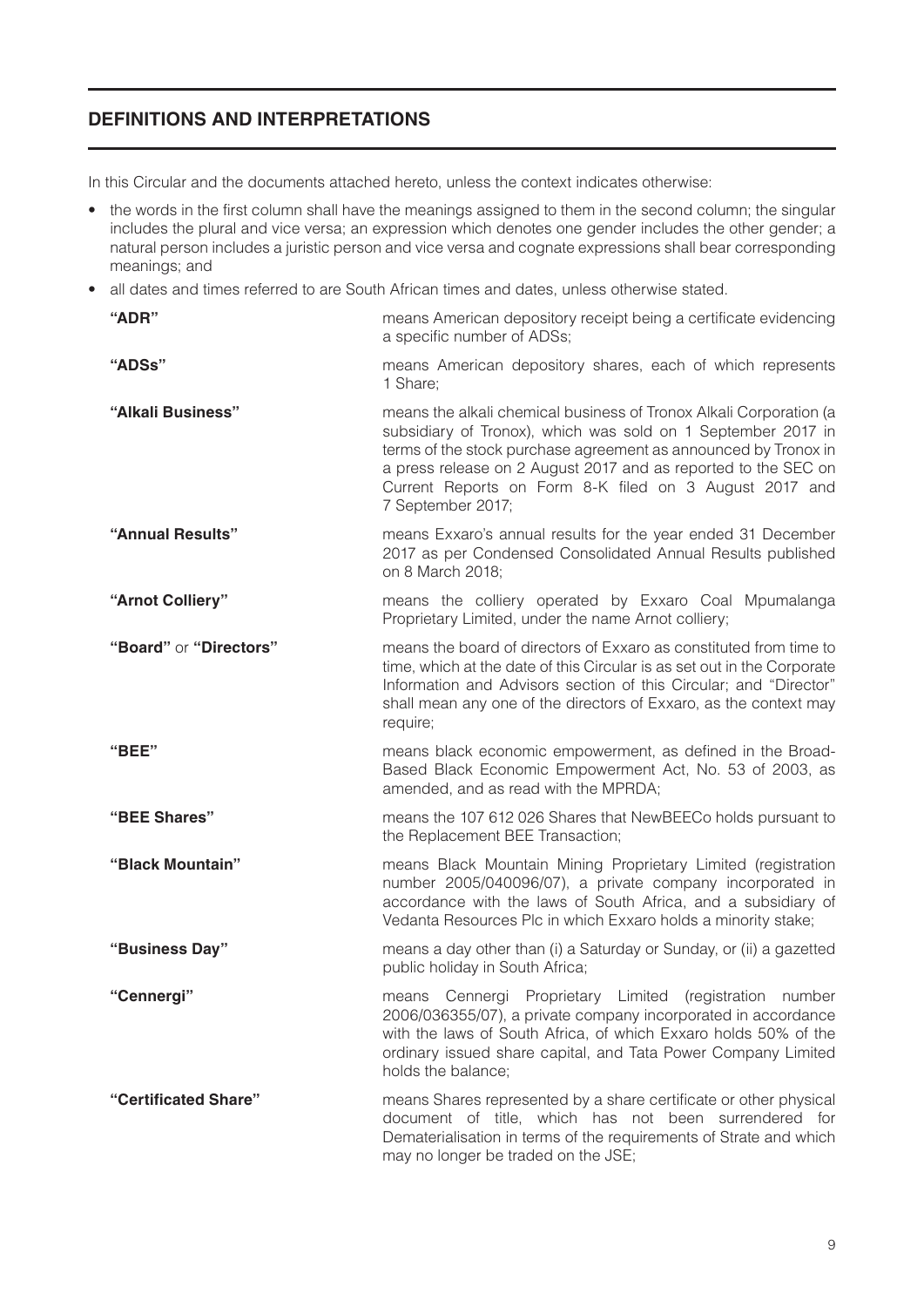## DEFINITIONS AND INTERPRETATIONS

In this Circular and the documents attached hereto, unless the context indicates otherwise:

- the words in the first column shall have the meanings assigned to them in the second column; the singular includes the plural and vice versa; an expression which denotes one gender includes the other gender; a natural person includes a juristic person and vice versa and cognate expressions shall bear corresponding meanings; and
- all dates and times referred to are South African times and dates, unless otherwise stated.

| | |
|---|---|
| **"ADR"** | means American depository receipt being a certificate evidencing a specific number of ADSs; |
| **"ADSs"** | means American depository shares, each of which represents 1 Share; |
| **"Alkali Business"** | means the alkali chemical business of Tronox Alkali Corporation (a subsidiary of Tronox), which was sold on 1 September 2017 in terms of the stock purchase agreement as announced by Tronox in a press release on 2 August 2017 and as reported to the SEC on Current Reports on Form 8-K filed on 3 August 2017 and 7 September 2017; |
| **"Annual Results"** | means Exxaro's annual results for the year ended 31 December 2017 as per Condensed Consolidated Annual Results published on 8 March 2018; |
| **"Arnot Colliery"** | means the colliery operated by Exxaro Coal Mpumalanga Proprietary Limited, under the name Arnot colliery; |
| **"Board"** or **"Directors"** | means the board of directors of Exxaro as constituted from time to time, which at the date of this Circular is as set out in the Corporate Information and Advisors section of this Circular; and "Director" shall mean any one of the directors of Exxaro, as the context may require; |
| **"BEE"** | means black economic empowerment, as defined in the Broad-Based Black Economic Empowerment Act, No. 53 of 2003, as amended, and as read with the MPRDA; |
| **"BEE Shares"** | means the 107 612 026 Shares that NewBEECo holds pursuant to the Replacement BEE Transaction; |
| **"Black Mountain"** | means Black Mountain Mining Proprietary Limited (registration number 2005/040096/07), a private company incorporated in accordance with the laws of South Africa, and a subsidiary of Vedanta Resources Plc in which Exxaro holds a minority stake; |
| **"Business Day"** | means a day other than (i) a Saturday or Sunday, or (ii) a gazetted public holiday in South Africa; |
| **"Cennergi"** | means Cennergi Proprietary Limited (registration number 2006/036355/07), a private company incorporated in accordance with the laws of South Africa, of which Exxaro holds 50% of the ordinary issued share capital, and Tata Power Company Limited holds the balance; |
| **"Certificated Share"** | means Shares represented by a share certificate or other physical document of title, which has not been surrendered for Dematerialisation in terms of the requirements of Strate and which may no longer be traded on the JSE; |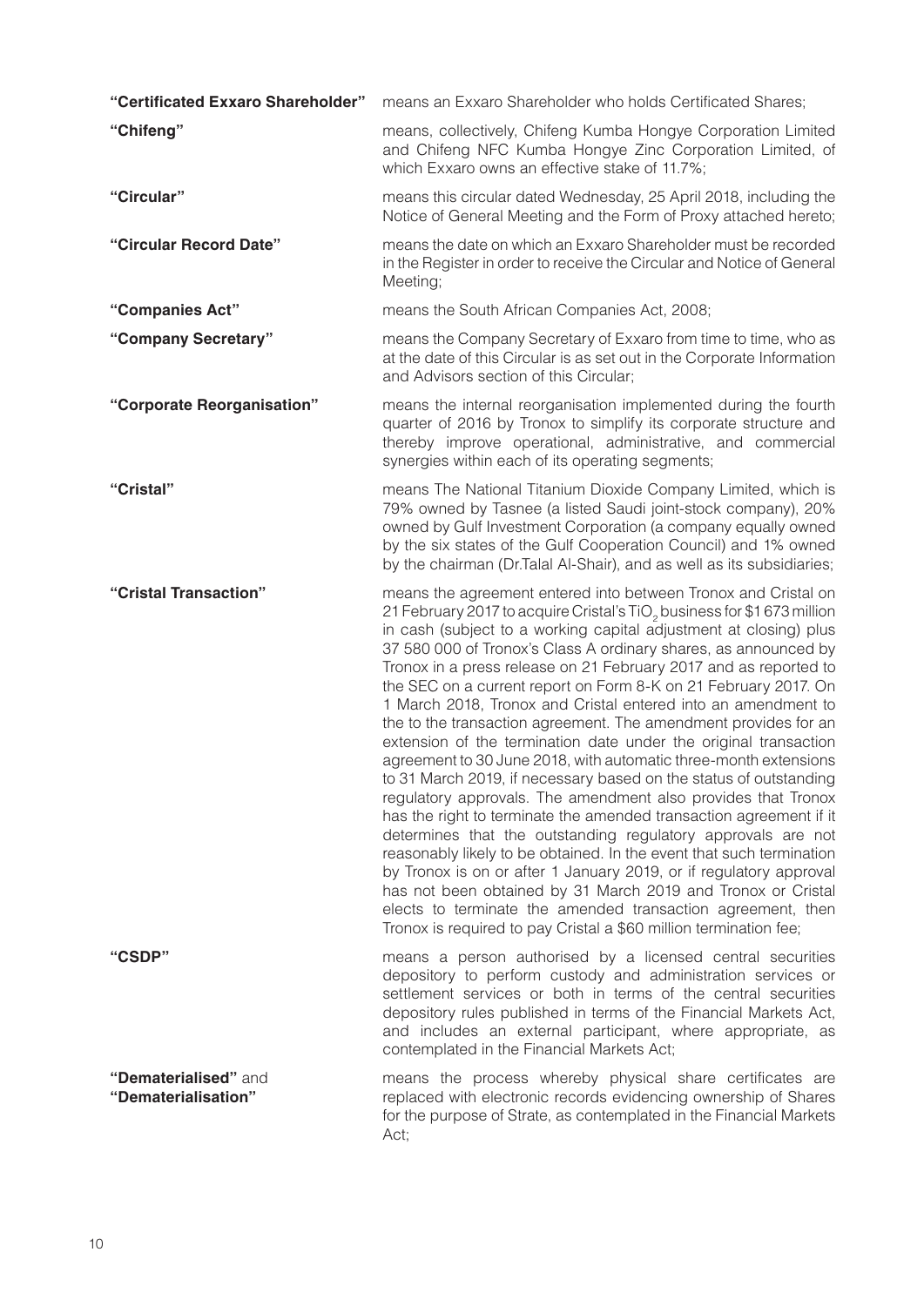| | |
|---|---|
| **"Certificated Exxaro Shareholder"** | means an Exxaro Shareholder who holds Certificated Shares; |
| **"Chifeng"** | means, collectively, Chifeng Kumba Hongye Corporation Limited and Chifeng NFC Kumba Hongye Zinc Corporation Limited, of which Exxaro owns an effective stake of 11.7%; |
| **"Circular"** | means this circular dated Wednesday, 25 April 2018, including the Notice of General Meeting and the Form of Proxy attached hereto; |
| **"Circular Record Date"** | means the date on which an Exxaro Shareholder must be recorded in the Register in order to receive the Circular and Notice of General Meeting; |
| **"Companies Act"** | means the South African Companies Act, 2008; |
| **"Company Secretary"** | means the Company Secretary of Exxaro from time to time, who as at the date of this Circular is as set out in the Corporate Information and Advisors section of this Circular; |
| **"Corporate Reorganisation"** | means the internal reorganisation implemented during the fourth quarter of 2016 by Tronox to simplify its corporate structure and thereby improve operational, administrative, and commercial synergies within each of its operating segments; |
| **"Cristal"** | means The National Titanium Dioxide Company Limited, which is 79% owned by Tasnee (a listed Saudi joint-stock company), 20% owned by Gulf Investment Corporation (a company equally owned by the six states of the Gulf Cooperation Council) and 1% owned by the chairman (Dr.Talal Al-Shair), and as well as its subsidiaries; |
| **"Cristal Transaction"** | means the agreement entered into between Tronox and Cristal on 21 February 2017 to acquire Cristal's $TiO_2$ business for \$1 673 million in cash (subject to a working capital adjustment at closing) plus 37 580 000 of Tronox's Class A ordinary shares, as announced by Tronox in a press release on 21 February 2017 and as reported to the SEC on a current report on Form 8-K on 21 February 2017. On 1 March 2018, Tronox and Cristal entered into an amendment to the to the transaction agreement. The amendment provides for an extension of the termination date under the original transaction agreement to 30 June 2018, with automatic three-month extensions to 31 March 2019, if necessary based on the status of outstanding regulatory approvals. The amendment also provides that Tronox has the right to terminate the amended transaction agreement if it determines that the outstanding regulatory approvals are not reasonably likely to be obtained. In the event that such termination by Tronox is on or after 1 January 2019, or if regulatory approval has not been obtained by 31 March 2019 and Tronox or Cristal elects to terminate the amended transaction agreement, then Tronox is required to pay Cristal a \$60 million termination fee; |
| **"CSDP"** | means a person authorised by a licensed central securities depository to perform custody and administration services or settlement services or both in terms of the central securities depository rules published in terms of the Financial Markets Act, and includes an external participant, where appropriate, as contemplated in the Financial Markets Act; |
| **"Dematerialised"** and **"Dematerialisation"** | means the process whereby physical share certificates are replaced with electronic records evidencing ownership of Shares for the purpose of Strate, as contemplated in the Financial Markets Act; |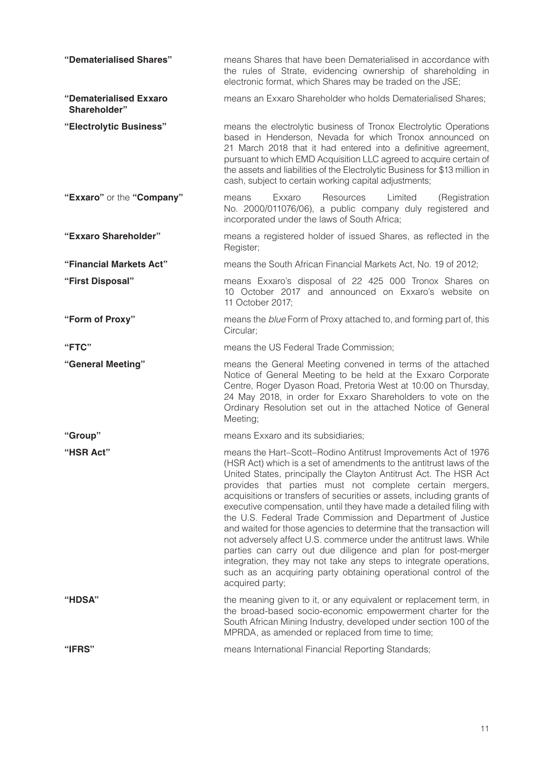| | |
|---|---|
| **"Dematerialised Shares"** | means Shares that have been Dematerialised in accordance with the rules of Strate, evidencing ownership of shareholding in electronic format, which Shares may be traded on the JSE; |
| **"Dematerialised Exxaro Shareholder"** | means an Exxaro Shareholder who holds Dematerialised Shares; |
| **"Electrolytic Business"** | means the electrolytic business of Tronox Electrolytic Operations based in Henderson, Nevada for which Tronox announced on 21 March 2018 that it had entered into a definitive agreement, pursuant to which EMD Acquisition LLC agreed to acquire certain of the assets and liabilities of the Electrolytic Business for $13 million in cash, subject to certain working capital adjustments; |
| **"Exxaro"** or the **"Company"** | means Exxaro Resources Limited (Registration No. 2000/011076/06), a public company duly registered and incorporated under the laws of South Africa; |
| **"Exxaro Shareholder"** | means a registered holder of issued Shares, as reflected in the Register; |
| **"Financial Markets Act"** | means the South African Financial Markets Act, No. 19 of 2012; |
| **"First Disposal"** | means Exxaro's disposal of 22 425 000 Tronox Shares on 10 October 2017 and announced on Exxaro's website on 11 October 2017; |
| **"Form of Proxy"** | means the *blue* Form of Proxy attached to, and forming part of, this Circular; |
| **"FTC"** | means the US Federal Trade Commission; |
| **"General Meeting"** | means the General Meeting convened in terms of the attached Notice of General Meeting to be held at the Exxaro Corporate Centre, Roger Dyason Road, Pretoria West at 10:00 on Thursday, 24 May 2018, in order for Exxaro Shareholders to vote on the Ordinary Resolution set out in the attached Notice of General Meeting; |
| **"Group"** | means Exxaro and its subsidiaries; |
| **"HSR Act"** | means the Hart–Scott–Rodino Antitrust Improvements Act of 1976 (HSR Act) which is a set of amendments to the antitrust laws of the United States, principally the Clayton Antitrust Act. The HSR Act provides that parties must not complete certain mergers, acquisitions or transfers of securities or assets, including grants of executive compensation, until they have made a detailed filing with the U.S. Federal Trade Commission and Department of Justice and waited for those agencies to determine that the transaction will not adversely affect U.S. commerce under the antitrust laws. While parties can carry out due diligence and plan for post-merger integration, they may not take any steps to integrate operations, such as an acquiring party obtaining operational control of the acquired party; |
| **"HDSA"** | the meaning given to it, or any equivalent or replacement term, in the broad-based socio-economic empowerment charter for the South African Mining Industry, developed under section 100 of the MPRDA, as amended or replaced from time to time; |
| **"IFRS"** | means International Financial Reporting Standards; |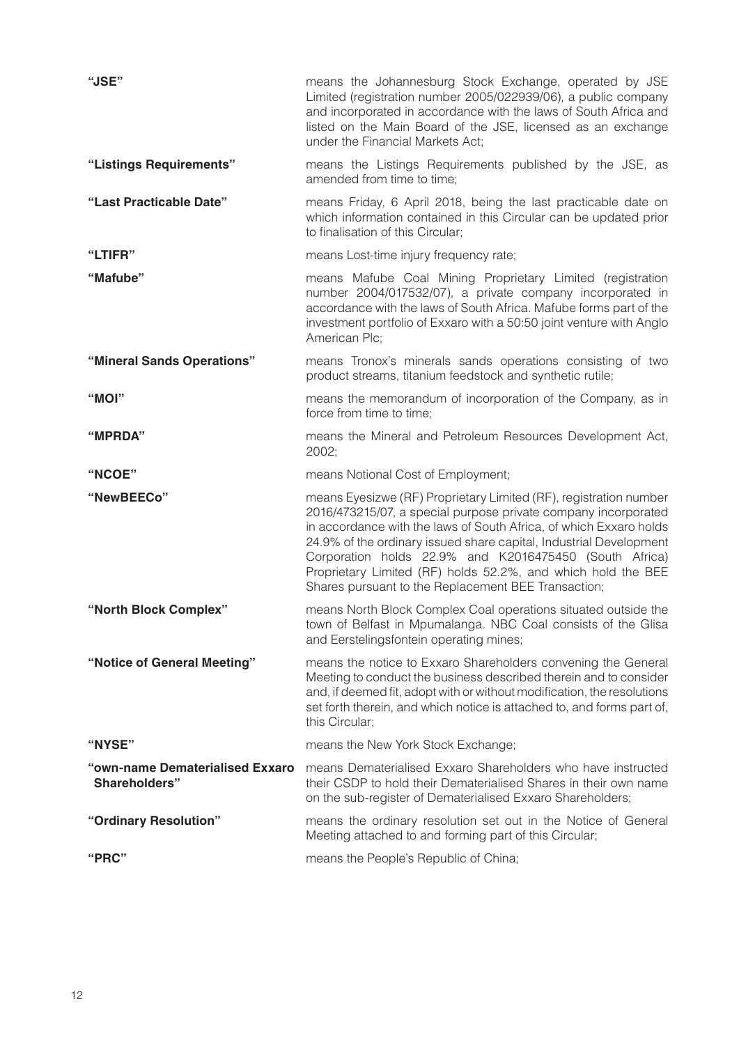| | |
|---|---|
| **"JSE"** | means the Johannesburg Stock Exchange, operated by JSE Limited (registration number 2005/022939/06), a public company and incorporated in accordance with the laws of South Africa and listed on the Main Board of the JSE, licensed as an exchange under the Financial Markets Act; |
| **"Listings Requirements"** | means the Listings Requirements published by the JSE, as amended from time to time; |
| **"Last Practicable Date"** | means Friday, 6 April 2018, being the last practicable date on which information contained in this Circular can be updated prior to finalisation of this Circular; |
| **"LTIFR"** | means Lost-time injury frequency rate; |
| **"Mafube"** | means Mafube Coal Mining Proprietary Limited (registration number 2004/017532/07), a private company incorporated in accordance with the laws of South Africa. Mafube forms part of the investment portfolio of Exxaro with a 50:50 joint venture with Anglo American Plc; |
| **"Mineral Sands Operations"** | means Tronox's minerals sands operations consisting of two product streams, titanium feedstock and synthetic rutile; |
| **"MOI"** | means the memorandum of incorporation of the Company, as in force from time to time; |
| **"MPRDA"** | means the Mineral and Petroleum Resources Development Act, 2002; |
| **"NCOE"** | means Notional Cost of Employment; |
| **"NewBEECo"** | means Eyesizwe (RF) Proprietary Limited (RF), registration number 2016/473215/07, a special purpose private company incorporated in accordance with the laws of South Africa, of which Exxaro holds 24.9% of the ordinary issued share capital, Industrial Development Corporation holds 22.9% and K2016475450 (South Africa) Proprietary Limited (RF) holds 52.2%, and which hold the BEE Shares pursuant to the Replacement BEE Transaction; |
| **"North Block Complex"** | means North Block Complex Coal operations situated outside the town of Belfast in Mpumalanga. NBC Coal consists of the Glisa and Eerstelingsfontein operating mines; |
| **"Notice of General Meeting"** | means the notice to Exxaro Shareholders convening the General Meeting to conduct the business described therein and to consider and, if deemed fit, adopt with or without modification, the resolutions set forth therein, and which notice is attached to, and forms part of, this Circular; |
| **"NYSE"** | means the New York Stock Exchange; |
| **"own-name Dematerialised Exxaro Shareholders"** | means Dematerialised Exxaro Shareholders who have instructed their CSDP to hold their Dematerialised Shares in their own name on the sub-register of Dematerialised Exxaro Shareholders; |
| **"Ordinary Resolution"** | means the ordinary resolution set out in the Notice of General Meeting attached to and forming part of this Circular; |
| **"PRC"** | means the People's Republic of China; |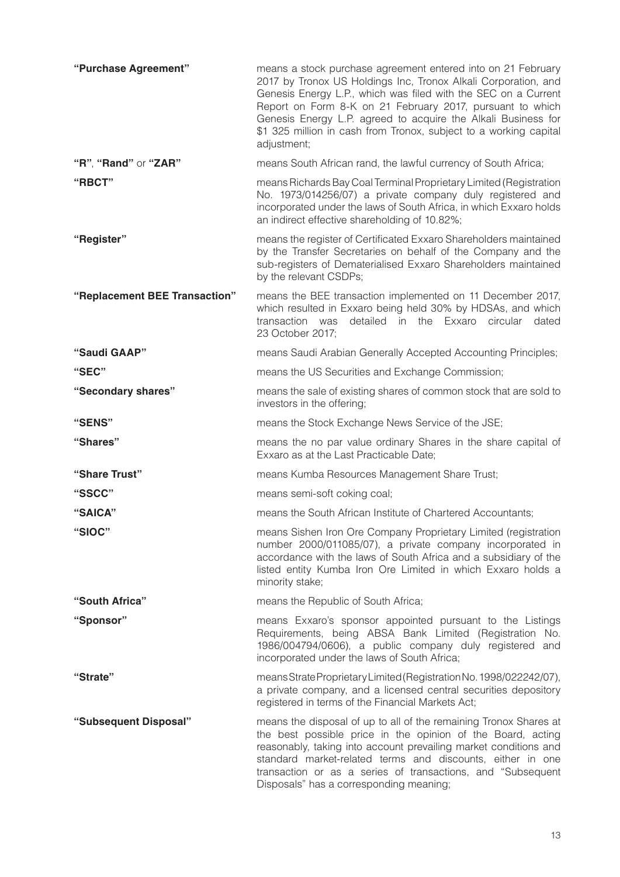| | |
|---|---|
| **"Purchase Agreement"** | means a stock purchase agreement entered into on 21 February 2017 by Tronox US Holdings Inc, Tronox Alkali Corporation, and Genesis Energy L.P., which was filed with the SEC on a Current Report on Form 8-K on 21 February 2017, pursuant to which Genesis Energy L.P. agreed to acquire the Alkali Business for $1 325 million in cash from Tronox, subject to a working capital adjustment; |
| **"R"**, **"Rand"** or **"ZAR"** | means South African rand, the lawful currency of South Africa; |
| **"RBCT"** | means Richards Bay Coal Terminal Proprietary Limited (Registration No. 1973/014256/07) a private company duly registered and incorporated under the laws of South Africa, in which Exxaro holds an indirect effective shareholding of 10.82%; |
| **"Register"** | means the register of Certificated Exxaro Shareholders maintained by the Transfer Secretaries on behalf of the Company and the sub-registers of Dematerialised Exxaro Shareholders maintained by the relevant CSDPs; |
| **"Replacement BEE Transaction"** | means the BEE transaction implemented on 11 December 2017, which resulted in Exxaro being held 30% by HDSAs, and which transaction was detailed in the Exxaro circular dated 23 October 2017; |
| **"Saudi GAAP"** | means Saudi Arabian Generally Accepted Accounting Principles; |
| **"SEC"** | means the US Securities and Exchange Commission; |
| **"Secondary shares"** | means the sale of existing shares of common stock that are sold to investors in the offering; |
| **"SENS"** | means the Stock Exchange News Service of the JSE; |
| **"Shares"** | means the no par value ordinary Shares in the share capital of Exxaro as at the Last Practicable Date; |
| **"Share Trust"** | means Kumba Resources Management Share Trust; |
| **"SSCC"** | means semi-soft coking coal; |
| **"SAICA"** | means the South African Institute of Chartered Accountants; |
| **"SIOC"** | means Sishen Iron Ore Company Proprietary Limited (registration number 2000/011085/07), a private company incorporated in accordance with the laws of South Africa and a subsidiary of the listed entity Kumba Iron Ore Limited in which Exxaro holds a minority stake; |
| **"South Africa"** | means the Republic of South Africa; |
| **"Sponsor"** | means Exxaro's sponsor appointed pursuant to the Listings Requirements, being ABSA Bank Limited (Registration No. 1986/004794/0606), a public company duly registered and incorporated under the laws of South Africa; |
| **"Strate"** | means Strate Proprietary Limited (Registration No. 1998/022242/07), a private company, and a licensed central securities depository registered in terms of the Financial Markets Act; |
| **"Subsequent Disposal"** | means the disposal of up to all of the remaining Tronox Shares at the best possible price in the opinion of the Board, acting reasonably, taking into account prevailing market conditions and standard market-related terms and discounts, either in one transaction or as a series of transactions, and "Subsequent Disposals" has a corresponding meaning; |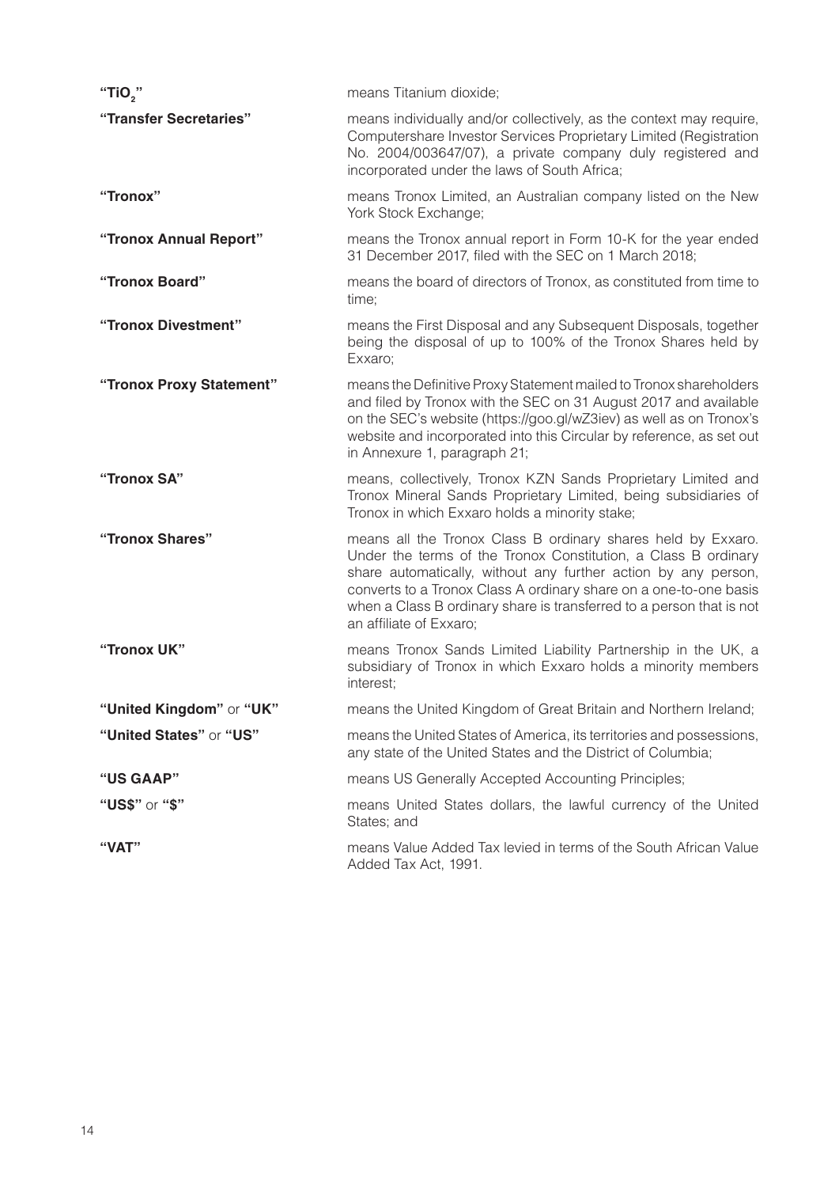| | |
|---|---|
| **"$TiO_2$"** | means Titanium dioxide; |
| **"Transfer Secretaries"** | means individually and/or collectively, as the context may require, Computershare Investor Services Proprietary Limited (Registration No. 2004/003647/07), a private company duly registered and incorporated under the laws of South Africa; |
| **"Tronox"** | means Tronox Limited, an Australian company listed on the New York Stock Exchange; |
| **"Tronox Annual Report"** | means the Tronox annual report in Form 10-K for the year ended 31 December 2017, filed with the SEC on 1 March 2018; |
| **"Tronox Board"** | means the board of directors of Tronox, as constituted from time to time; |
| **"Tronox Divestment"** | means the First Disposal and any Subsequent Disposals, together being the disposal of up to 100% of the Tronox Shares held by Exxaro; |
| **"Tronox Proxy Statement"** | means the Definitive Proxy Statement mailed to Tronox shareholders and filed by Tronox with the SEC on 31 August 2017 and available on the SEC's website (https://goo.gl/wZ3iev) as well as on Tronox's website and incorporated into this Circular by reference, as set out in Annexure 1, paragraph 21; |
| **"Tronox SA"** | means, collectively, Tronox KZN Sands Proprietary Limited and Tronox Mineral Sands Proprietary Limited, being subsidiaries of Tronox in which Exxaro holds a minority stake; |
| **"Tronox Shares"** | means all the Tronox Class B ordinary shares held by Exxaro. Under the terms of the Tronox Constitution, a Class B ordinary share automatically, without any further action by any person, converts to a Tronox Class A ordinary share on a one-to-one basis when a Class B ordinary share is transferred to a person that is not an affiliate of Exxaro; |
| **"Tronox UK"** | means Tronox Sands Limited Liability Partnership in the UK, a subsidiary of Tronox in which Exxaro holds a minority members interest; |
| **"United Kingdom"** or **"UK"** | means the United Kingdom of Great Britain and Northern Ireland; |
| **"United States"** or **"US"** | means the United States of America, its territories and possessions, any state of the United States and the District of Columbia; |
| **"US GAAP"** | means US Generally Accepted Accounting Principles; |
| **"US$"** or **"$"** | means United States dollars, the lawful currency of the United States; and |
| **"VAT"** | means Value Added Tax levied in terms of the South African Value Added Tax Act, 1991. |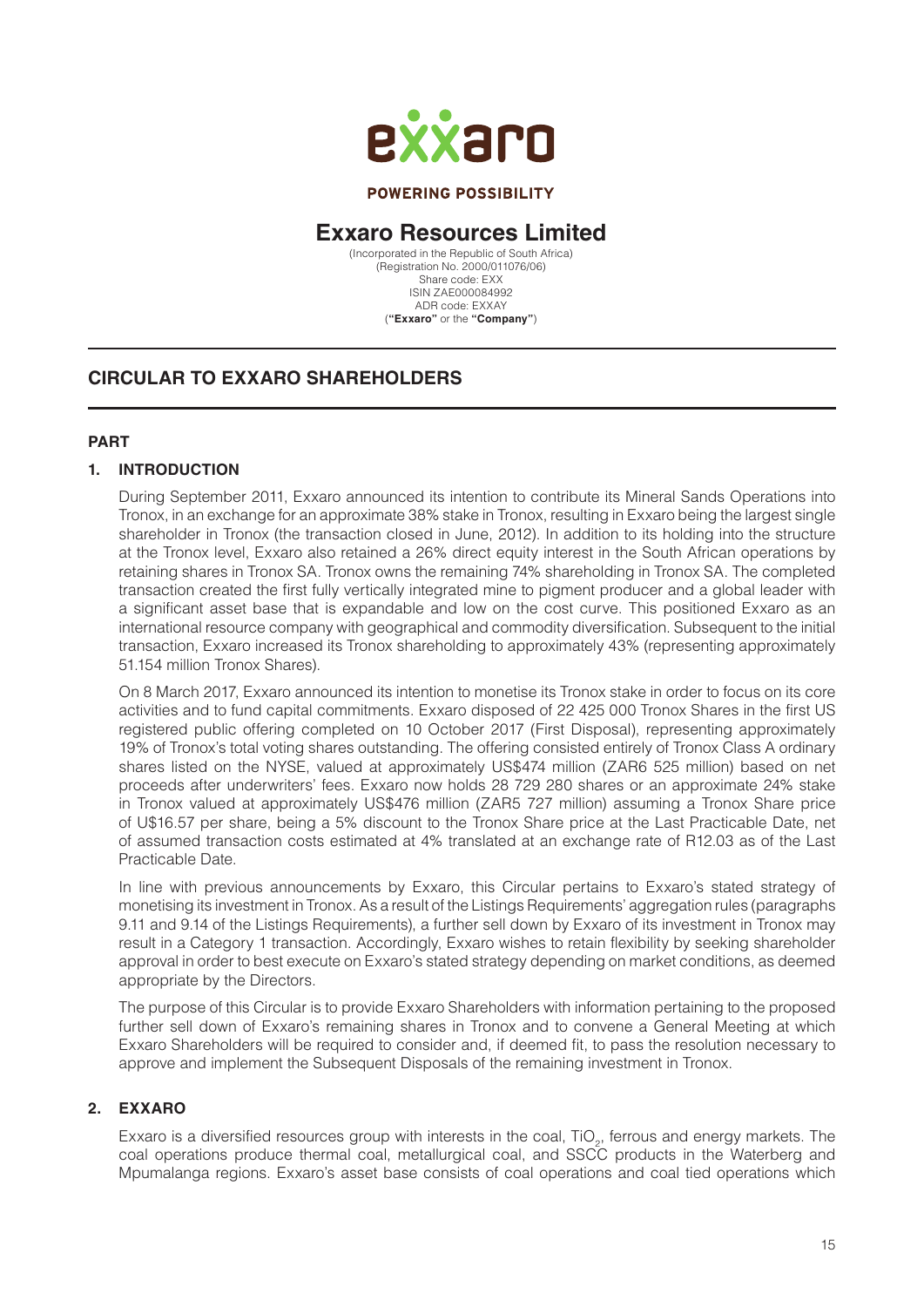exxaro

**POWERING POSSIBILITY**

# Exxaro Resources Limited

(Incorporated in the Republic of South Africa)
(Registration No. 2000/011076/06)
Share code: EXX
ISIN ZAE000084992
ADR code: EXXAY
(**"Exxaro"** or the **"Company"**)

## CIRCULAR TO EXXARO SHAREHOLDERS

### PART

### 1. INTRODUCTION

During September 2011, Exxaro announced its intention to contribute its Mineral Sands Operations into Tronox, in an exchange for an approximate 38% stake in Tronox, resulting in Exxaro being the largest single shareholder in Tronox (the transaction closed in June, 2012). In addition to its holding into the structure at the Tronox level, Exxaro also retained a 26% direct equity interest in the South African operations by retaining shares in Tronox SA. Tronox owns the remaining 74% shareholding in Tronox SA. The completed transaction created the first fully vertically integrated mine to pigment producer and a global leader with a significant asset base that is expandable and low on the cost curve. This positioned Exxaro as an international resource company with geographical and commodity diversification. Subsequent to the initial transaction, Exxaro increased its Tronox shareholding to approximately 43% (representing approximately 51.154 million Tronox Shares).

On 8 March 2017, Exxaro announced its intention to monetise its Tronox stake in order to focus on its core activities and to fund capital commitments. Exxaro disposed of 22 425 000 Tronox Shares in the first US registered public offering completed on 10 October 2017 (First Disposal), representing approximately 19% of Tronox's total voting shares outstanding. The offering consisted entirely of Tronox Class A ordinary shares listed on the NYSE, valued at approximately US$474 million (ZAR6 525 million) based on net proceeds after underwriters' fees. Exxaro now holds 28 729 280 shares or an approximate 24% stake in Tronox valued at approximately US$476 million (ZAR5 727 million) assuming a Tronox Share price of U$16.57 per share, being a 5% discount to the Tronox Share price at the Last Practicable Date, net of assumed transaction costs estimated at 4% translated at an exchange rate of R12.03 as of the Last Practicable Date.

In line with previous announcements by Exxaro, this Circular pertains to Exxaro's stated strategy of monetising its investment in Tronox. As a result of the Listings Requirements' aggregation rules (paragraphs 9.11 and 9.14 of the Listings Requirements), a further sell down by Exxaro of its investment in Tronox may result in a Category 1 transaction. Accordingly, Exxaro wishes to retain flexibility by seeking shareholder approval in order to best execute on Exxaro's stated strategy depending on market conditions, as deemed appropriate by the Directors.

The purpose of this Circular is to provide Exxaro Shareholders with information pertaining to the proposed further sell down of Exxaro's remaining shares in Tronox and to convene a General Meeting at which Exxaro Shareholders will be required to consider and, if deemed fit, to pass the resolution necessary to approve and implement the Subsequent Disposals of the remaining investment in Tronox.

### 2. EXXARO

Exxaro is a diversified resources group with interests in the coal, $TiO_2$, ferrous and energy markets. The coal operations produce thermal coal, metallurgical coal, and SSCC products in the Waterberg and Mpumalanga regions. Exxaro's asset base consists of coal operations and coal tied operations which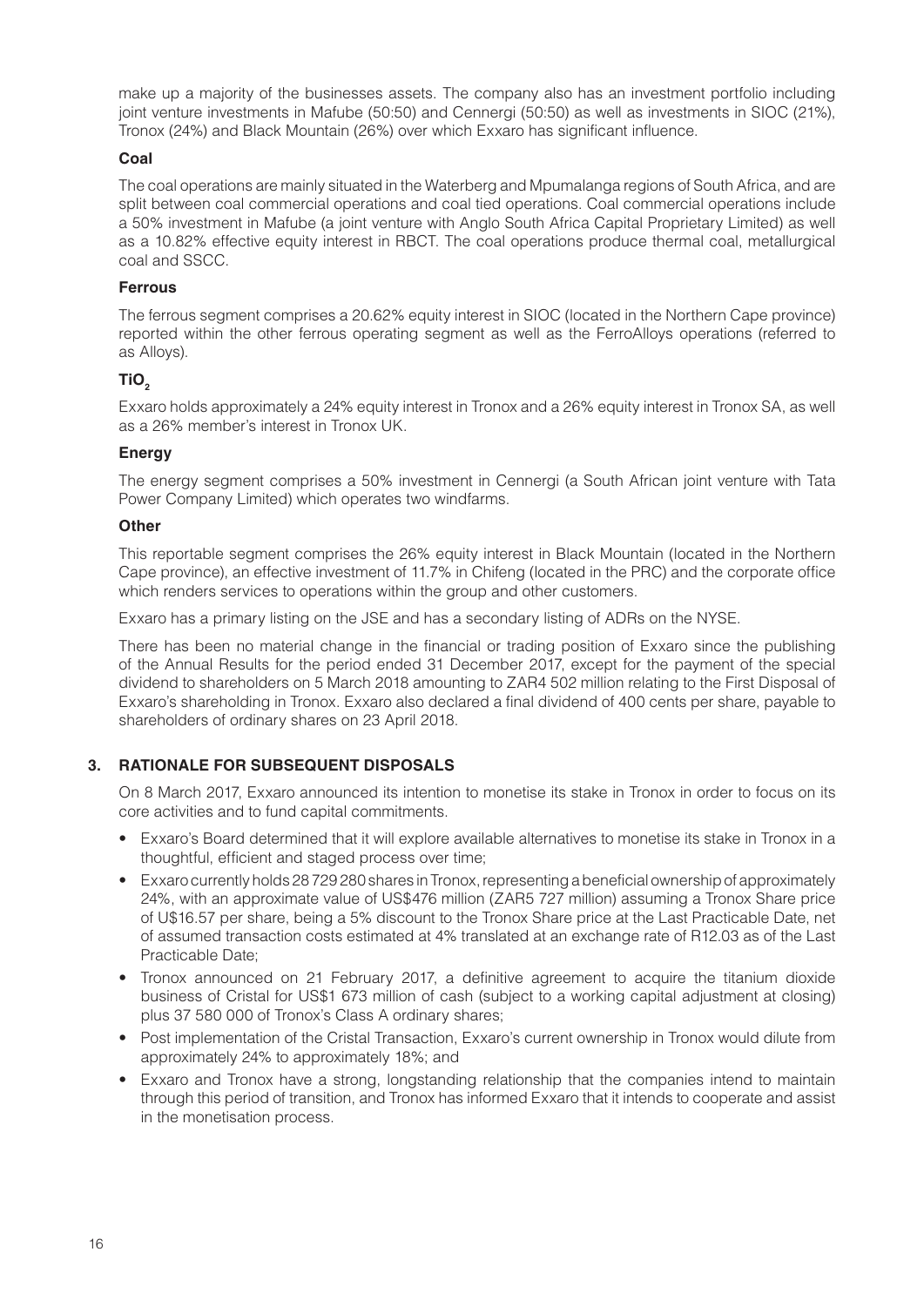make up a majority of the businesses assets. The company also has an investment portfolio including joint venture investments in Mafube (50:50) and Cennergi (50:50) as well as investments in SIOC (21%), Tronox (24%) and Black Mountain (26%) over which Exxaro has significant influence.

**Coal**

The coal operations are mainly situated in the Waterberg and Mpumalanga regions of South Africa, and are split between coal commercial operations and coal tied operations. Coal commercial operations include a 50% investment in Mafube (a joint venture with Anglo South Africa Capital Proprietary Limited) as well as a 10.82% effective equity interest in RBCT. The coal operations produce thermal coal, metallurgical coal and SSCC.

**Ferrous**

The ferrous segment comprises a 20.62% equity interest in SIOC (located in the Northern Cape province) reported within the other ferrous operating segment as well as the FerroAlloys operations (referred to as Alloys).

**$TiO_2$**

Exxaro holds approximately a 24% equity interest in Tronox and a 26% equity interest in Tronox SA, as well as a 26% member's interest in Tronox UK.

**Energy**

The energy segment comprises a 50% investment in Cennergi (a South African joint venture with Tata Power Company Limited) which operates two windfarms.

**Other**

This reportable segment comprises the 26% equity interest in Black Mountain (located in the Northern Cape province), an effective investment of 11.7% in Chifeng (located in the PRC) and the corporate office which renders services to operations within the group and other customers.

Exxaro has a primary listing on the JSE and has a secondary listing of ADRs on the NYSE.

There has been no material change in the financial or trading position of Exxaro since the publishing of the Annual Results for the period ended 31 December 2017, except for the payment of the special dividend to shareholders on 5 March 2018 amounting to ZAR4 502 million relating to the First Disposal of Exxaro's shareholding in Tronox. Exxaro also declared a final dividend of 400 cents per share, payable to shareholders of ordinary shares on 23 April 2018.

## 3. RATIONALE FOR SUBSEQUENT DISPOSALS

On 8 March 2017, Exxaro announced its intention to monetise its stake in Tronox in order to focus on its core activities and to fund capital commitments.

- Exxaro's Board determined that it will explore available alternatives to monetise its stake in Tronox in a thoughtful, efficient and staged process over time;
- Exxaro currently holds 28 729 280 shares in Tronox, representing a beneficial ownership of approximately 24%, with an approximate value of US$476 million (ZAR5 727 million) assuming a Tronox Share price of U$16.57 per share, being a 5% discount to the Tronox Share price at the Last Practicable Date, net of assumed transaction costs estimated at 4% translated at an exchange rate of R12.03 as of the Last Practicable Date;
- Tronox announced on 21 February 2017, a definitive agreement to acquire the titanium dioxide business of Cristal for US$1 673 million of cash (subject to a working capital adjustment at closing) plus 37 580 000 of Tronox's Class A ordinary shares;
- Post implementation of the Cristal Transaction, Exxaro's current ownership in Tronox would dilute from approximately 24% to approximately 18%; and
- Exxaro and Tronox have a strong, longstanding relationship that the companies intend to maintain through this period of transition, and Tronox has informed Exxaro that it intends to cooperate and assist in the monetisation process.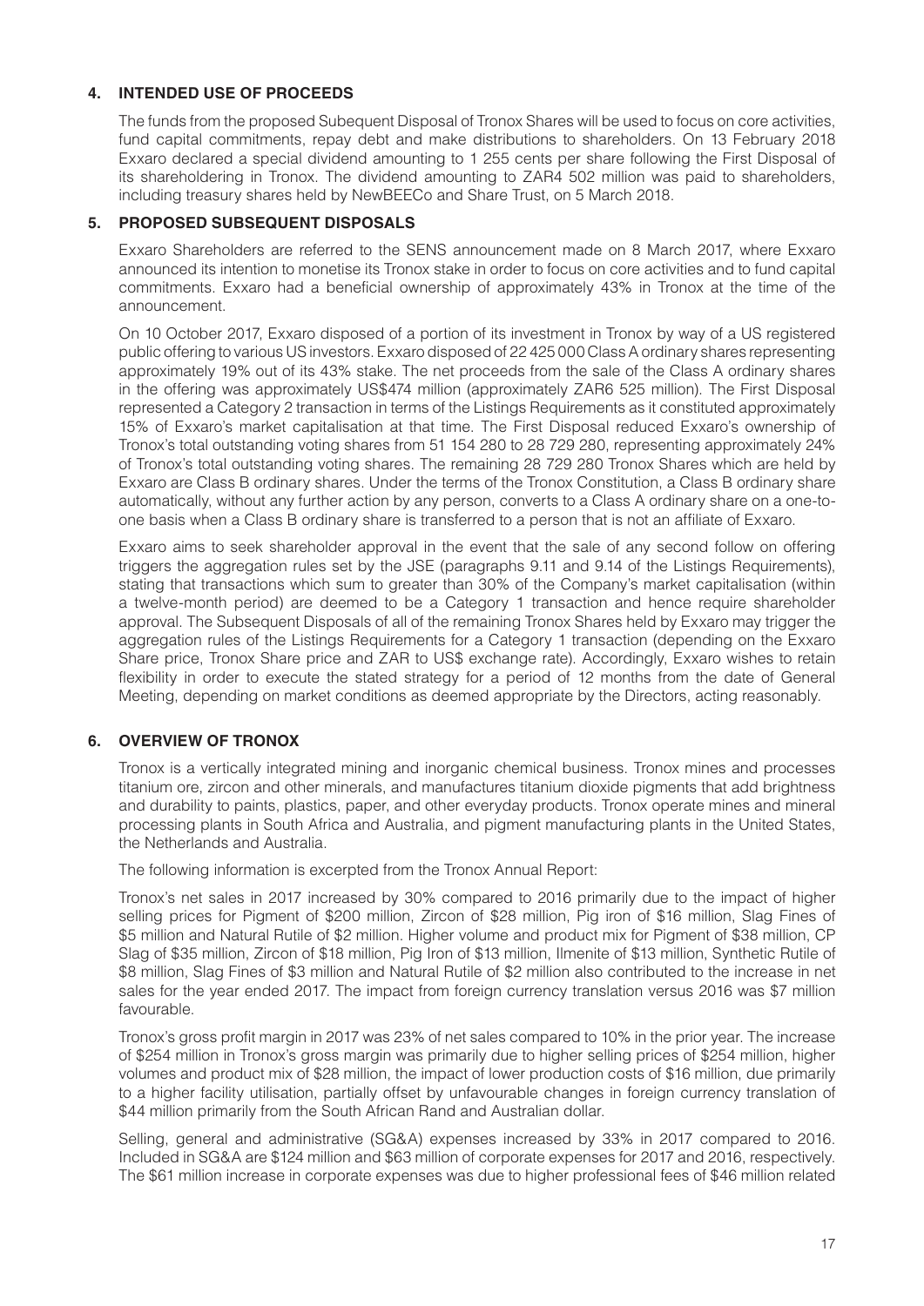## 4. INTENDED USE OF PROCEEDS

The funds from the proposed Subequent Disposal of Tronox Shares will be used to focus on core activities, fund capital commitments, repay debt and make distributions to shareholders. On 13 February 2018 Exxaro declared a special dividend amounting to 1 255 cents per share following the First Disposal of its shareholdering in Tronox. The dividend amounting to ZAR4 502 million was paid to shareholders, including treasury shares held by NewBEECo and Share Trust, on 5 March 2018.

## 5. PROPOSED SUBSEQUENT DISPOSALS

Exxaro Shareholders are referred to the SENS announcement made on 8 March 2017, where Exxaro announced its intention to monetise its Tronox stake in order to focus on core activities and to fund capital commitments. Exxaro had a beneficial ownership of approximately 43% in Tronox at the time of the announcement.

On 10 October 2017, Exxaro disposed of a portion of its investment in Tronox by way of a US registered public offering to various US investors. Exxaro disposed of 22 425 000 Class A ordinary shares representing approximately 19% out of its 43% stake. The net proceeds from the sale of the Class A ordinary shares in the offering was approximately US$474 million (approximately ZAR6 525 million). The First Disposal represented a Category 2 transaction in terms of the Listings Requirements as it constituted approximately 15% of Exxaro's market capitalisation at that time. The First Disposal reduced Exxaro's ownership of Tronox's total outstanding voting shares from 51 154 280 to 28 729 280, representing approximately 24% of Tronox's total outstanding voting shares. The remaining 28 729 280 Tronox Shares which are held by Exxaro are Class B ordinary shares. Under the terms of the Tronox Constitution, a Class B ordinary share automatically, without any further action by any person, converts to a Class A ordinary share on a one-to-one basis when a Class B ordinary share is transferred to a person that is not an affiliate of Exxaro.

Exxaro aims to seek shareholder approval in the event that the sale of any second follow on offering triggers the aggregation rules set by the JSE (paragraphs 9.11 and 9.14 of the Listings Requirements), stating that transactions which sum to greater than 30% of the Company's market capitalisation (within a twelve-month period) are deemed to be a Category 1 transaction and hence require shareholder approval. The Subsequent Disposals of all of the remaining Tronox Shares held by Exxaro may trigger the aggregation rules of the Listings Requirements for a Category 1 transaction (depending on the Exxaro Share price, Tronox Share price and ZAR to US$ exchange rate). Accordingly, Exxaro wishes to retain flexibility in order to execute the stated strategy for a period of 12 months from the date of General Meeting, depending on market conditions as deemed appropriate by the Directors, acting reasonably.

## 6. OVERVIEW OF TRONOX

Tronox is a vertically integrated mining and inorganic chemical business. Tronox mines and processes titanium ore, zircon and other minerals, and manufactures titanium dioxide pigments that add brightness and durability to paints, plastics, paper, and other everyday products. Tronox operate mines and mineral processing plants in South Africa and Australia, and pigment manufacturing plants in the United States, the Netherlands and Australia.

The following information is excerpted from the Tronox Annual Report:

Tronox's net sales in 2017 increased by 30% compared to 2016 primarily due to the impact of higher selling prices for Pigment of $200 million, Zircon of $28 million, Pig iron of $16 million, Slag Fines of $5 million and Natural Rutile of $2 million. Higher volume and product mix for Pigment of $38 million, CP Slag of $35 million, Zircon of $18 million, Pig Iron of $13 million, Ilmenite of $13 million, Synthetic Rutile of $8 million, Slag Fines of $3 million and Natural Rutile of $2 million also contributed to the increase in net sales for the year ended 2017. The impact from foreign currency translation versus 2016 was $7 million favourable.

Tronox's gross profit margin in 2017 was 23% of net sales compared to 10% in the prior year. The increase of $254 million in Tronox's gross margin was primarily due to higher selling prices of $254 million, higher volumes and product mix of $28 million, the impact of lower production costs of $16 million, due primarily to a higher facility utilisation, partially offset by unfavourable changes in foreign currency translation of $44 million primarily from the South African Rand and Australian dollar.

Selling, general and administrative (SG&A) expenses increased by 33% in 2017 compared to 2016. Included in SG&A are $124 million and $63 million of corporate expenses for 2017 and 2016, respectively. The $61 million increase in corporate expenses was due to higher professional fees of $46 million related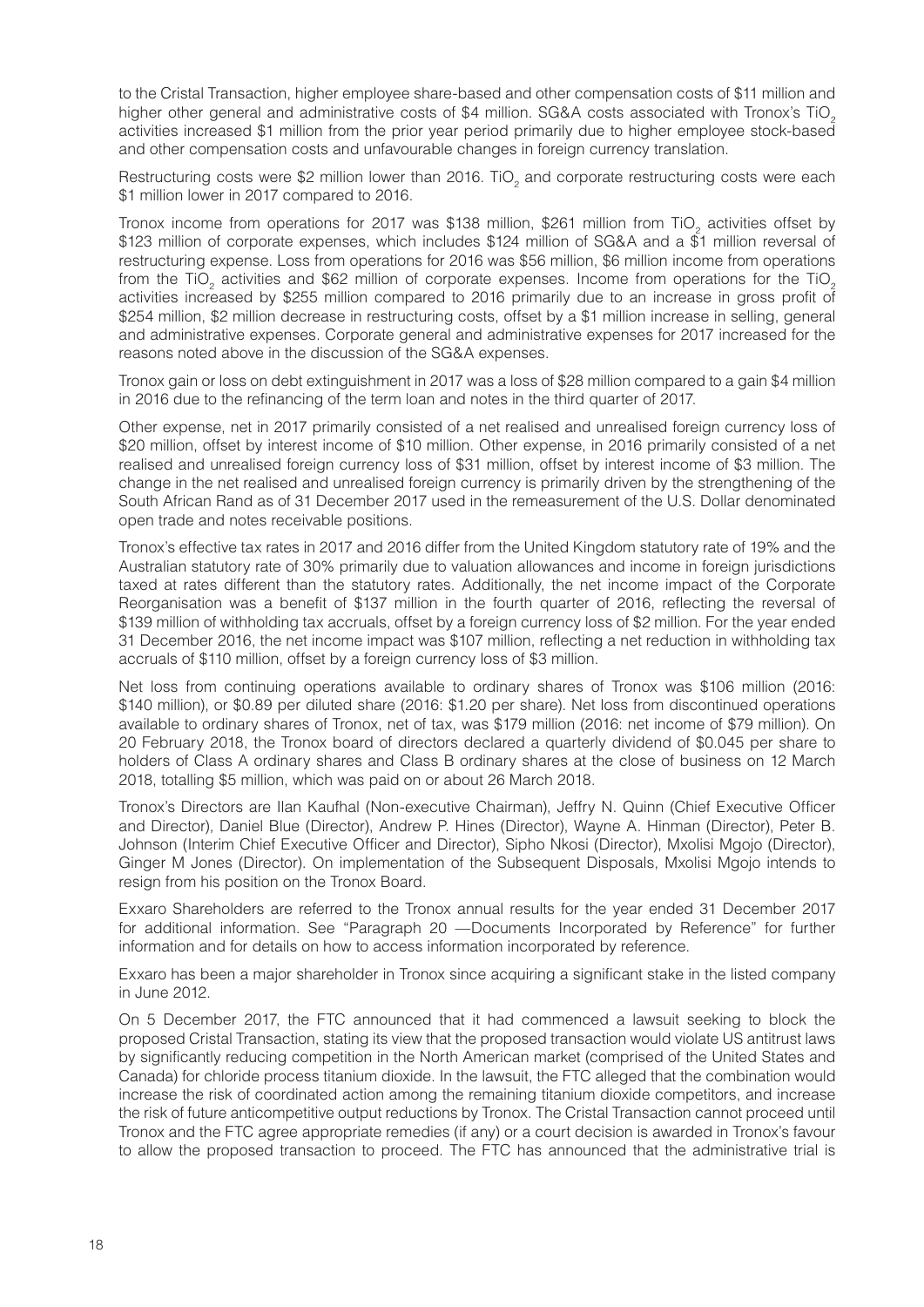to the Cristal Transaction, higher employee share-based and other compensation costs of $11 million and higher other general and administrative costs of $4 million. SG&A costs associated with Tronox's $TiO_2$ activities increased $1 million from the prior year period primarily due to higher employee stock-based and other compensation costs and unfavourable changes in foreign currency translation.

Restructuring costs were $2 million lower than 2016. $TiO_2$ and corporate restructuring costs were each $1 million lower in 2017 compared to 2016.

Tronox income from operations for 2017 was $138 million, $261 million from $TiO_2$ activities offset by $123 million of corporate expenses, which includes $124 million of SG&A and a $1 million reversal of restructuring expense. Loss from operations for 2016 was $56 million, $6 million income from operations from the $TiO_2$ activities and $62 million of corporate expenses. Income from operations for the $TiO_2$ activities increased by $255 million compared to 2016 primarily due to an increase in gross profit of $254 million, $2 million decrease in restructuring costs, offset by a $1 million increase in selling, general and administrative expenses. Corporate general and administrative expenses for 2017 increased for the reasons noted above in the discussion of the SG&A expenses.

Tronox gain or loss on debt extinguishment in 2017 was a loss of $28 million compared to a gain $4 million in 2016 due to the refinancing of the term loan and notes in the third quarter of 2017.

Other expense, net in 2017 primarily consisted of a net realised and unrealised foreign currency loss of $20 million, offset by interest income of $10 million. Other expense, in 2016 primarily consisted of a net realised and unrealised foreign currency loss of $31 million, offset by interest income of $3 million. The change in the net realised and unrealised foreign currency is primarily driven by the strengthening of the South African Rand as of 31 December 2017 used in the remeasurement of the U.S. Dollar denominated open trade and notes receivable positions.

Tronox's effective tax rates in 2017 and 2016 differ from the United Kingdom statutory rate of 19% and the Australian statutory rate of 30% primarily due to valuation allowances and income in foreign jurisdictions taxed at rates different than the statutory rates. Additionally, the net income impact of the Corporate Reorganisation was a benefit of $137 million in the fourth quarter of 2016, reflecting the reversal of $139 million of withholding tax accruals, offset by a foreign currency loss of $2 million. For the year ended 31 December 2016, the net income impact was $107 million, reflecting a net reduction in withholding tax accruals of $110 million, offset by a foreign currency loss of $3 million.

Net loss from continuing operations available to ordinary shares of Tronox was $106 million (2016: $140 million), or $0.89 per diluted share (2016: $1.20 per share). Net loss from discontinued operations available to ordinary shares of Tronox, net of tax, was $179 million (2016: net income of $79 million). On 20 February 2018, the Tronox board of directors declared a quarterly dividend of $0.045 per share to holders of Class A ordinary shares and Class B ordinary shares at the close of business on 12 March 2018, totalling $5 million, which was paid on or about 26 March 2018.

Tronox's Directors are Ilan Kaufhal (Non-executive Chairman), Jeffry N. Quinn (Chief Executive Officer and Director), Daniel Blue (Director), Andrew P. Hines (Director), Wayne A. Hinman (Director), Peter B. Johnson (Interim Chief Executive Officer and Director), Sipho Nkosi (Director), Mxolisi Mgojo (Director), Ginger M Jones (Director). On implementation of the Subsequent Disposals, Mxolisi Mgojo intends to resign from his position on the Tronox Board.

Exxaro Shareholders are referred to the Tronox annual results for the year ended 31 December 2017 for additional information. See "Paragraph 20 —Documents Incorporated by Reference" for further information and for details on how to access information incorporated by reference.

Exxaro has been a major shareholder in Tronox since acquiring a significant stake in the listed company in June 2012.

On 5 December 2017, the FTC announced that it had commenced a lawsuit seeking to block the proposed Cristal Transaction, stating its view that the proposed transaction would violate US antitrust laws by significantly reducing competition in the North American market (comprised of the United States and Canada) for chloride process titanium dioxide. In the lawsuit, the FTC alleged that the combination would increase the risk of coordinated action among the remaining titanium dioxide competitors, and increase the risk of future anticompetitive output reductions by Tronox. The Cristal Transaction cannot proceed until Tronox and the FTC agree appropriate remedies (if any) or a court decision is awarded in Tronox's favour to allow the proposed transaction to proceed. The FTC has announced that the administrative trial is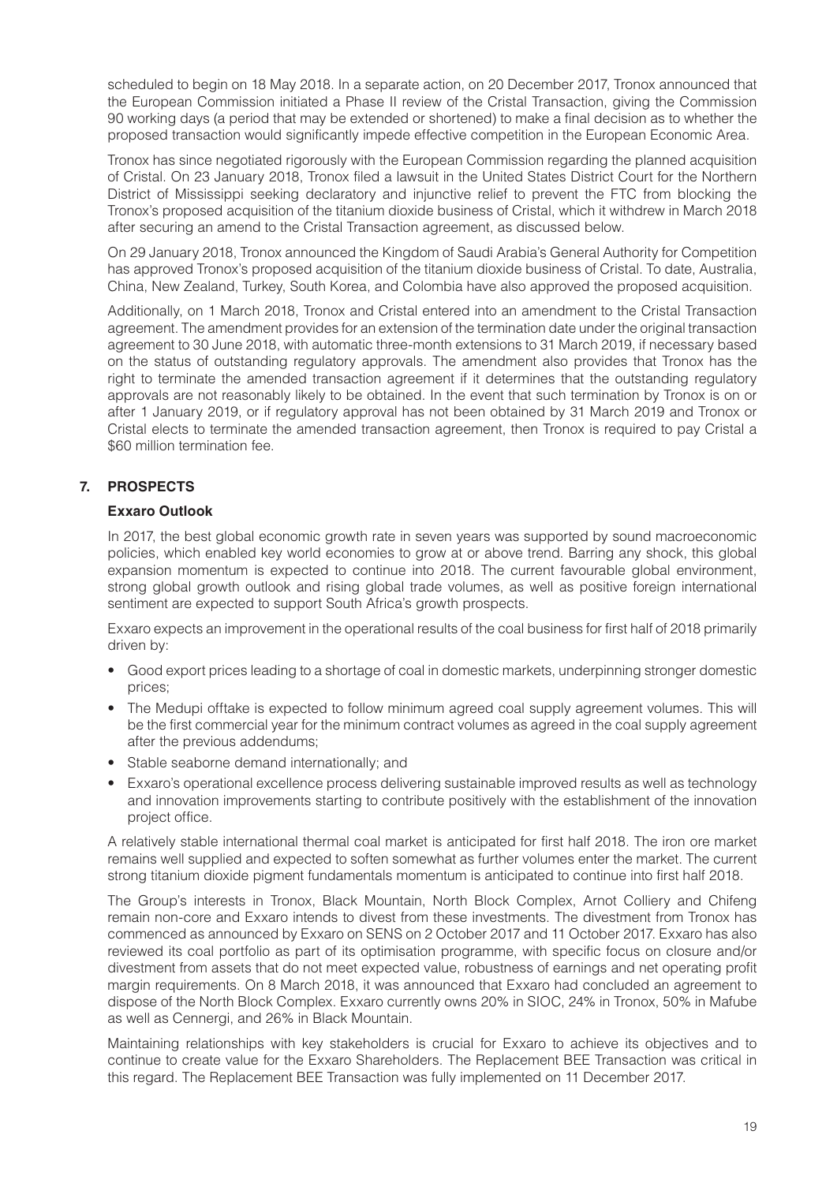scheduled to begin on 18 May 2018. In a separate action, on 20 December 2017, Tronox announced that the European Commission initiated a Phase II review of the Cristal Transaction, giving the Commission 90 working days (a period that may be extended or shortened) to make a final decision as to whether the proposed transaction would significantly impede effective competition in the European Economic Area.

Tronox has since negotiated rigorously with the European Commission regarding the planned acquisition of Cristal. On 23 January 2018, Tronox filed a lawsuit in the United States District Court for the Northern District of Mississippi seeking declaratory and injunctive relief to prevent the FTC from blocking the Tronox's proposed acquisition of the titanium dioxide business of Cristal, which it withdrew in March 2018 after securing an amend to the Cristal Transaction agreement, as discussed below.

On 29 January 2018, Tronox announced the Kingdom of Saudi Arabia's General Authority for Competition has approved Tronox's proposed acquisition of the titanium dioxide business of Cristal. To date, Australia, China, New Zealand, Turkey, South Korea, and Colombia have also approved the proposed acquisition.

Additionally, on 1 March 2018, Tronox and Cristal entered into an amendment to the Cristal Transaction agreement. The amendment provides for an extension of the termination date under the original transaction agreement to 30 June 2018, with automatic three-month extensions to 31 March 2019, if necessary based on the status of outstanding regulatory approvals. The amendment also provides that Tronox has the right to terminate the amended transaction agreement if it determines that the outstanding regulatory approvals are not reasonably likely to be obtained. In the event that such termination by Tronox is on or after 1 January 2019, or if regulatory approval has not been obtained by 31 March 2019 and Tronox or Cristal elects to terminate the amended transaction agreement, then Tronox is required to pay Cristal a $60 million termination fee.

## 7. PROSPECTS

### Exxaro Outlook

In 2017, the best global economic growth rate in seven years was supported by sound macroeconomic policies, which enabled key world economies to grow at or above trend. Barring any shock, this global expansion momentum is expected to continue into 2018. The current favourable global environment, strong global growth outlook and rising global trade volumes, as well as positive foreign international sentiment are expected to support South Africa's growth prospects.

Exxaro expects an improvement in the operational results of the coal business for first half of 2018 primarily driven by:

- Good export prices leading to a shortage of coal in domestic markets, underpinning stronger domestic prices;
- The Medupi offtake is expected to follow minimum agreed coal supply agreement volumes. This will be the first commercial year for the minimum contract volumes as agreed in the coal supply agreement after the previous addendums;
- Stable seaborne demand internationally; and
- Exxaro's operational excellence process delivering sustainable improved results as well as technology and innovation improvements starting to contribute positively with the establishment of the innovation project office.

A relatively stable international thermal coal market is anticipated for first half 2018. The iron ore market remains well supplied and expected to soften somewhat as further volumes enter the market. The current strong titanium dioxide pigment fundamentals momentum is anticipated to continue into first half 2018.

The Group's interests in Tronox, Black Mountain, North Block Complex, Arnot Colliery and Chifeng remain non-core and Exxaro intends to divest from these investments. The divestment from Tronox has commenced as announced by Exxaro on SENS on 2 October 2017 and 11 October 2017. Exxaro has also reviewed its coal portfolio as part of its optimisation programme, with specific focus on closure and/or divestment from assets that do not meet expected value, robustness of earnings and net operating profit margin requirements. On 8 March 2018, it was announced that Exxaro had concluded an agreement to dispose of the North Block Complex. Exxaro currently owns 20% in SIOC, 24% in Tronox, 50% in Mafube as well as Cennergi, and 26% in Black Mountain.

Maintaining relationships with key stakeholders is crucial for Exxaro to achieve its objectives and to continue to create value for the Exxaro Shareholders. The Replacement BEE Transaction was critical in this regard. The Replacement BEE Transaction was fully implemented on 11 December 2017.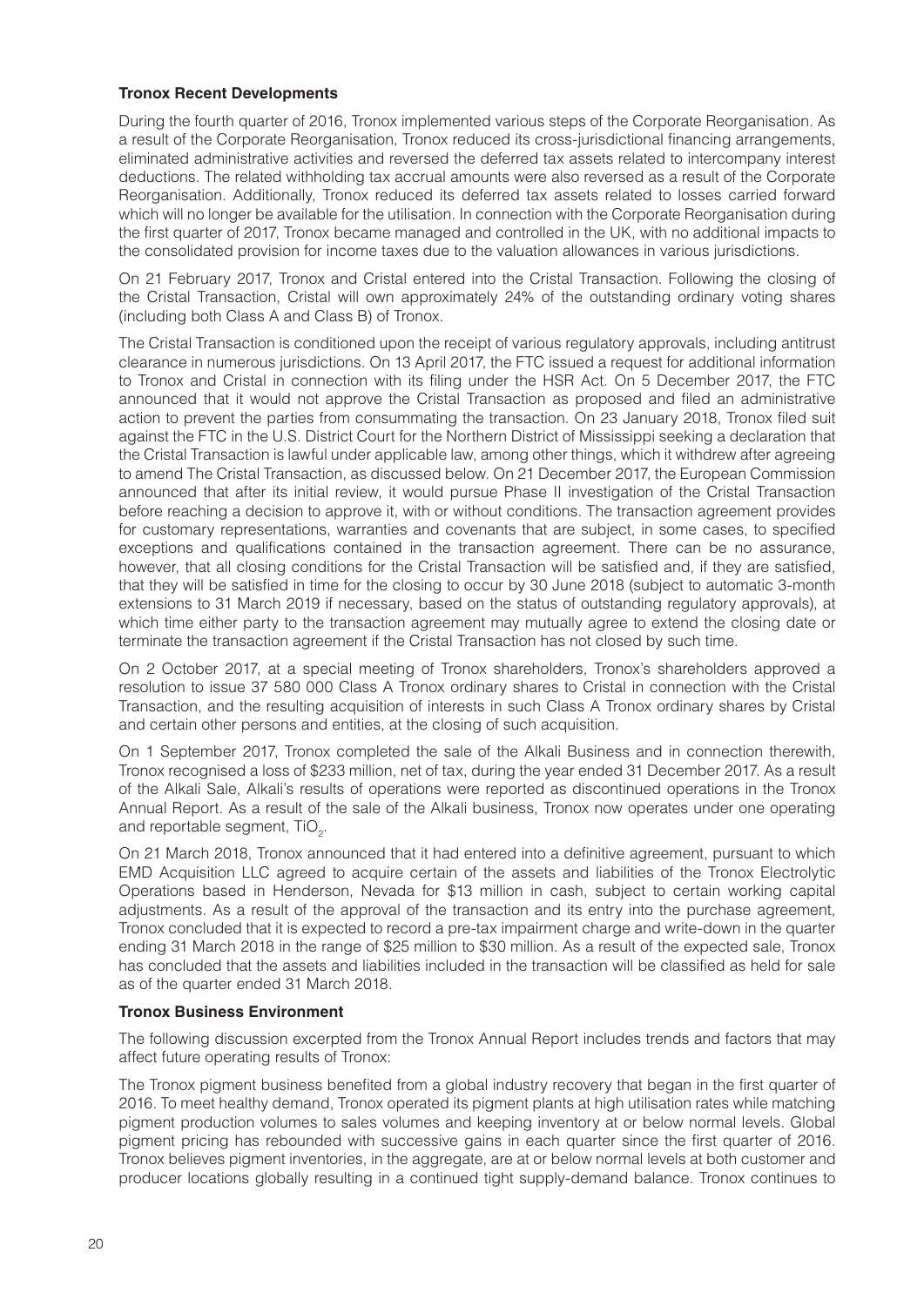### Tronox Recent Developments

During the fourth quarter of 2016, Tronox implemented various steps of the Corporate Reorganisation. As a result of the Corporate Reorganisation, Tronox reduced its cross-jurisdictional financing arrangements, eliminated administrative activities and reversed the deferred tax assets related to intercompany interest deductions. The related withholding tax accrual amounts were also reversed as a result of the Corporate Reorganisation. Additionally, Tronox reduced its deferred tax assets related to losses carried forward which will no longer be available for the utilisation. In connection with the Corporate Reorganisation during the first quarter of 2017, Tronox became managed and controlled in the UK, with no additional impacts to the consolidated provision for income taxes due to the valuation allowances in various jurisdictions.

On 21 February 2017, Tronox and Cristal entered into the Cristal Transaction. Following the closing of the Cristal Transaction, Cristal will own approximately 24% of the outstanding ordinary voting shares (including both Class A and Class B) of Tronox.

The Cristal Transaction is conditioned upon the receipt of various regulatory approvals, including antitrust clearance in numerous jurisdictions. On 13 April 2017, the FTC issued a request for additional information to Tronox and Cristal in connection with its filing under the HSR Act. On 5 December 2017, the FTC announced that it would not approve the Cristal Transaction as proposed and filed an administrative action to prevent the parties from consummating the transaction. On 23 January 2018, Tronox filed suit against the FTC in the U.S. District Court for the Northern District of Mississippi seeking a declaration that the Cristal Transaction is lawful under applicable law, among other things, which it withdrew after agreeing to amend The Cristal Transaction, as discussed below. On 21 December 2017, the European Commission announced that after its initial review, it would pursue Phase II investigation of the Cristal Transaction before reaching a decision to approve it, with or without conditions. The transaction agreement provides for customary representations, warranties and covenants that are subject, in some cases, to specified exceptions and qualifications contained in the transaction agreement. There can be no assurance, however, that all closing conditions for the Cristal Transaction will be satisfied and, if they are satisfied, that they will be satisfied in time for the closing to occur by 30 June 2018 (subject to automatic 3-month extensions to 31 March 2019 if necessary, based on the status of outstanding regulatory approvals), at which time either party to the transaction agreement may mutually agree to extend the closing date or terminate the transaction agreement if the Cristal Transaction has not closed by such time.

On 2 October 2017, at a special meeting of Tronox shareholders, Tronox's shareholders approved a resolution to issue 37 580 000 Class A Tronox ordinary shares to Cristal in connection with the Cristal Transaction, and the resulting acquisition of interests in such Class A Tronox ordinary shares by Cristal and certain other persons and entities, at the closing of such acquisition.

On 1 September 2017, Tronox completed the sale of the Alkali Business and in connection therewith, Tronox recognised a loss of $233 million, net of tax, during the year ended 31 December 2017. As a result of the Alkali Sale, Alkali's results of operations were reported as discontinued operations in the Tronox Annual Report. As a result of the sale of the Alkali business, Tronox now operates under one operating and reportable segment, $TiO_2$.

On 21 March 2018, Tronox announced that it had entered into a definitive agreement, pursuant to which EMD Acquisition LLC agreed to acquire certain of the assets and liabilities of the Tronox Electrolytic Operations based in Henderson, Nevada for $13 million in cash, subject to certain working capital adjustments. As a result of the approval of the transaction and its entry into the purchase agreement, Tronox concluded that it is expected to record a pre-tax impairment charge and write-down in the quarter ending 31 March 2018 in the range of $25 million to $30 million. As a result of the expected sale, Tronox has concluded that the assets and liabilities included in the transaction will be classified as held for sale as of the quarter ended 31 March 2018.

### Tronox Business Environment

The following discussion excerpted from the Tronox Annual Report includes trends and factors that may affect future operating results of Tronox:

The Tronox pigment business benefited from a global industry recovery that began in the first quarter of 2016. To meet healthy demand, Tronox operated its pigment plants at high utilisation rates while matching pigment production volumes to sales volumes and keeping inventory at or below normal levels. Global pigment pricing has rebounded with successive gains in each quarter since the first quarter of 2016. Tronox believes pigment inventories, in the aggregate, are at or below normal levels at both customer and producer locations globally resulting in a continued tight supply-demand balance. Tronox continues to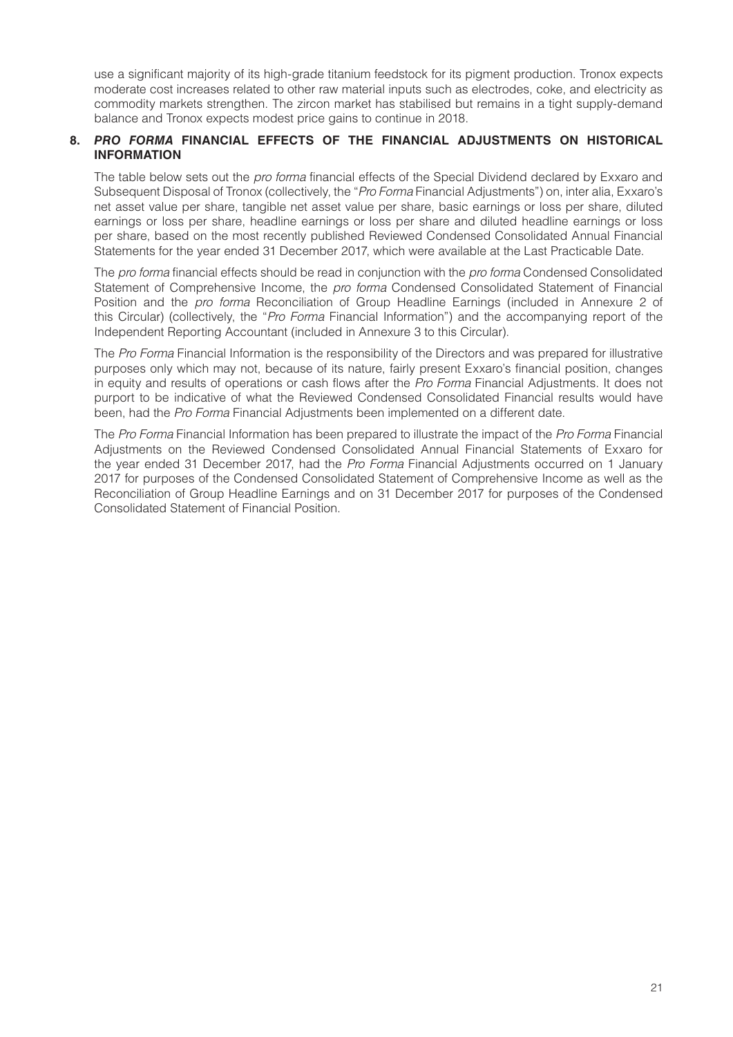use a significant majority of its high-grade titanium feedstock for its pigment production. Tronox expects moderate cost increases related to other raw material inputs such as electrodes, coke, and electricity as commodity markets strengthen. The zircon market has stabilised but remains in a tight supply-demand balance and Tronox expects modest price gains to continue in 2018.

## 8. *PRO FORMA* FINANCIAL EFFECTS OF THE FINANCIAL ADJUSTMENTS ON HISTORICAL INFORMATION

The table below sets out the *pro forma* financial effects of the Special Dividend declared by Exxaro and Subsequent Disposal of Tronox (collectively, the "*Pro Forma* Financial Adjustments") on, inter alia, Exxaro's net asset value per share, tangible net asset value per share, basic earnings or loss per share, diluted earnings or loss per share, headline earnings or loss per share and diluted headline earnings or loss per share, based on the most recently published Reviewed Condensed Consolidated Annual Financial Statements for the year ended 31 December 2017, which were available at the Last Practicable Date.

The *pro forma* financial effects should be read in conjunction with the *pro forma* Condensed Consolidated Statement of Comprehensive Income, the *pro forma* Condensed Consolidated Statement of Financial Position and the *pro forma* Reconciliation of Group Headline Earnings (included in Annexure 2 of this Circular) (collectively, the "*Pro Forma* Financial Information") and the accompanying report of the Independent Reporting Accountant (included in Annexure 3 to this Circular).

The *Pro Forma* Financial Information is the responsibility of the Directors and was prepared for illustrative purposes only which may not, because of its nature, fairly present Exxaro's financial position, changes in equity and results of operations or cash flows after the *Pro Forma* Financial Adjustments. It does not purport to be indicative of what the Reviewed Condensed Consolidated Financial results would have been, had the *Pro Forma* Financial Adjustments been implemented on a different date.

The *Pro Forma* Financial Information has been prepared to illustrate the impact of the *Pro Forma* Financial Adjustments on the Reviewed Condensed Consolidated Annual Financial Statements of Exxaro for the year ended 31 December 2017, had the *Pro Forma* Financial Adjustments occurred on 1 January 2017 for purposes of the Condensed Consolidated Statement of Comprehensive Income as well as the Reconciliation of Group Headline Earnings and on 31 December 2017 for purposes of the Condensed Consolidated Statement of Financial Position.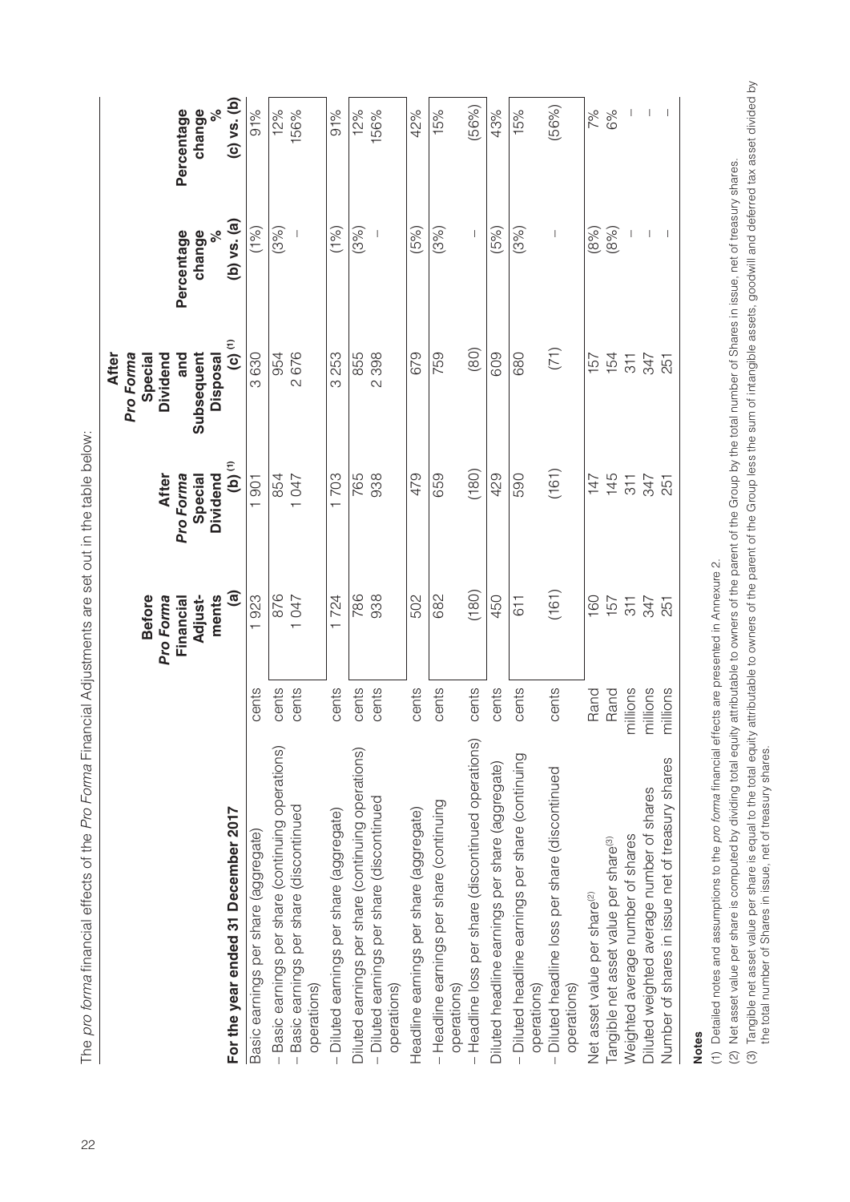The *pro forma* financial effects of the *Pro Forma* Financial Adjustments are set out in the table below:

| For the year ended 31 December 2017 | | Before *Pro Forma* Financial Adjust-ments (a) | After *Pro Forma* Special Dividend (b) [(1)] | After *Pro Forma* Special Dividend and Subsequent Disposal (c) [(1)] | Percentage change % (b) vs. (a) | Percentage change % (c) vs. (b) |
|---|---|---|---|---|---|---|
| Basic earnings per share (aggregate) | cents | 1 923 | 1 901 | 3 630 | (1%) | 91% |
| – Basic earnings per share (continuing operations) | cents | 876 | 854 | 954 | (3%) | 12% |
| – Basic earnings per share (discontinued operations) | cents | 1 047 | 1 047 | 2 676 | – | 156% |
| – Diluted earnings per share (aggregate) | cents | 1 724 | 1 703 | 3 253 | (1%) | 91% |
| Diluted earnings per share (continuing operations) | cents | 786 | 765 | 855 | (3%) | 12% |
| – Diluted earnings per share (discontinued operations) | cents | 938 | 938 | 2 398 | – | 156% |
| Headline earnings per share (aggregate) | cents | 502 | 479 | 679 | (5%) | 42% |
| – Headline earnings per share (continuing operations) | cents | 682 | 659 | 759 | (3%) | 15% |
| – Headline loss per share (discontinued operations) | cents | (180) | (180) | (80) | – | (56%) |
| Diluted headline earnings per share (aggregate) | cents | 450 | 429 | 609 | (5%) | 43% |
| – Diluted headline earnings per share (continuing operations) | cents | 611 | 590 | 680 | (3%) | 15% |
| – Diluted headline loss per share (discontinued operations) | cents | (161) | (161) | (71) | – | (56%) |
| Net asset value per share[(2)] | Rand | 160 | 147 | 157 | (8%) | 7% |
| Tangible net asset value per share[(3)] | Rand | 157 | 145 | 154 | (8%) | 6% |
| Weighted average number of shares | millions | 311 | 311 | 311 | – | – |
| Diluted weighted average number of shares | millions | 347 | 347 | 347 | – | – |
| Number of shares in issue net of treasury shares | millions | 251 | 251 | 251 | – | – |

**Notes**

(1) Detailed notes and assumptions to the *pro forma* financial effects are presented in Annexure 2.

(2) Net asset value per share is computed by dividing total equity attributable to owners of the parent of the Group by the total number of Shares in issue, net of treasury shares.

(3) Tangible net asset value per share is equal to the total equity attributable to owners of the parent of the Group less the sum of intangible assets, goodwill and deferred tax asset divided by the total number of Shares in issue, net of treasury shares.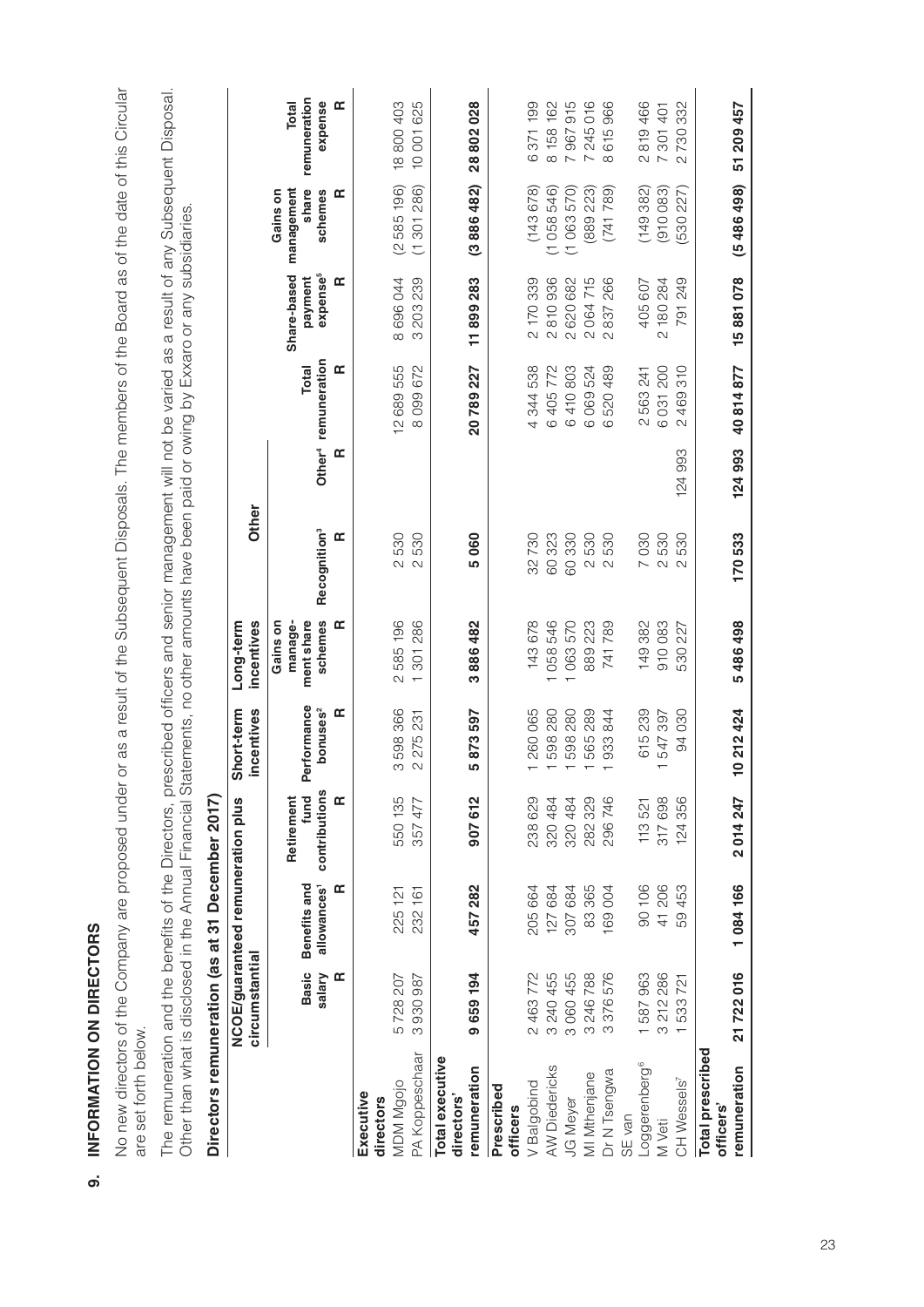## 9. INFORMATION ON DIRECTORS

No new directors of the Company are proposed under or as a result of the Subsequent Disposals. The members of the Board as of the date of this Circular are set forth below.

The remuneration and the benefits of the Directors, prescribed officers and senior management will not be varied as a result of any Subsequent Disposal. Other than what is disclosed in the Annual Financial Statements, no other amounts have been paid or owing by Exxaro or any subsidiaries.

### Directors remuneration (as at 31 December 2017)

| | NCOE/guaranteed remuneration plus circumstantial | | | Short-term incentives | Long-term incentives | Other | | | | | |
|---|---|---|---|---|---|---|---|---|---|---|---|
| | Basic salary | Benefits and allowances[1] | Retirement fund contributions | Performance bonuses[2] | Gains on management share schemes | Recognition[3] | Other[4] | Total remuneration | Share-based payment expense[5] | Gains on management share schemes | Total remuneration expense |
| | R | R | R | R | R | R | R | R | R | R | R |
| **Executive directors** | | | | | | | | | | | |
| MDM Mgojo | 5 728 207 | 225 121 | 550 135 | 3 598 366 | 2 585 196 | 2 530 | | 12 689 555 | 8 696 044 | (2 585 196) | 18 800 403 |
| PA Koppeschaar | 3 930 987 | 232 161 | 357 477 | 2 275 231 | 1 301 286 | 2 530 | | 8 099 672 | 3 203 239 | (1 301 286) | 10 001 625 |
| **Total executive directors' remuneration** | **9 659 194** | **457 282** | **907 612** | **5 873 597** | **3 886 482** | **5 060** | | **20 789 227** | **11 899 283** | **(3 886 482)** | **28 802 028** |
| **Prescribed officers** | | | | | | | | | | | |
| V Balgobind | 2 463 772 | 205 664 | 238 629 | 1 260 065 | 143 678 | 32 730 | | 4 344 538 | 2 170 339 | (143 678) | 6 371 199 |
| AW Diedericks | 3 240 455 | 127 684 | 320 484 | 1 598 280 | 1 058 546 | 60 323 | | 6 405 772 | 2 810 936 | (1 058 546) | 8 158 162 |
| JG Meyer | 3 060 455 | 307 684 | 320 484 | 1 598 280 | 1 063 570 | 60 330 | | 6 410 803 | 2 620 682 | (1 063 570) | 7 967 915 |
| MI Mthenjane | 3 246 788 | 83 365 | 282 329 | 1 565 289 | 889 223 | 2 530 | | 6 069 524 | 2 064 715 | (889 223) | 7 245 016 |
| Dr N Tsengwa | 3 376 576 | 169 004 | 296 746 | 1 933 844 | 741 789 | 2 530 | | 6 520 489 | 2 837 266 | (741 789) | 8 615 966 |
| SE van Loggerenberg[6] | 1 587 963 | 90 106 | 113 521 | 615 239 | 149 382 | 7 030 | | 2 563 241 | 405 607 | (149 382) | 2 819 466 |
| M Veti | 3 212 286 | 41 206 | 317 698 | 1 547 397 | 910 083 | 2 530 | | 6 031 200 | 2 180 284 | (910 083) | 7 301 401 |
| CH Wessels[7] | 1 533 721 | 59 453 | 124 356 | 94 030 | 530 227 | 2 530 | 124 993 | 2 469 310 | 791 249 | (530 227) | 2 730 332 |
| **Total prescribed officers' remuneration** | **21 722 016** | **1 084 166** | **2 014 247** | **10 212 424** | **5 486 498** | **170 533** | **124 993** | **40 814 877** | **15 881 078** | **(5 486 498)** | **51 209 457** |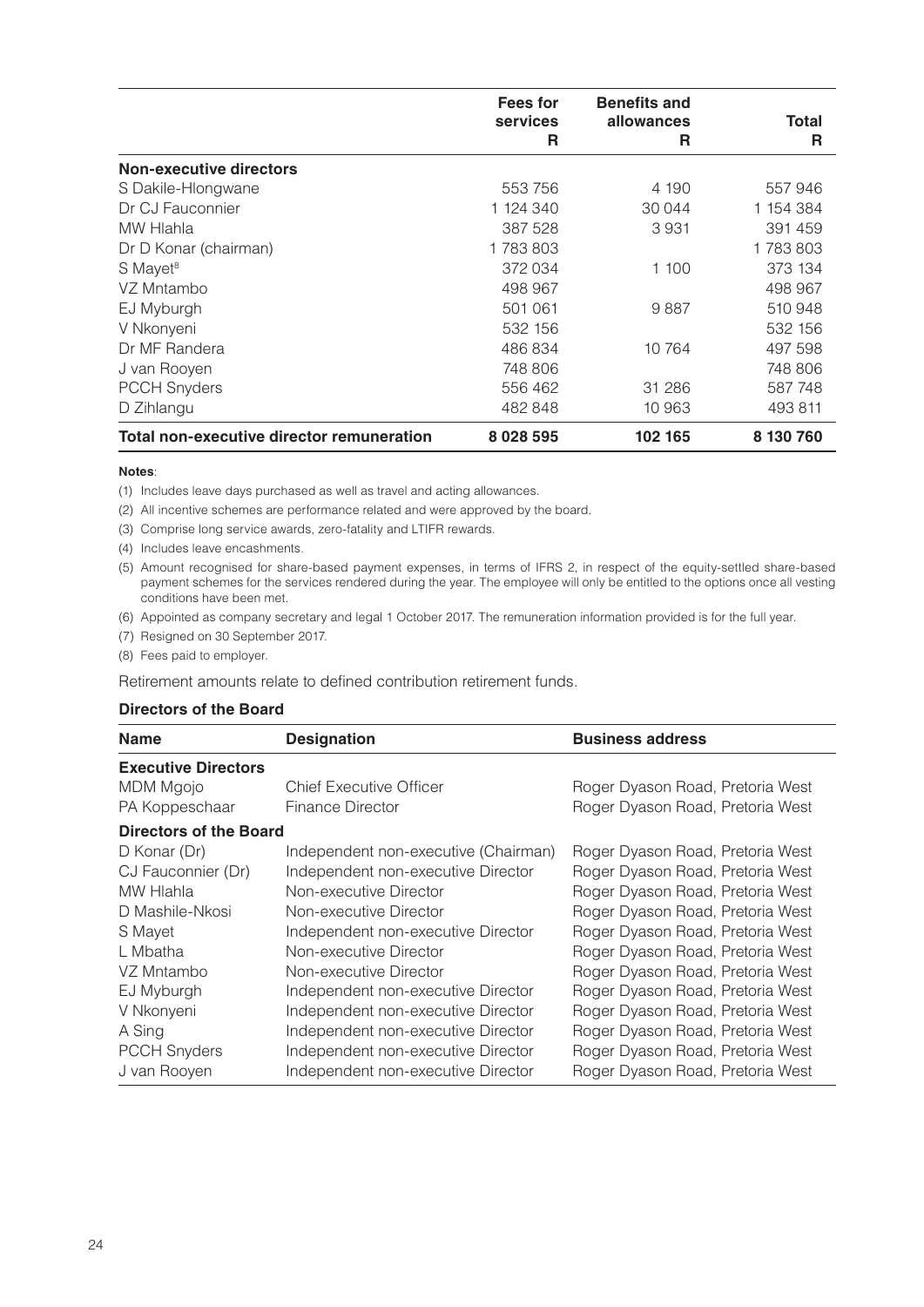| | Fees for services R | Benefits and allowances R | Total R |
|---|---|---|---|
| **Non-executive directors** | | | |
| S Dakile-Hlongwane | 553 756 | 4 190 | 557 946 |
| Dr CJ Fauconnier | 1 124 340 | 30 044 | 1 154 384 |
| MW Hlahla | 387 528 | 3 931 | 391 459 |
| Dr D Konar (chairman) | 1 783 803 | | 1 783 803 |
| S Mayet[8] | 372 034 | 1 100 | 373 134 |
| VZ Mntambo | 498 967 | | 498 967 |
| EJ Myburgh | 501 061 | 9 887 | 510 948 |
| V Nkonyeni | 532 156 | | 532 156 |
| Dr MF Randera | 486 834 | 10 764 | 497 598 |
| J van Rooyen | 748 806 | | 748 806 |
| PCCH Snyders | 556 462 | 31 286 | 587 748 |
| D Zihlangu | 482 848 | 10 963 | 493 811 |
| **Total non-executive director remuneration** | **8 028 595** | **102 165** | **8 130 760** |

**Notes**:

(1) Includes leave days purchased as well as travel and acting allowances.

(2) All incentive schemes are performance related and were approved by the board.

(3) Comprise long service awards, zero-fatality and LTIFR rewards.

(4) Includes leave encashments.

(5) Amount recognised for share-based payment expenses, in terms of IFRS 2, in respect of the equity-settled share-based payment schemes for the services rendered during the year. The employee will only be entitled to the options once all vesting conditions have been met.

(6) Appointed as company secretary and legal 1 October 2017. The remuneration information provided is for the full year.

(7) Resigned on 30 September 2017.

(8) Fees paid to employer.

Retirement amounts relate to defined contribution retirement funds.

**Directors of the Board**

| Name | Designation | Business address |
|---|---|---|
| **Executive Directors** | | |
| MDM Mgojo | Chief Executive Officer | Roger Dyason Road, Pretoria West |
| PA Koppeschaar | Finance Director | Roger Dyason Road, Pretoria West |
| **Directors of the Board** | | |
| D Konar (Dr) | Independent non-executive (Chairman) | Roger Dyason Road, Pretoria West |
| CJ Fauconnier (Dr) | Independent non-executive Director | Roger Dyason Road, Pretoria West |
| MW Hlahla | Non-executive Director | Roger Dyason Road, Pretoria West |
| D Mashile-Nkosi | Non-executive Director | Roger Dyason Road, Pretoria West |
| S Mayet | Independent non-executive Director | Roger Dyason Road, Pretoria West |
| L Mbatha | Non-executive Director | Roger Dyason Road, Pretoria West |
| VZ Mntambo | Non-executive Director | Roger Dyason Road, Pretoria West |
| EJ Myburgh | Independent non-executive Director | Roger Dyason Road, Pretoria West |
| V Nkonyeni | Independent non-executive Director | Roger Dyason Road, Pretoria West |
| A Sing | Independent non-executive Director | Roger Dyason Road, Pretoria West |
| PCCH Snyders | Independent non-executive Director | Roger Dyason Road, Pretoria West |
| J van Rooyen | Independent non-executive Director | Roger Dyason Road, Pretoria West |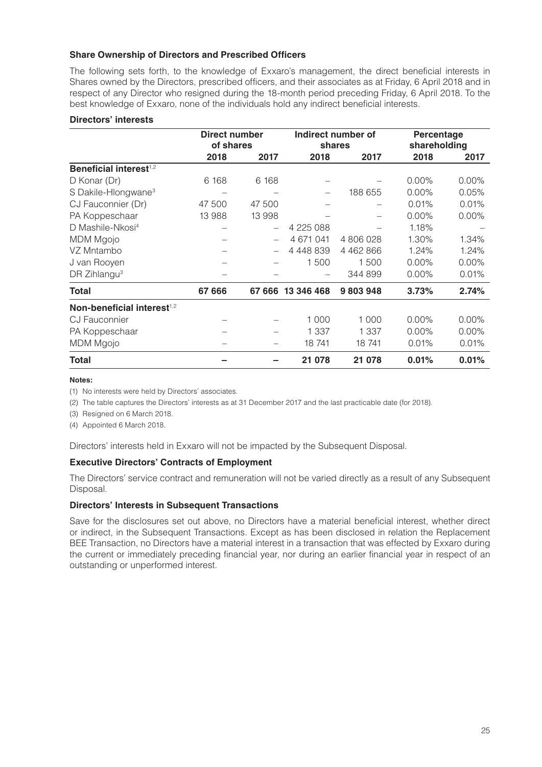**Share Ownership of Directors and Prescribed Officers**

The following sets forth, to the knowledge of Exxaro's management, the direct beneficial interests in Shares owned by the Directors, prescribed officers, and their associates as at Friday, 6 April 2018 and in respect of any Director who resigned during the 18-month period preceding Friday, 6 April 2018. To the best knowledge of Exxaro, none of the individuals hold any indirect beneficial interests.

**Directors' interests**

| | Direct number of shares | | Indirect number of shares | | Percentage shareholding | |
|---|---|---|---|---|---|---|
| | **2018** | **2017** | **2018** | **2017** | **2018** | **2017** |
| **Beneficial interest**[1,2] | | | | | | |
| D Konar (Dr) | 6 168 | 6 168 | – | – | 0.00% | 0.00% |
| S Dakile-Hlongwane[3] | – | – | – | 188 655 | 0.00% | 0.05% |
| CJ Fauconnier (Dr) | 47 500 | 47 500 | – | – | 0.01% | 0.01% |
| PA Koppeschaar | 13 988 | 13 998 | – | – | 0.00% | 0.00% |
| D Mashile-Nkosi[4] | – | – | 4 225 088 | – | 1.18% | – |
| MDM Mgojo | – | – | 4 671 041 | 4 806 028 | 1.30% | 1.34% |
| VZ Mntambo | – | – | 4 448 839 | 4 462 866 | 1.24% | 1.24% |
| J van Rooyen | – | – | 1 500 | 1 500 | 0.00% | 0.00% |
| DR Zihlangu[3] | – | – | – | 344 899 | 0.00% | 0.01% |
| **Total** | **67 666** | **67 666** | **13 346 468** | **9 803 948** | **3.73%** | **2.74%** |
| **Non-beneficial interest**[1,2] | | | | | | |
| CJ Fauconnier | – | – | 1 000 | 1 000 | 0.00% | 0.00% |
| PA Koppeschaar | – | – | 1 337 | 1 337 | 0.00% | 0.00% |
| MDM Mgojo | – | – | 18 741 | 18 741 | 0.01% | 0.01% |
| **Total** | **–** | **–** | **21 078** | **21 078** | **0.01%** | **0.01%** |

**Notes:**

(1) No interests were held by Directors' associates.

(2) The table captures the Directors' interests as at 31 December 2017 and the last practicable date (for 2018).

(3) Resigned on 6 March 2018.

(4) Appointed 6 March 2018.

Directors' interests held in Exxaro will not be impacted by the Subsequent Disposal.

**Executive Directors' Contracts of Employment**

The Directors' service contract and remuneration will not be varied directly as a result of any Subsequent Disposal.

**Directors' Interests in Subsequent Transactions**

Save for the disclosures set out above, no Directors have a material beneficial interest, whether direct or indirect, in the Subsequent Transactions. Except as has been disclosed in relation the Replacement BEE Transaction, no Directors have a material interest in a transaction that was effected by Exxaro during the current or immediately preceding financial year, nor during an earlier financial year in respect of an outstanding or unperformed interest.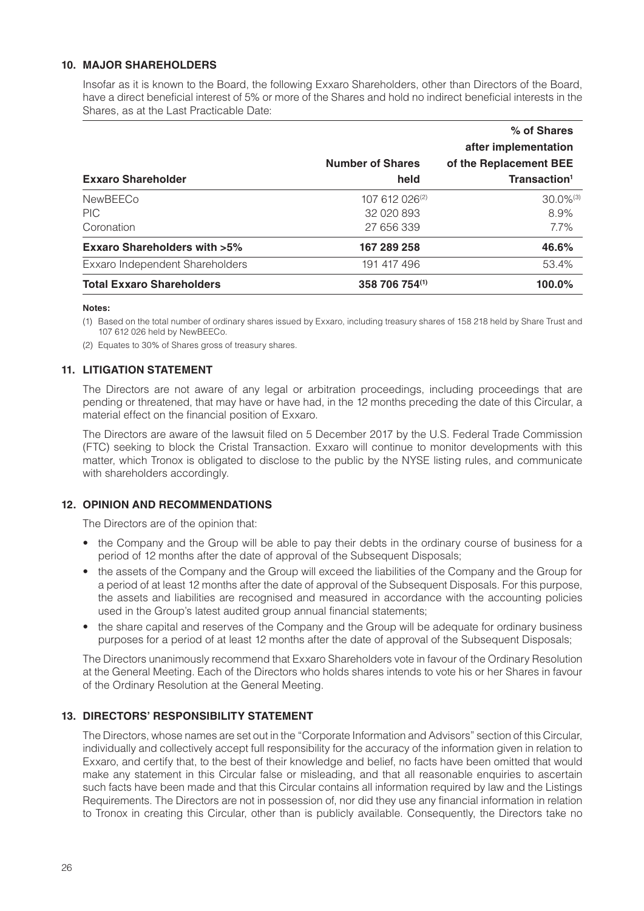## 10. MAJOR SHAREHOLDERS

Insofar as it is known to the Board, the following Exxaro Shareholders, other than Directors of the Board, have a direct beneficial interest of 5% or more of the Shares and hold no indirect beneficial interests in the Shares, as at the Last Practicable Date:

| Exxaro Shareholder | Number of Shares held | % of Shares after implementation of the Replacement BEE Transaction[1] |
|---|---|---|
| NewBEECo | 107 612 026[(2)] | 30.0%[(3)] |
| PIC | 32 020 893 | 8.9% |
| Coronation | 27 656 339 | 7.7% |
| **Exxaro Shareholders with >5%** | **167 289 258** | **46.6%** |
| Exxaro Independent Shareholders | 191 417 496 | 53.4% |
| **Total Exxaro Shareholders** | **358 706 754[(1)]** | **100.0%** |

**Notes:**

(1) Based on the total number of ordinary shares issued by Exxaro, including treasury shares of 158 218 held by Share Trust and 107 612 026 held by NewBEECo.

(2) Equates to 30% of Shares gross of treasury shares.

## 11. LITIGATION STATEMENT

The Directors are not aware of any legal or arbitration proceedings, including proceedings that are pending or threatened, that may have or have had, in the 12 months preceding the date of this Circular, a material effect on the financial position of Exxaro.

The Directors are aware of the lawsuit filed on 5 December 2017 by the U.S. Federal Trade Commission (FTC) seeking to block the Cristal Transaction. Exxaro will continue to monitor developments with this matter, which Tronox is obligated to disclose to the public by the NYSE listing rules, and communicate with shareholders accordingly.

## 12. OPINION AND RECOMMENDATIONS

The Directors are of the opinion that:

- the Company and the Group will be able to pay their debts in the ordinary course of business for a period of 12 months after the date of approval of the Subsequent Disposals;
- the assets of the Company and the Group will exceed the liabilities of the Company and the Group for a period of at least 12 months after the date of approval of the Subsequent Disposals. For this purpose, the assets and liabilities are recognised and measured in accordance with the accounting policies used in the Group's latest audited group annual financial statements;
- the share capital and reserves of the Company and the Group will be adequate for ordinary business purposes for a period of at least 12 months after the date of approval of the Subsequent Disposals;

The Directors unanimously recommend that Exxaro Shareholders vote in favour of the Ordinary Resolution at the General Meeting. Each of the Directors who holds shares intends to vote his or her Shares in favour of the Ordinary Resolution at the General Meeting.

## 13. DIRECTORS' RESPONSIBILITY STATEMENT

The Directors, whose names are set out in the "Corporate Information and Advisors" section of this Circular, individually and collectively accept full responsibility for the accuracy of the information given in relation to Exxaro, and certify that, to the best of their knowledge and belief, no facts have been omitted that would make any statement in this Circular false or misleading, and that all reasonable enquiries to ascertain such facts have been made and that this Circular contains all information required by law and the Listings Requirements. The Directors are not in possession of, nor did they use any financial information in relation to Tronox in creating this Circular, other than is publicly available. Consequently, the Directors take no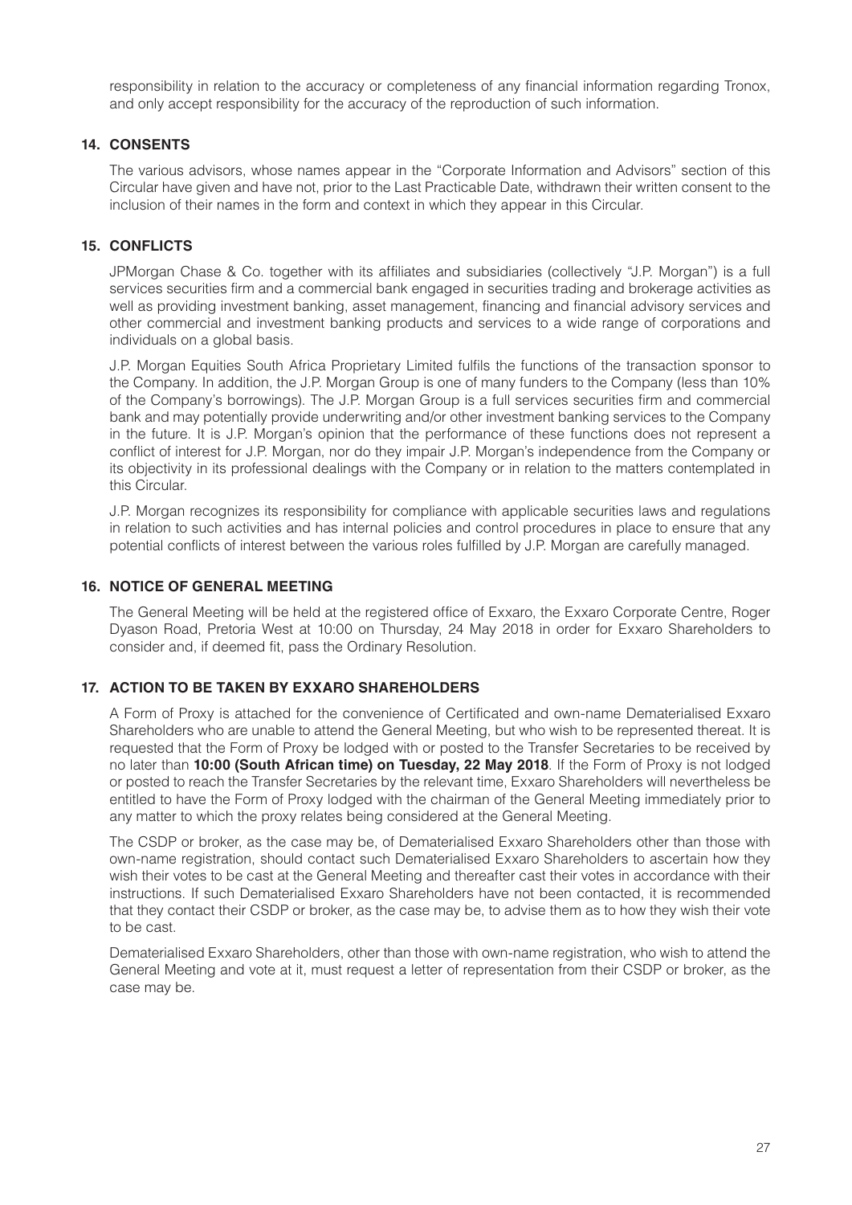responsibility in relation to the accuracy or completeness of any financial information regarding Tronox, and only accept responsibility for the accuracy of the reproduction of such information.

## 14. CONSENTS

The various advisors, whose names appear in the "Corporate Information and Advisors" section of this Circular have given and have not, prior to the Last Practicable Date, withdrawn their written consent to the inclusion of their names in the form and context in which they appear in this Circular.

## 15. CONFLICTS

JPMorgan Chase & Co. together with its affiliates and subsidiaries (collectively "J.P. Morgan") is a full services securities firm and a commercial bank engaged in securities trading and brokerage activities as well as providing investment banking, asset management, financing and financial advisory services and other commercial and investment banking products and services to a wide range of corporations and individuals on a global basis.

J.P. Morgan Equities South Africa Proprietary Limited fulfils the functions of the transaction sponsor to the Company. In addition, the J.P. Morgan Group is one of many funders to the Company (less than 10% of the Company's borrowings). The J.P. Morgan Group is a full services securities firm and commercial bank and may potentially provide underwriting and/or other investment banking services to the Company in the future. It is J.P. Morgan's opinion that the performance of these functions does not represent a conflict of interest for J.P. Morgan, nor do they impair J.P. Morgan's independence from the Company or its objectivity in its professional dealings with the Company or in relation to the matters contemplated in this Circular.

J.P. Morgan recognizes its responsibility for compliance with applicable securities laws and regulations in relation to such activities and has internal policies and control procedures in place to ensure that any potential conflicts of interest between the various roles fulfilled by J.P. Morgan are carefully managed.

## 16. NOTICE OF GENERAL MEETING

The General Meeting will be held at the registered office of Exxaro, the Exxaro Corporate Centre, Roger Dyason Road, Pretoria West at 10:00 on Thursday, 24 May 2018 in order for Exxaro Shareholders to consider and, if deemed fit, pass the Ordinary Resolution.

## 17. ACTION TO BE TAKEN BY EXXARO SHAREHOLDERS

A Form of Proxy is attached for the convenience of Certificated and own-name Dematerialised Exxaro Shareholders who are unable to attend the General Meeting, but who wish to be represented thereat. It is requested that the Form of Proxy be lodged with or posted to the Transfer Secretaries to be received by no later than **10:00 (South African time) on Tuesday, 22 May 2018**. If the Form of Proxy is not lodged or posted to reach the Transfer Secretaries by the relevant time, Exxaro Shareholders will nevertheless be entitled to have the Form of Proxy lodged with the chairman of the General Meeting immediately prior to any matter to which the proxy relates being considered at the General Meeting.

The CSDP or broker, as the case may be, of Dematerialised Exxaro Shareholders other than those with own-name registration, should contact such Dematerialised Exxaro Shareholders to ascertain how they wish their votes to be cast at the General Meeting and thereafter cast their votes in accordance with their instructions. If such Dematerialised Exxaro Shareholders have not been contacted, it is recommended that they contact their CSDP or broker, as the case may be, to advise them as to how they wish their vote to be cast.

Dematerialised Exxaro Shareholders, other than those with own-name registration, who wish to attend the General Meeting and vote at it, must request a letter of representation from their CSDP or broker, as the case may be.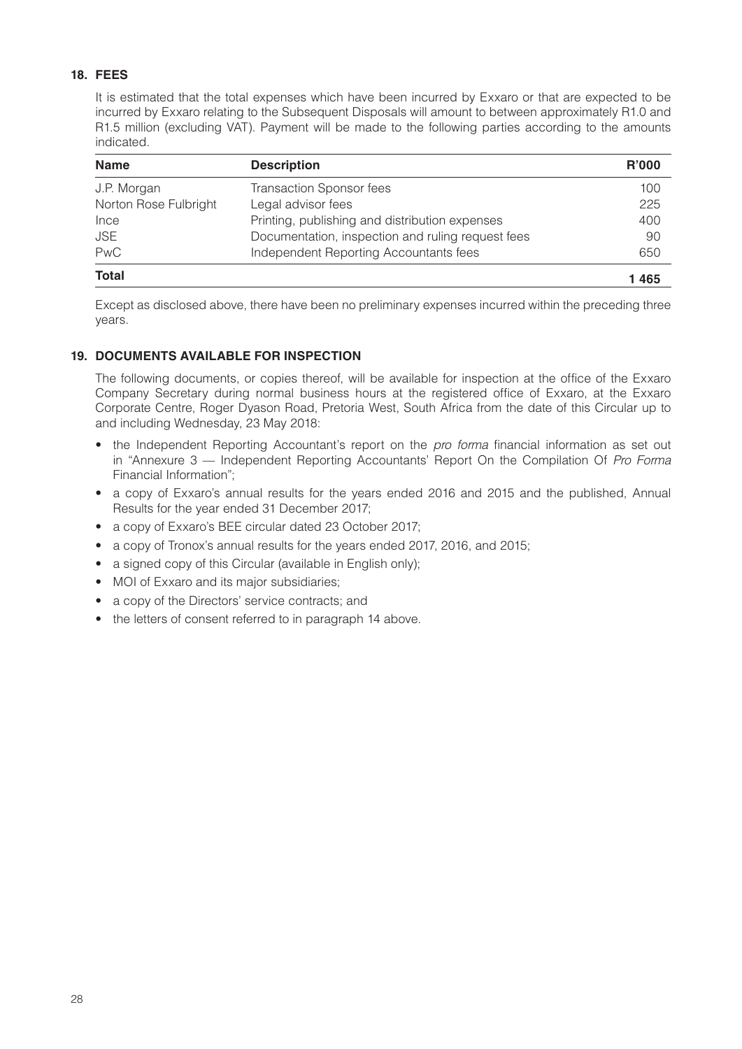## 18. FEES

It is estimated that the total expenses which have been incurred by Exxaro or that are expected to be incurred by Exxaro relating to the Subsequent Disposals will amount to between approximately R1.0 and R1.5 million (excluding VAT). Payment will be made to the following parties according to the amounts indicated.

| Name | Description | R'000 |
|---|---|---|
| J.P. Morgan | Transaction Sponsor fees | 100 |
| Norton Rose Fulbright | Legal advisor fees | 225 |
| Ince | Printing, publishing and distribution expenses | 400 |
| JSE | Documentation, inspection and ruling request fees | 90 |
| PwC | Independent Reporting Accountants fees | 650 |
| **Total** | | **1 465** |

Except as disclosed above, there have been no preliminary expenses incurred within the preceding three years.

## 19. DOCUMENTS AVAILABLE FOR INSPECTION

The following documents, or copies thereof, will be available for inspection at the office of the Exxaro Company Secretary during normal business hours at the registered office of Exxaro, at the Exxaro Corporate Centre, Roger Dyason Road, Pretoria West, South Africa from the date of this Circular up to and including Wednesday, 23 May 2018:

- the Independent Reporting Accountant's report on the *pro forma* financial information as set out in "Annexure 3 — Independent Reporting Accountants' Report On the Compilation Of *Pro Forma* Financial Information";
- a copy of Exxaro's annual results for the years ended 2016 and 2015 and the published, Annual Results for the year ended 31 December 2017;
- a copy of Exxaro's BEE circular dated 23 October 2017;
- a copy of Tronox's annual results for the years ended 2017, 2016, and 2015;
- a signed copy of this Circular (available in English only);
- MOI of Exxaro and its major subsidiaries;
- a copy of the Directors' service contracts; and
- the letters of consent referred to in paragraph 14 above.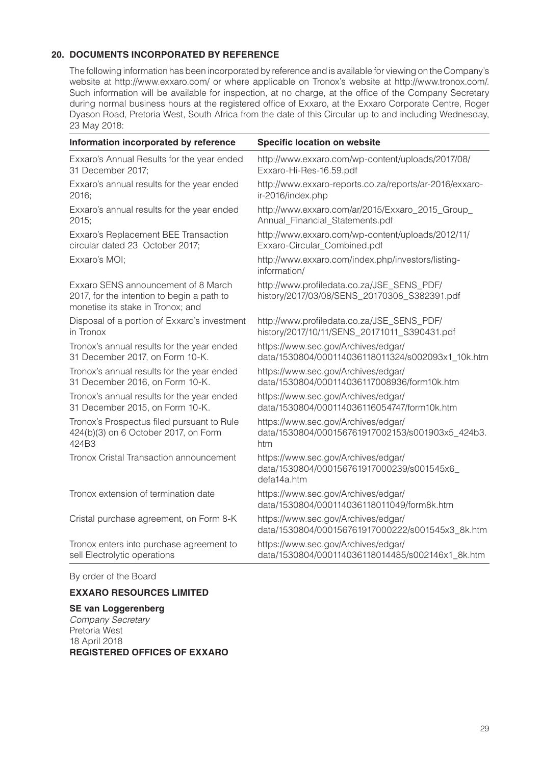## 20. DOCUMENTS INCORPORATED BY REFERENCE

The following information has been incorporated by reference and is available for viewing on the Company's website at http://www.exxaro.com/ or where applicable on Tronox's website at http://www.tronox.com/. Such information will be available for inspection, at no charge, at the office of the Company Secretary during normal business hours at the registered office of Exxaro, at the Exxaro Corporate Centre, Roger Dyason Road, Pretoria West, South Africa from the date of this Circular up to and including Wednesday, 23 May 2018:

| Information incorporated by reference | Specific location on website |
|---|---|
| Exxaro's Annual Results for the year ended 31 December 2017; | http://www.exxaro.com/wp-content/uploads/2017/08/Exxaro-Hi-Res-16.59.pdf |
| Exxaro's annual results for the year ended 2016; | http://www.exxaro-reports.co.za/reports/ar-2016/exxaro-ir-2016/index.php |
| Exxaro's annual results for the year ended 2015; | http://www.exxaro.com/ar/2015/Exxaro_2015_Group_Annual_Financial_Statements.pdf |
| Exxaro's Replacement BEE Transaction circular dated 23 October 2017; | http://www.exxaro.com/wp-content/uploads/2012/11/Exxaro-Circular_Combined.pdf |
| Exxaro's MOI; | http://www.exxaro.com/index.php/investors/listing-information/ |
| Exxaro SENS announcement of 8 March 2017, for the intention to begin a path to monetise its stake in Tronox; and | http://www.profiledata.co.za/JSE_SENS_PDF/history/2017/03/08/SENS_20170308_S382391.pdf |
| Disposal of a portion of Exxaro's investment in Tronox | http://www.profiledata.co.za/JSE_SENS_PDF/history/2017/10/11/SENS_20171011_S390431.pdf |
| Tronox's annual results for the year ended 31 December 2017, on Form 10-K. | https://www.sec.gov/Archives/edgar/data/1530804/000114036118011324/s002093x1_10k.htm |
| Tronox's annual results for the year ended 31 December 2016, on Form 10-K. | https://www.sec.gov/Archives/edgar/data/1530804/000114036117008936/form10k.htm |
| Tronox's annual results for the year ended 31 December 2015, on Form 10-K. | https://www.sec.gov/Archives/edgar/data/1530804/000114036116054747/form10k.htm |
| Tronox's Prospectus filed pursuant to Rule 424(b)(3) on 6 October 2017, on Form 424B3 | https://www.sec.gov/Archives/edgar/data/1530804/000156761917002153/s001903x5_424b3.htm |
| Tronox Cristal Transaction announcement | https://www.sec.gov/Archives/edgar/data/1530804/000156761917000239/s001545x6_defa14a.htm |
| Tronox extension of termination date | https://www.sec.gov/Archives/edgar/data/1530804/000114036118011049/form8k.htm |
| Cristal purchase agreement, on Form 8-K | https://www.sec.gov/Archives/edgar/data/1530804/000156761917000222/s001545x3_8k.htm |
| Tronox enters into purchase agreement to sell Electrolytic operations | https://www.sec.gov/Archives/edgar/data/1530804/000114036118014485/s002146x1_8k.htm |

By order of the Board

**EXXARO RESOURCES LIMITED**

**SE van Loggerenberg**
*Company Secretary*
Pretoria West
18 April 2018
**REGISTERED OFFICES OF EXXARO**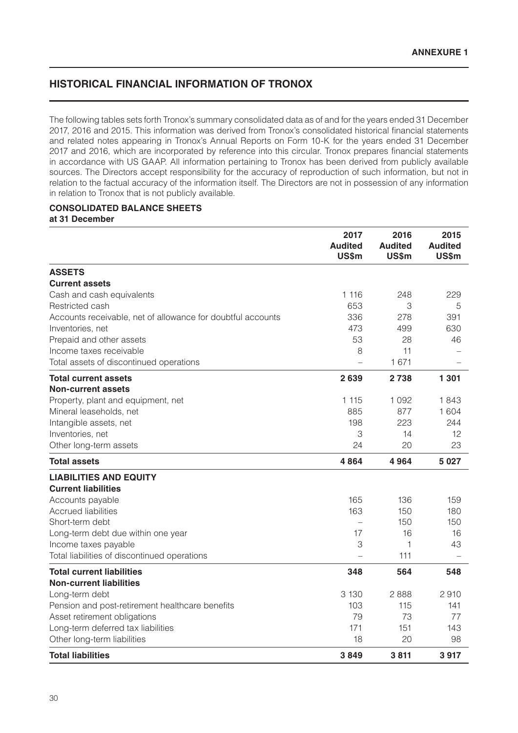**ANNEXURE 1**

## HISTORICAL FINANCIAL INFORMATION OF TRONOX

The following tables sets forth Tronox's summary consolidated data as of and for the years ended 31 December 2017, 2016 and 2015. This information was derived from Tronox's consolidated historical financial statements and related notes appearing in Tronox's Annual Reports on Form 10-K for the years ended 31 December 2017 and 2016, which are incorporated by reference into this circular. Tronox prepares financial statements in accordance with US GAAP. All information pertaining to Tronox has been derived from publicly available sources. The Directors accept responsibility for the accuracy of reproduction of such information, but not in relation to the factual accuracy of the information itself. The Directors are not in possession of any information in relation to Tronox that is not publicly available.

**CONSOLIDATED BALANCE SHEETS**
**at 31 December**

| | 2017 Audited US$m | 2016 Audited US$m | 2015 Audited US$m |
|---|---|---|---|
| **ASSETS** | | | |
| **Current assets** | | | |
| Cash and cash equivalents | 1 116 | 248 | 229 |
| Restricted cash | 653 | 3 | 5 |
| Accounts receivable, net of allowance for doubtful accounts | 336 | 278 | 391 |
| Inventories, net | 473 | 499 | 630 |
| Prepaid and other assets | 53 | 28 | 46 |
| Income taxes receivable | 8 | 11 | – |
| Total assets of discontinued operations | – | 1 671 | – |
| **Total current assets** | **2 639** | **2 738** | **1 301** |
| **Non-current assets** | | | |
| Property, plant and equipment, net | 1 115 | 1 092 | 1 843 |
| Mineral leaseholds, net | 885 | 877 | 1 604 |
| Intangible assets, net | 198 | 223 | 244 |
| Inventories, net | 3 | 14 | 12 |
| Other long-term assets | 24 | 20 | 23 |
| **Total assets** | **4 864** | **4 964** | **5 027** |
| **LIABILITIES AND EQUITY** | | | |
| **Current liabilities** | | | |
| Accounts payable | 165 | 136 | 159 |
| Accrued liabilities | 163 | 150 | 180 |
| Short-term debt | – | 150 | 150 |
| Long-term debt due within one year | 17 | 16 | 16 |
| Income taxes payable | 3 | 1 | 43 |
| Total liabilities of discontinued operations | – | 111 | – |
| **Total current liabilities** | **348** | **564** | **548** |
| **Non-current liabilities** | | | |
| Long-term debt | 3 130 | 2 888 | 2 910 |
| Pension and post-retirement healthcare benefits | 103 | 115 | 141 |
| Asset retirement obligations | 79 | 73 | 77 |
| Long-term deferred tax liabilities | 171 | 151 | 143 |
| Other long-term liabilities | 18 | 20 | 98 |
| **Total liabilities** | **3 849** | **3 811** | **3 917** |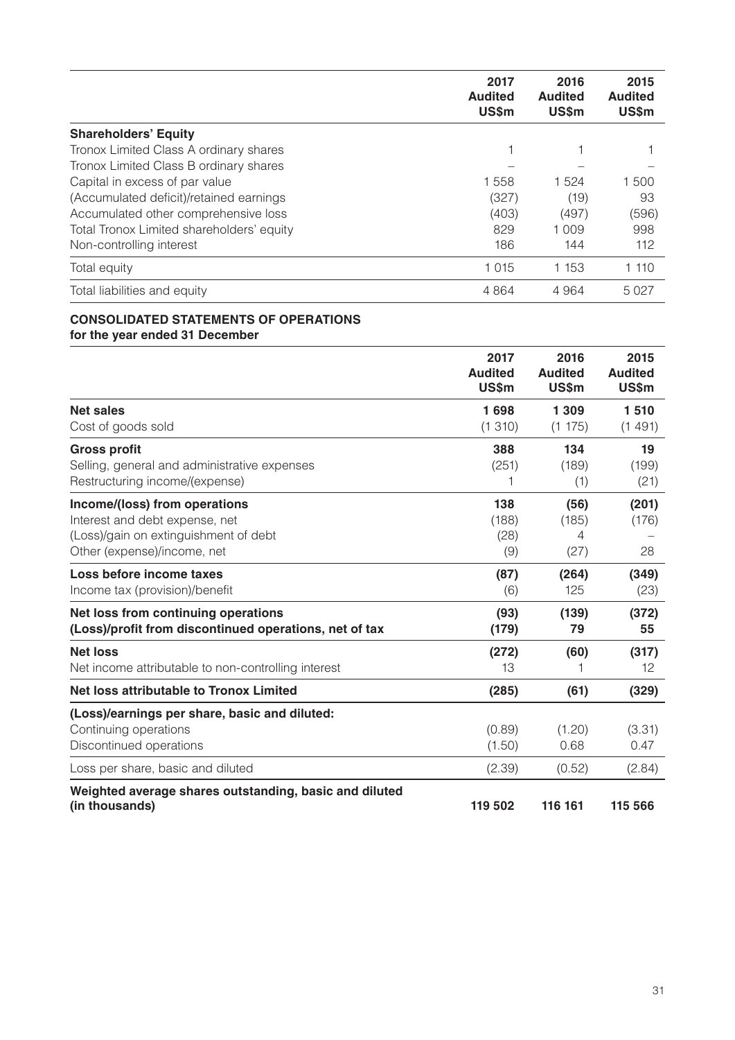| | 2017 Audited US$m | 2016 Audited US$m | 2015 Audited US$m |
|---|---|---|---|
| **Shareholders' Equity** | | | |
| Tronox Limited Class A ordinary shares | 1 | 1 | 1 |
| Tronox Limited Class B ordinary shares | – | – | – |
| Capital in excess of par value | 1 558 | 1 524 | 1 500 |
| (Accumulated deficit)/retained earnings | (327) | (19) | 93 |
| Accumulated other comprehensive loss | (403) | (497) | (596) |
| Total Tronox Limited shareholders' equity | 829 | 1 009 | 998 |
| Non-controlling interest | 186 | 144 | 112 |
| Total equity | 1 015 | 1 153 | 1 110 |
| Total liabilities and equity | 4 864 | 4 964 | 5 027 |

**CONSOLIDATED STATEMENTS OF OPERATIONS**
**for the year ended 31 December**

| | 2017 Audited US$m | 2016 Audited US$m | 2015 Audited US$m |
|---|---|---|---|
| **Net sales** | **1 698** | **1 309** | **1 510** |
| Cost of goods sold | (1 310) | (1 175) | (1 491) |
| **Gross profit** | **388** | **134** | **19** |
| Selling, general and administrative expenses | (251) | (189) | (199) |
| Restructuring income/(expense) | 1 | (1) | (21) |
| **Income/(loss) from operations** | **138** | **(56)** | **(201)** |
| Interest and debt expense, net | (188) | (185) | (176) |
| (Loss)/gain on extinguishment of debt | (28) | 4 | – |
| Other (expense)/income, net | (9) | (27) | 28 |
| **Loss before income taxes** | **(87)** | **(264)** | **(349)** |
| Income tax (provision)/benefit | (6) | 125 | (23) |
| **Net loss from continuing operations** | **(93)** | **(139)** | **(372)** |
| **(Loss)/profit from discontinued operations, net of tax** | **(179)** | **79** | **55** |
| **Net loss** | **(272)** | **(60)** | **(317)** |
| Net income attributable to non-controlling interest | 13 | 1 | 12 |
| **Net loss attributable to Tronox Limited** | **(285)** | **(61)** | **(329)** |
| **(Loss)/earnings per share, basic and diluted:** | | | |
| Continuing operations | (0.89) | (1.20) | (3.31) |
| Discontinued operations | (1.50) | 0.68 | 0.47 |
| Loss per share, basic and diluted | (2.39) | (0.52) | (2.84) |
| **Weighted average shares outstanding, basic and diluted (in thousands)** | **119 502** | **116 161** | **115 566** |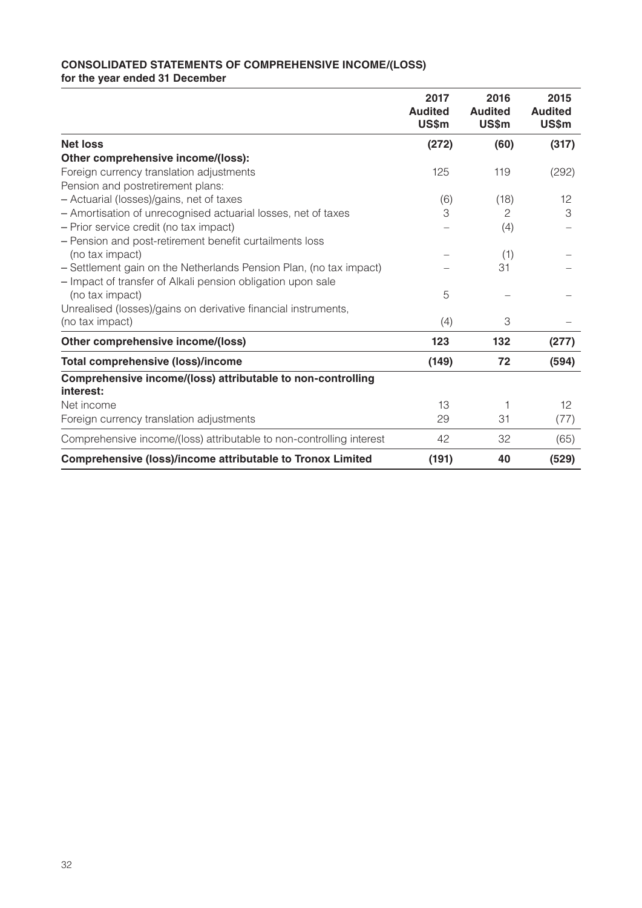**CONSOLIDATED STATEMENTS OF COMPREHENSIVE INCOME/(LOSS)**
**for the year ended 31 December**

| | 2017 Audited US$m | 2016 Audited US$m | 2015 Audited US$m |
|---|---|---|---|
| **Net loss** | **(272)** | **(60)** | **(317)** |
| **Other comprehensive income/(loss):** | | | |
| Foreign currency translation adjustments | 125 | 119 | (292) |
| Pension and postretirement plans: | | | |
| – Actuarial (losses)/gains, net of taxes | (6) | (18) | 12 |
| – Amortisation of unrecognised actuarial losses, net of taxes | 3 | 2 | 3 |
| – Prior service credit (no tax impact) | – | (4) | – |
| – Pension and post-retirement benefit curtailments loss (no tax impact) | – | (1) | – |
| – Settlement gain on the Netherlands Pension Plan, (no tax impact) | – | 31 | – |
| – Impact of transfer of Alkali pension obligation upon sale (no tax impact) | 5 | – | – |
| Unrealised (losses)/gains on derivative financial instruments, (no tax impact) | (4) | 3 | – |
| **Other comprehensive income/(loss)** | **123** | **132** | **(277)** |
| **Total comprehensive (loss)/income** | **(149)** | **72** | **(594)** |
| **Comprehensive income/(loss) attributable to non-controlling interest:** | | | |
| Net income | 13 | 1 | 12 |
| Foreign currency translation adjustments | 29 | 31 | (77) |
| Comprehensive income/(loss) attributable to non-controlling interest | 42 | 32 | (65) |
| **Comprehensive (loss)/income attributable to Tronox Limited** | **(191)** | **40** | **(529)** |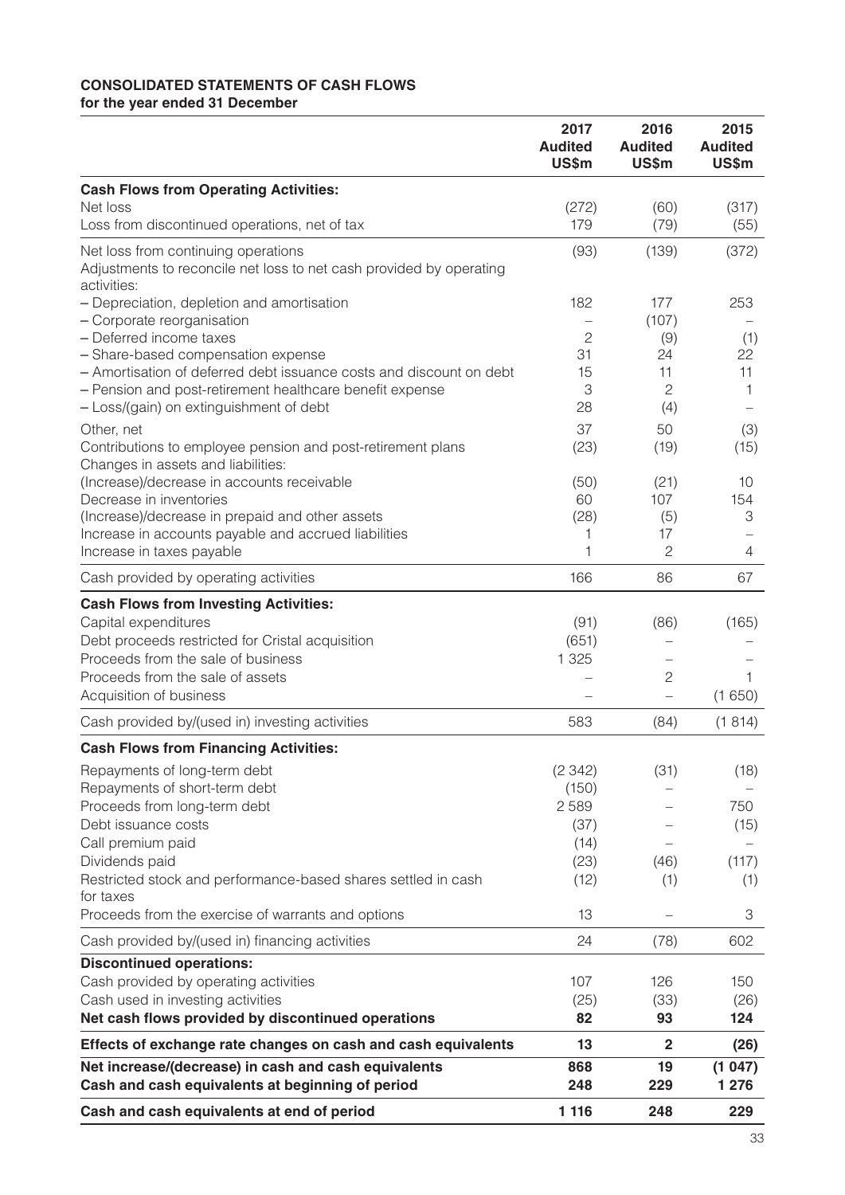**CONSOLIDATED STATEMENTS OF CASH FLOWS**
**for the year ended 31 December**

| | 2017 Audited US$m | 2016 Audited US$m | 2015 Audited US$m |
|---|---|---|---|
| **Cash Flows from Operating Activities:** | | | |
| Net loss | (272) | (60) | (317) |
| Loss from discontinued operations, net of tax | 179 | (79) | (55) |
| Net loss from continuing operations | (93) | (139) | (372) |
| Adjustments to reconcile net loss to net cash provided by operating activities: | | | |
| – Depreciation, depletion and amortisation | 182 | 177 | 253 |
| – Corporate reorganisation | – | (107) | – |
| – Deferred income taxes | 2 | (9) | (1) |
| – Share-based compensation expense | 31 | 24 | 22 |
| – Amortisation of deferred debt issuance costs and discount on debt | 15 | 11 | 11 |
| – Pension and post-retirement healthcare benefit expense | 3 | 2 | 1 |
| – Loss/(gain) on extinguishment of debt | 28 | (4) | – |
| Other, net | 37 | 50 | (3) |
| Contributions to employee pension and post-retirement plans | (23) | (19) | (15) |
| Changes in assets and liabilities: | | | |
| (Increase)/decrease in accounts receivable | (50) | (21) | 10 |
| Decrease in inventories | 60 | 107 | 154 |
| (Increase)/decrease in prepaid and other assets | (28) | (5) | 3 |
| Increase in accounts payable and accrued liabilities | 1 | 17 | – |
| Increase in taxes payable | 1 | 2 | 4 |
| Cash provided by operating activities | 166 | 86 | 67 |
| **Cash Flows from Investing Activities:** | | | |
| Capital expenditures | (91) | (86) | (165) |
| Debt proceeds restricted for Cristal acquisition | (651) | – | – |
| Proceeds from the sale of business | 1 325 | – | – |
| Proceeds from the sale of assets | – | 2 | 1 |
| Acquisition of business | – | – | (1 650) |
| Cash provided by/(used in) investing activities | 583 | (84) | (1 814) |
| **Cash Flows from Financing Activities:** | | | |
| Repayments of long-term debt | (2 342) | (31) | (18) |
| Repayments of short-term debt | (150) | – | – |
| Proceeds from long-term debt | 2 589 | – | 750 |
| Debt issuance costs | (37) | – | (15) |
| Call premium paid | (14) | – | – |
| Dividends paid | (23) | (46) | (117) |
| Restricted stock and performance-based shares settled in cash for taxes | (12) | (1) | (1) |
| Proceeds from the exercise of warrants and options | 13 | – | 3 |
| Cash provided by/(used in) financing activities | 24 | (78) | 602 |
| **Discontinued operations:** | | | |
| Cash provided by operating activities | 107 | 126 | 150 |
| Cash used in investing activities | (25) | (33) | (26) |
| **Net cash flows provided by discontinued operations** | **82** | **93** | **124** |
| **Effects of exchange rate changes on cash and cash equivalents** | **13** | **2** | **(26)** |
| **Net increase/(decrease) in cash and cash equivalents** | **868** | **19** | **(1 047)** |
| **Cash and cash equivalents at beginning of period** | **248** | **229** | **1 276** |
| **Cash and cash equivalents at end of period** | **1 116** | **248** | **229** |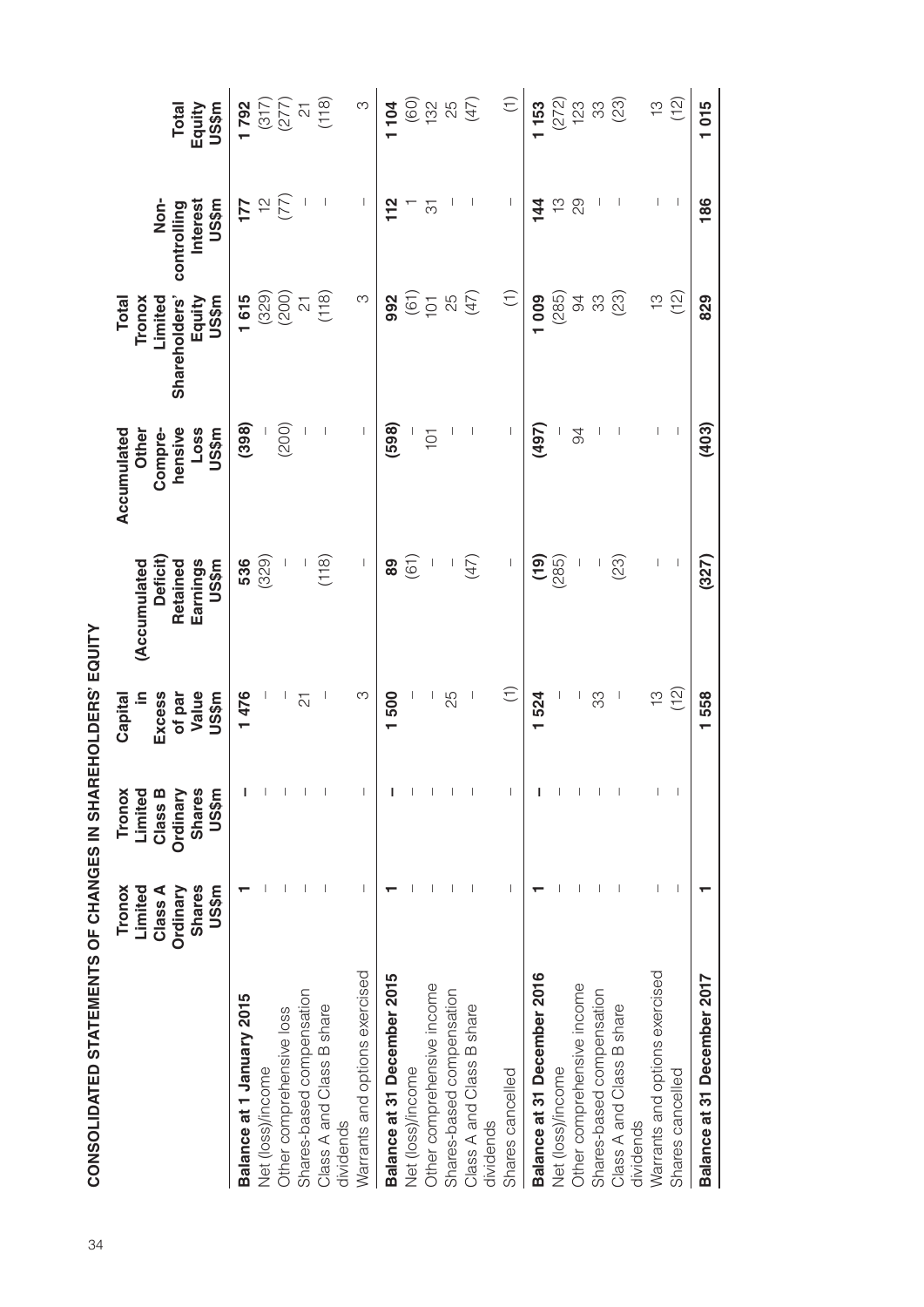## CONSOLIDATED STATEMENTS OF CHANGES IN SHAREHOLDERS' EQUITY

| | Tronox Limited Class A Ordinary Shares US$m | Tronox Limited Class B Ordinary Shares US$m | Capital in Excess of par Value US$m | (Accumulated Deficit) Retained Earnings US$m | Accumulated Other Comprehensive Loss US$m | Total Tronox Limited Shareholders' Equity US$m | Non-controlling Interest US$m | Total Equity US$m |
|---|---|---|---|---|---|---|---|---|
| **Balance at 1 January 2015** | **1** | **–** | **1 476** | **536** | **(398)** | **1 615** | **177** | **1 792** |
| Net (loss)/income | – | – | – | (329) | – | (329) | 12 | (317) |
| Other comprehensive loss | – | – | – | – | (200) | (200) | (77) | (277) |
| Shares-based compensation | – | – | 21 | – | – | 21 | – | 21 |
| Class A and Class B share dividends | – | – | – | (118) | – | (118) | – | (118) |
| Warrants and options exercised | – | – | 3 | – | – | 3 | – | 3 |
| **Balance at 31 December 2015** | **1** | **–** | **1 500** | **89** | **(598)** | **992** | **112** | **1 104** |
| Net (loss)/income | – | – | – | (61) | – | (61) | 1 | (60) |
| Other comprehensive income | – | – | – | – | 101 | 101 | 31 | 132 |
| Shares-based compensation | – | – | 25 | – | – | 25 | – | 25 |
| Class A and Class B share dividends | – | – | – | (47) | – | (47) | – | (47) |
| Shares cancelled | – | – | (1) | – | – | (1) | – | (1) |
| **Balance at 31 December 2016** | **1** | **–** | **1 524** | **(19)** | **(497)** | **1 009** | **144** | **1 153** |
| Net (loss)/income | – | – | – | (285) | – | (285) | 13 | (272) |
| Other comprehensive income | – | – | – | – | 94 | 94 | 29 | 123 |
| Shares-based compensation | – | – | 33 | – | – | 33 | – | 33 |
| Class A and Class B share dividends | – | – | – | (23) | – | (23) | – | (23) |
| Warrants and options exercised | – | – | 13 | – | – | 13 | – | 13 |
| Shares cancelled | – | – | (12) | – | – | (12) | – | (12) |
| **Balance at 31 December 2017** | **1** | | **1 558** | **(327)** | **(403)** | **829** | **186** | **1 015** |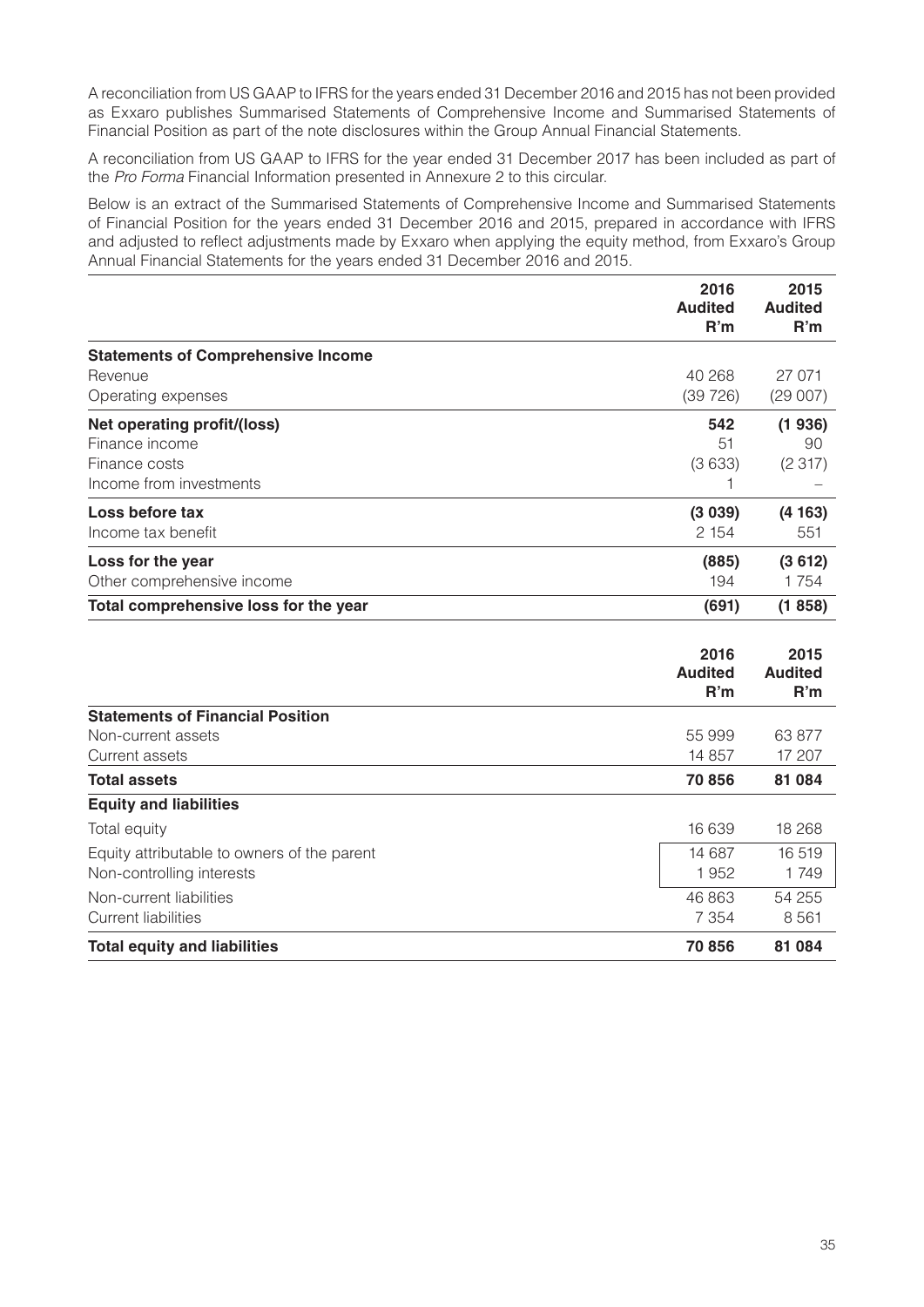A reconciliation from US GAAP to IFRS for the years ended 31 December 2016 and 2015 has not been provided as Exxaro publishes Summarised Statements of Comprehensive Income and Summarised Statements of Financial Position as part of the note disclosures within the Group Annual Financial Statements.

A reconciliation from US GAAP to IFRS for the year ended 31 December 2017 has been included as part of the *Pro Forma* Financial Information presented in Annexure 2 to this circular.

Below is an extract of the Summarised Statements of Comprehensive Income and Summarised Statements of Financial Position for the years ended 31 December 2016 and 2015, prepared in accordance with IFRS and adjusted to reflect adjustments made by Exxaro when applying the equity method, from Exxaro's Group Annual Financial Statements for the years ended 31 December 2016 and 2015.

| | 2016 Audited R'm | 2015 Audited R'm |
|---|---|---|
| **Statements of Comprehensive Income** | | |
| Revenue | 40 268 | 27 071 |
| Operating expenses | (39 726) | (29 007) |
| **Net operating profit/(loss)** | **542** | **(1 936)** |
| Finance income | 51 | 90 |
| Finance costs | (3 633) | (2 317) |
| Income from investments | 1 | – |
| **Loss before tax** | **(3 039)** | **(4 163)** |
| Income tax benefit | 2 154 | 551 |
| **Loss for the year** | **(885)** | **(3 612)** |
| Other comprehensive income | 194 | 1 754 |
| **Total comprehensive loss for the year** | **(691)** | **(1 858)** |

| | 2016 Audited R'm | 2015 Audited R'm |
|---|---|---|
| **Statements of Financial Position** | | |
| Non-current assets | 55 999 | 63 877 |
| Current assets | 14 857 | 17 207 |
| **Total assets** | **70 856** | **81 084** |
| **Equity and liabilities** | | |
| Total equity | 16 639 | 18 268 |
| Equity attributable to owners of the parent | 14 687 | 16 519 |
| Non-controlling interests | 1 952 | 1 749 |
| Non-current liabilities | 46 863 | 54 255 |
| Current liabilities | 7 354 | 8 561 |
| **Total equity and liabilities** | **70 856** | **81 084** |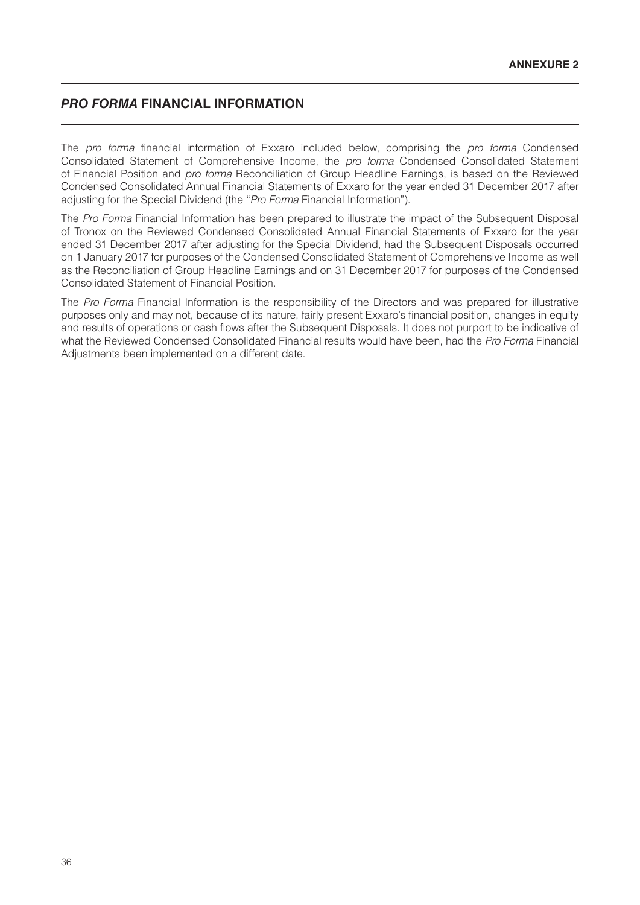**ANNEXURE 2**

## *PRO FORMA* FINANCIAL INFORMATION

The *pro forma* financial information of Exxaro included below, comprising the *pro forma* Condensed Consolidated Statement of Comprehensive Income, the *pro forma* Condensed Consolidated Statement of Financial Position and *pro forma* Reconciliation of Group Headline Earnings, is based on the Reviewed Condensed Consolidated Annual Financial Statements of Exxaro for the year ended 31 December 2017 after adjusting for the Special Dividend (the "*Pro Forma* Financial Information").

The *Pro Forma* Financial Information has been prepared to illustrate the impact of the Subsequent Disposal of Tronox on the Reviewed Condensed Consolidated Annual Financial Statements of Exxaro for the year ended 31 December 2017 after adjusting for the Special Dividend, had the Subsequent Disposals occurred on 1 January 2017 for purposes of the Condensed Consolidated Statement of Comprehensive Income as well as the Reconciliation of Group Headline Earnings and on 31 December 2017 for purposes of the Condensed Consolidated Statement of Financial Position.

The *Pro Forma* Financial Information is the responsibility of the Directors and was prepared for illustrative purposes only and may not, because of its nature, fairly present Exxaro's financial position, changes in equity and results of operations or cash flows after the Subsequent Disposals. It does not purport to be indicative of what the Reviewed Condensed Consolidated Financial results would have been, had the *Pro Forma* Financial Adjustments been implemented on a different date.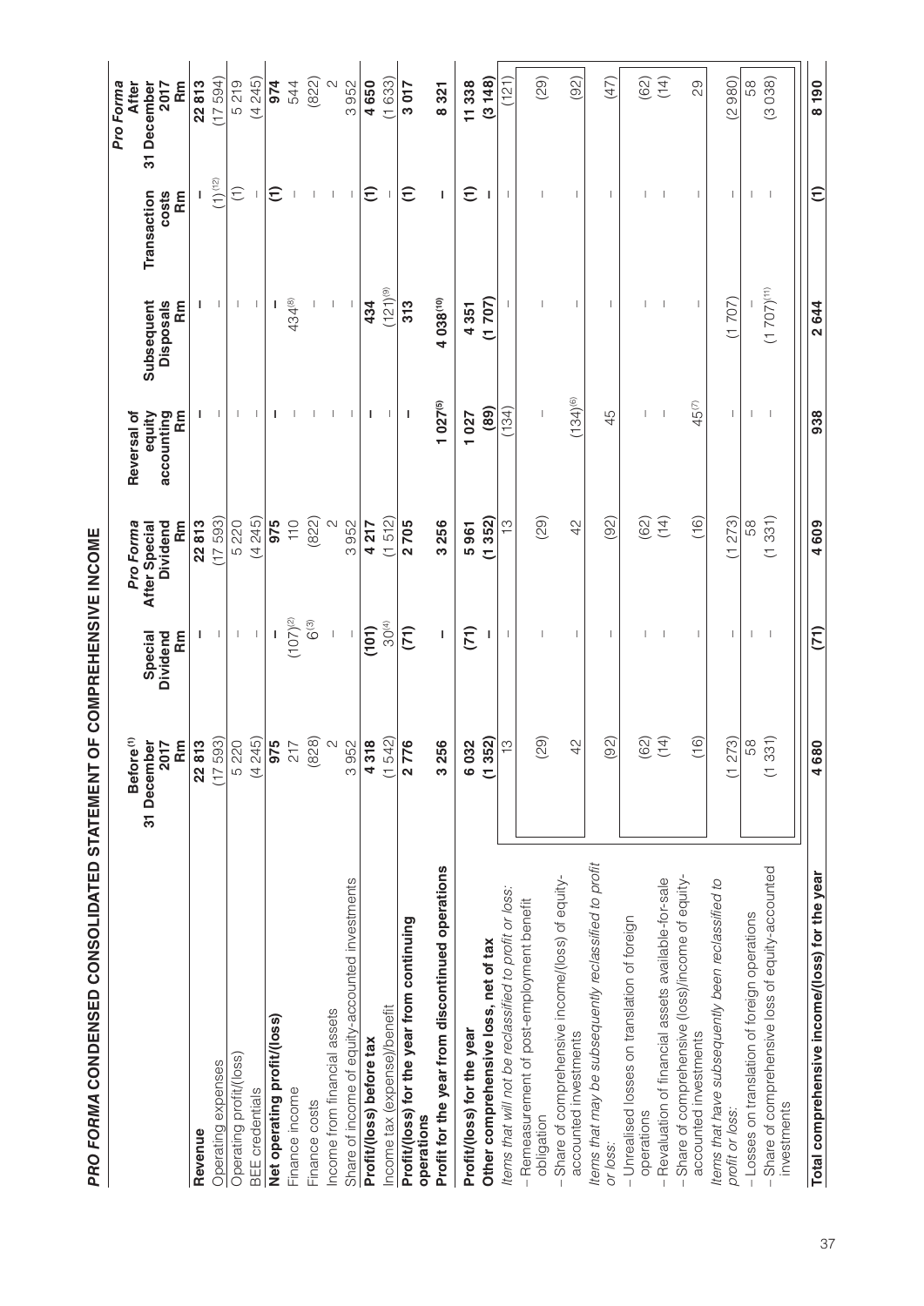# *PRO FORMA* CONDENSED CONSOLIDATED STATEMENT OF COMPREHENSIVE INCOME

| | Before[1] 31 December 2017 Rm | Special Dividend Rm | *Pro Forma* After Special Dividend Rm | Reversal of equity accounting Rm | Subsequent Disposals Rm | Transaction costs Rm | *Pro Forma* After 31 December 2017 Rm |
|---|---|---|---|---|---|---|---|
| **Revenue** | **22 813** | **–** | **22 813** | **–** | **–** | **–** | **22 813** |
| Operating expenses | (17 593) | – | (17 593) | – | – | (1)[12] | (17 594) |
| Operating profit/(loss) | 5 220 | – | 5 220 | – | – | (1) | 5 219 |
| BEE credentials | (4 245) | – | (4 245) | – | – | – | (4 245) |
| **Net operating profit/(loss)** | **975** | **–** | **975** | **–** | **–** | **(1)** | **974** |
| Finance income | 217 | (107)[2] | 110 | – | 434[8] | – | 544 |
| Finance costs | (828) | 6[3] | (822) | – | – | – | (822) |
| Income from financial assets | 2 | – | 2 | – | – | – | 2 |
| Share of income of equity-accounted investments | 3 952 | – | 3 952 | – | – | – | 3 952 |
| **Profit/(loss) before tax** | **4 318** | **(101)** | **4 217** | **–** | **434** | **(1)** | **4 650** |
| Income tax (expense)/benefit | (1 542) | 30[4] | (1 512) | – | (121)[9] | – | (1 633) |
| **Profit/(loss) for the year from continuing operations** | **2 776** | **(71)** | **2 705** | **–** | **313** | **(1)** | **3 017** |
| **Profit for the year from discontinued operations** | **3 256** | **–** | **3 256** | **1 027[5]** | **4 038[10]** | **–** | **8 321** |
| **Profit/(loss) for the year** | **6 032** | **(71)** | **5 961** | **1 027** | **4 351** | **(1)** | **11 338** |
| **Other comprehensive loss, net of tax** | **(1 352)** | **–** | **(1 352)** | **(89)** | **(1 707)** | **–** | **(3 148)** |
| *Items that will not be reclassified to profit or loss:* | 13 | – | 13 | (134) | – | – | (121) |
| – Remeasurement of post-employment benefit obligation | (29) | – | (29) | – | – | – | (29) |
| – Share of comprehensive income/(loss) of equity-accounted investments | 42 | – | 42 | (134)[6] | – | – | (92) |
| *Items that may be subsequently reclassified to profit or loss:* | (92) | – | (92) | 45 | – | – | (47) |
| – Unrealised losses on translation of foreign operations | (62) | – | (62) | – | – | – | (62) |
| – Revaluation of financial assets available-for-sale | (14) | – | (14) | – | – | – | (14) |
| – Share of comprehensive (loss)/income of equity-accounted investments | (16) | – | (16) | 45[7] | – | – | 29 |
| *Items that have subsequently been reclassified to profit or loss:* | (1 273) | – | (1 273) | – | (1 707) | – | (2 980) |
| – Losses on translation of foreign operations | 58 | – | 58 | – | – | – | 58 |
| – Share of comprehensive loss of equity-accounted investments | (1 331) | – | (1 331) | – | (1 707)[11] | – | (3 038) |
| **Total comprehensive income/(loss) for the year** | **4 680** | **(71)** | **4 609** | **938** | **2 644** | **(1)** | **8 190** |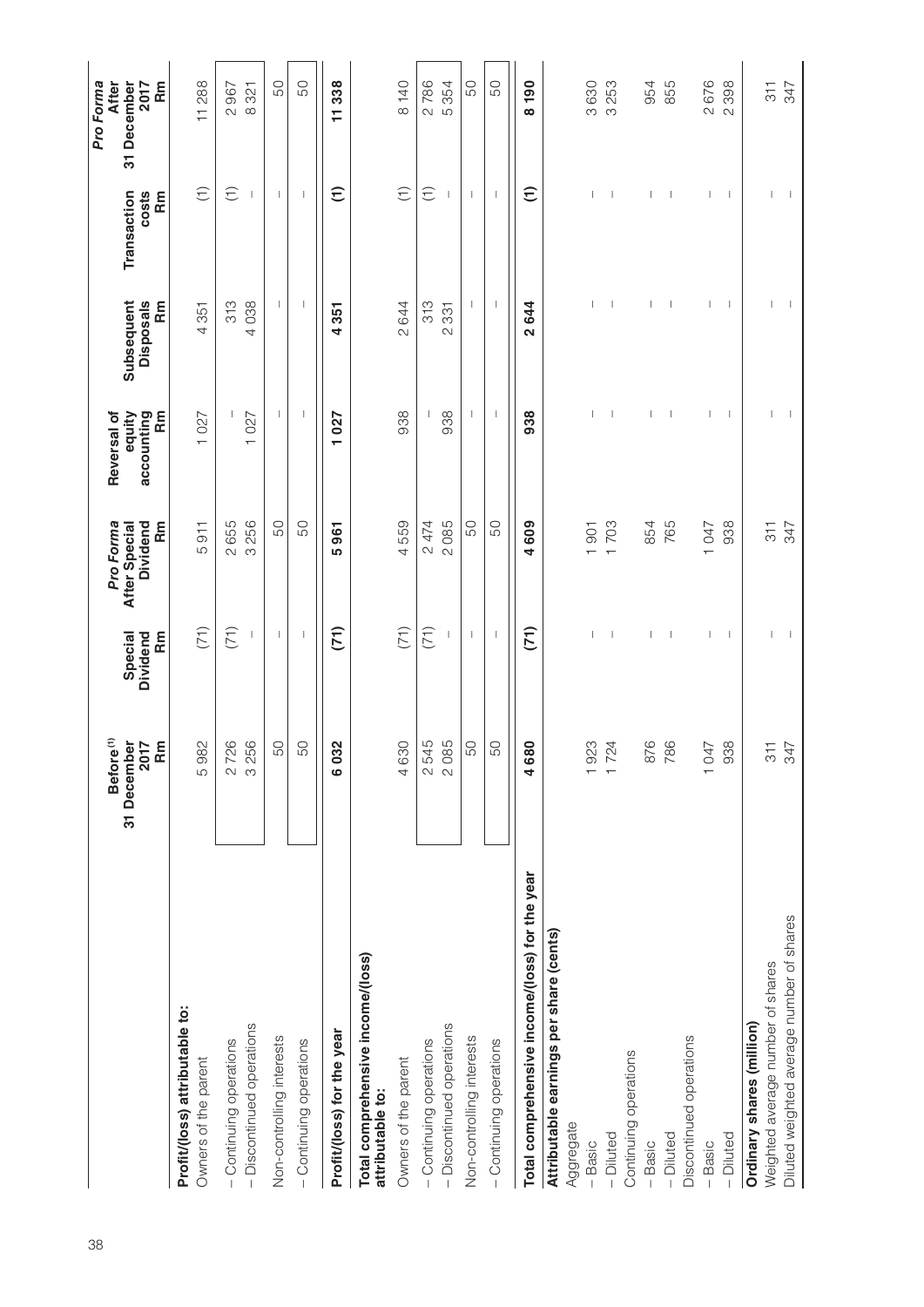| | Before[1] 31 December 2017 Rm | Special Dividend Rm | *Pro Forma* After Special Dividend Rm | Reversal of equity accounting Rm | Subsequent Disposals Rm | Transaction costs Rm | *Pro Forma* After 31 December 2017 Rm |
|---|---|---|---|---|---|---|---|
| **Profit/(loss) attributable to:** | | | | | | | |
| Owners of the parent | 5 982 | (71) | 5 911 | 1 027 | 4 351 | (1) | 11 288 |
| – Continuing operations | 2 726 | (71) | 2 655 | – | 313 | (1) | 2 967 |
| – Discontinued operations | 3 256 | – | 3 256 | 1 027 | 4 038 | – | 8 321 |
| Non-controlling interests | 50 | – | 50 | – | – | – | 50 |
| – Continuing operations | 50 | – | 50 | – | – | – | 50 |
| **Profit/(loss) for the year** | **6 032** | **(71)** | **5 961** | **1 027** | **4 351** | **(1)** | **11 338** |
| **Total comprehensive income/(loss) attributable to:** | | | | | | | |
| Owners of the parent | 4 630 | (71) | 4 559 | 938 | 2 644 | (1) | 8 140 |
| – Continuing operations | 2 545 | (71) | 2 474 | – | 313 | (1) | 2 786 |
| – Discontinued operations | 2 085 | – | 2 085 | 938 | 2 331 | – | 5 354 |
| Non-controlling interests | 50 | – | 50 | – | – | – | 50 |
| – Continuing operations | 50 | – | 50 | – | – | – | 50 |
| **Total comprehensive income/(loss) for the year** | **4 680** | **(71)** | **4 609** | **938** | **2 644** | **(1)** | **8 190** |
| **Attributable earnings per share (cents)** | | | | | | | |
| Aggregate | | | | | | | |
| – Basic | 1 923 | – | 1 901 | – | – | – | 3 630 |
| – Diluted | 1 724 | – | 1 703 | – | – | – | 3 253 |
| Continuing operations | | | | | | | |
| – Basic | 876 | – | 854 | – | – | – | 954 |
| – Diluted | 786 | – | 765 | – | – | – | 855 |
| Discontinued operations | | | | | | | |
| – Basic | 1 047 | – | 1 047 | – | – | – | 2 676 |
| – Diluted | 938 | – | 938 | – | – | – | 2 398 |
| **Ordinary shares (million)** | | | | | | | |
| Weighted average number of shares | 311 | – | 311 | – | – | – | 311 |
| Diluted weighted average number of shares | 347 | – | 347 | – | – | – | 347 |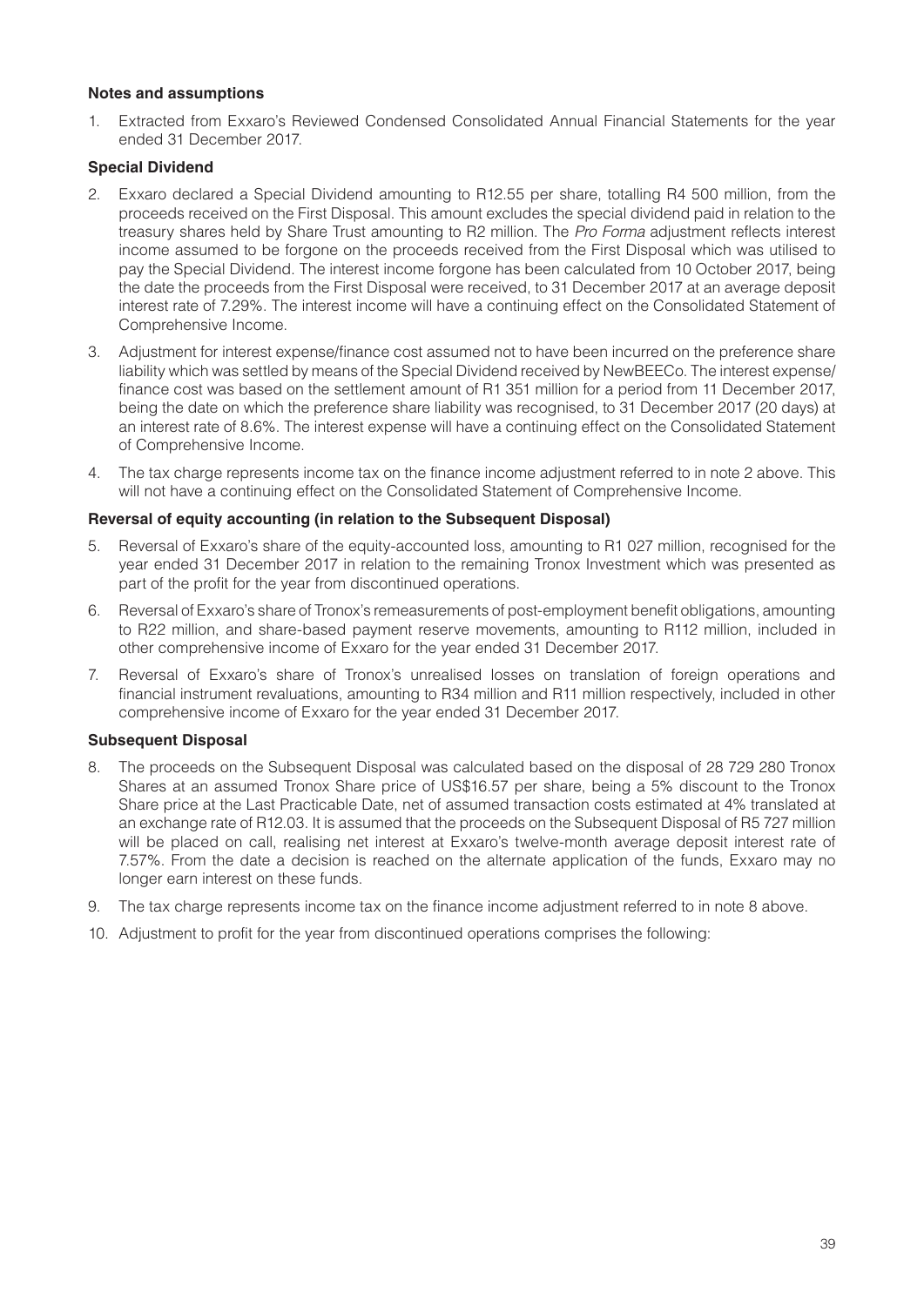**Notes and assumptions**

1. Extracted from Exxaro's Reviewed Condensed Consolidated Annual Financial Statements for the year ended 31 December 2017.

**Special Dividend**

2. Exxaro declared a Special Dividend amounting to R12.55 per share, totalling R4 500 million, from the proceeds received on the First Disposal. This amount excludes the special dividend paid in relation to the treasury shares held by Share Trust amounting to R2 million. The *Pro Forma* adjustment reflects interest income assumed to be forgone on the proceeds received from the First Disposal which was utilised to pay the Special Dividend. The interest income forgone has been calculated from 10 October 2017, being the date the proceeds from the First Disposal were received, to 31 December 2017 at an average deposit interest rate of 7.29%. The interest income will have a continuing effect on the Consolidated Statement of Comprehensive Income.

3. Adjustment for interest expense/finance cost assumed not to have been incurred on the preference share liability which was settled by means of the Special Dividend received by NewBEECo. The interest expense/finance cost was based on the settlement amount of R1 351 million for a period from 11 December 2017, being the date on which the preference share liability was recognised, to 31 December 2017 (20 days) at an interest rate of 8.6%. The interest expense will have a continuing effect on the Consolidated Statement of Comprehensive Income.

4. The tax charge represents income tax on the finance income adjustment referred to in note 2 above. This will not have a continuing effect on the Consolidated Statement of Comprehensive Income.

**Reversal of equity accounting (in relation to the Subsequent Disposal)**

5. Reversal of Exxaro's share of the equity-accounted loss, amounting to R1 027 million, recognised for the year ended 31 December 2017 in relation to the remaining Tronox Investment which was presented as part of the profit for the year from discontinued operations.

6. Reversal of Exxaro's share of Tronox's remeasurements of post-employment benefit obligations, amounting to R22 million, and share-based payment reserve movements, amounting to R112 million, included in other comprehensive income of Exxaro for the year ended 31 December 2017.

7. Reversal of Exxaro's share of Tronox's unrealised losses on translation of foreign operations and financial instrument revaluations, amounting to R34 million and R11 million respectively, included in other comprehensive income of Exxaro for the year ended 31 December 2017.

**Subsequent Disposal**

8. The proceeds on the Subsequent Disposal was calculated based on the disposal of 28 729 280 Tronox Shares at an assumed Tronox Share price of US$16.57 per share, being a 5% discount to the Tronox Share price at the Last Practicable Date, net of assumed transaction costs estimated at 4% translated at an exchange rate of R12.03. It is assumed that the proceeds on the Subsequent Disposal of R5 727 million will be placed on call, realising net interest at Exxaro's twelve-month average deposit interest rate of 7.57%. From the date a decision is reached on the alternate application of the funds, Exxaro may no longer earn interest on these funds.

9. The tax charge represents income tax on the finance income adjustment referred to in note 8 above.

10. Adjustment to profit for the year from discontinued operations comprises the following: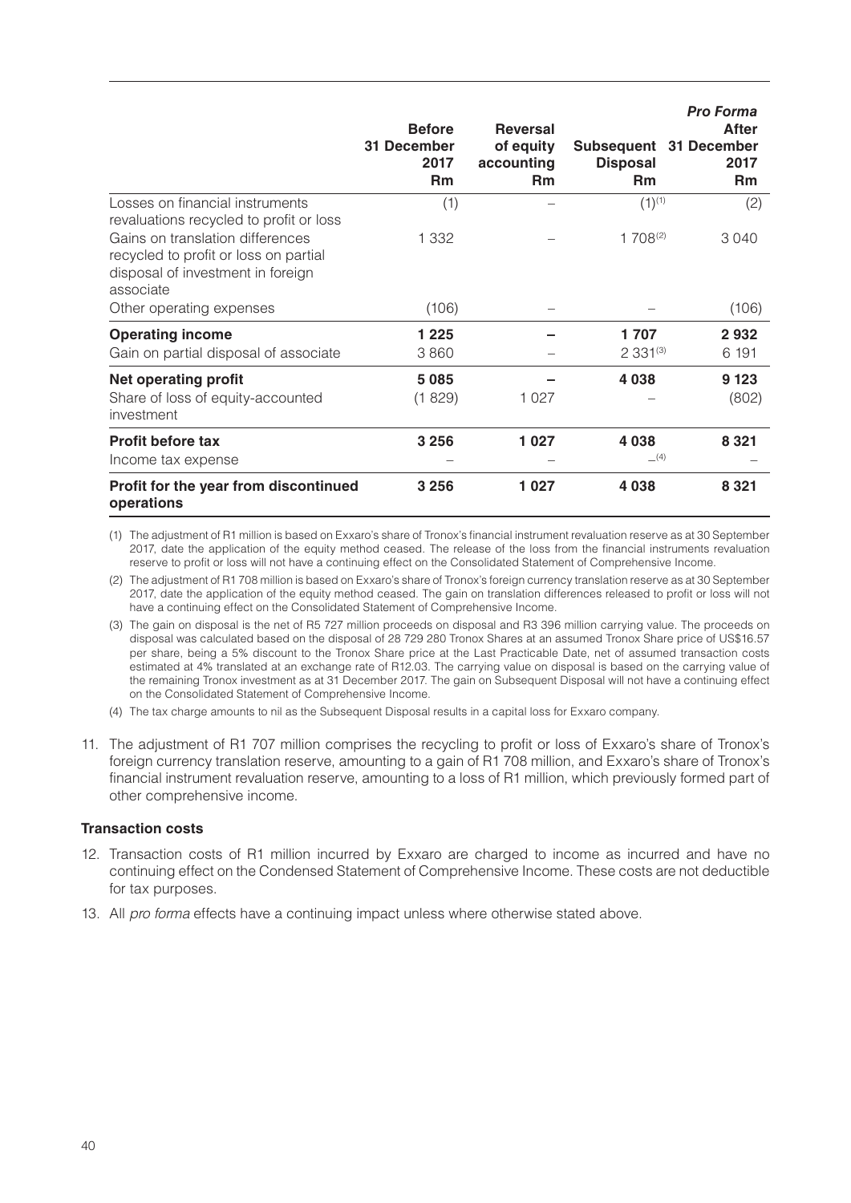| | Before 31 December 2017 Rm | Reversal of equity accounting Rm | Subsequent Disposal Rm | *Pro Forma* After 31 December 2017 Rm |
|---|---|---|---|---|
| Losses on financial instruments revaluations recycled to profit or loss | (1) | – | (1)[(1)] | (2) |
| Gains on translation differences recycled to profit or loss on partial disposal of investment in foreign associate | 1 332 | – | 1 708[(2)] | 3 040 |
| Other operating expenses | (106) | – | – | (106) |
| **Operating income** | **1 225** | **–** | **1 707** | **2 932** |
| Gain on partial disposal of associate | 3 860 | – | 2 331[(3)] | 6 191 |
| **Net operating profit** | **5 085** | **–** | **4 038** | **9 123** |
| Share of loss of equity-accounted investment | (1 829) | 1 027 | – | (802) |
| **Profit before tax** | **3 256** | **1 027** | **4 038** | **8 321** |
| Income tax expense | – | – | –[(4)] | – |
| **Profit for the year from discontinued operations** | **3 256** | **1 027** | **4 038** | **8 321** |

(1) The adjustment of R1 million is based on Exxaro's share of Tronox's financial instrument revaluation reserve as at 30 September 2017, date the application of the equity method ceased. The release of the loss from the financial instruments revaluation reserve to profit or loss will not have a continuing effect on the Consolidated Statement of Comprehensive Income.

(2) The adjustment of R1 708 million is based on Exxaro's share of Tronox's foreign currency translation reserve as at 30 September 2017, date the application of the equity method ceased. The gain on translation differences released to profit or loss will not have a continuing effect on the Consolidated Statement of Comprehensive Income.

(3) The gain on disposal is the net of R5 727 million proceeds on disposal and R3 396 million carrying value. The proceeds on disposal was calculated based on the disposal of 28 729 280 Tronox Shares at an assumed Tronox Share price of US$16.57 per share, being a 5% discount to the Tronox Share price at the Last Practicable Date, net of assumed transaction costs estimated at 4% translated at an exchange rate of R12.03. The carrying value on disposal is based on the carrying value of the remaining Tronox investment as at 31 December 2017. The gain on Subsequent Disposal will not have a continuing effect on the Consolidated Statement of Comprehensive Income.

(4) The tax charge amounts to nil as the Subsequent Disposal results in a capital loss for Exxaro company.

11. The adjustment of R1 707 million comprises the recycling to profit or loss of Exxaro's share of Tronox's foreign currency translation reserve, amounting to a gain of R1 708 million, and Exxaro's share of Tronox's financial instrument revaluation reserve, amounting to a loss of R1 million, which previously formed part of other comprehensive income.

**Transaction costs**

12. Transaction costs of R1 million incurred by Exxaro are charged to income as incurred and have no continuing effect on the Condensed Statement of Comprehensive Income. These costs are not deductible for tax purposes.

13. All *pro forma* effects have a continuing impact unless where otherwise stated above.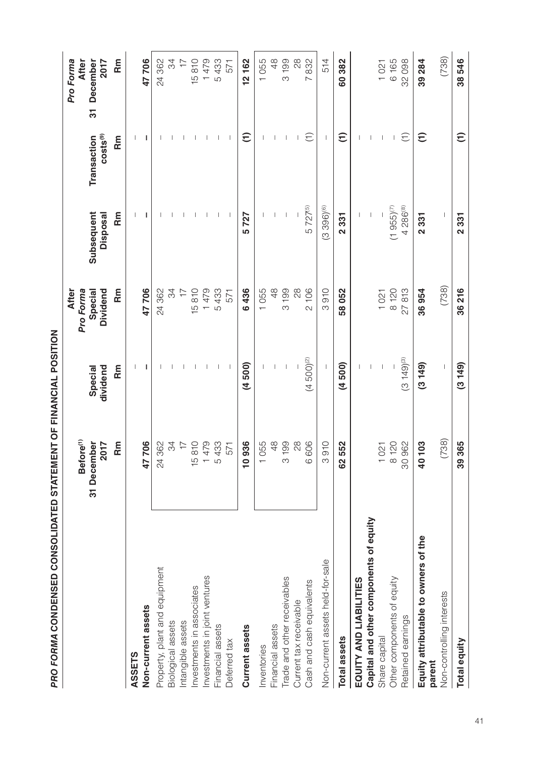# *PRO FORMA* CONDENSED CONSOLIDATED STATEMENT OF FINANCIAL POSITION

| | Before[1] 31 December 2017 | Special dividend | *Pro Forma* After Special Dividend | Subsequent Disposal | Transaction costs[9] | *Pro Forma* After 31 December 2017 |
|---|---|---|---|---|---|---|
| | Rm | Rm | Rm | Rm | Rm | Rm |
| **ASSETS** | | | | | | |
| **Non-current assets** | **47 706** | **–** | **47 706** | **–** | **–** | **47 706** |
| Property, plant and equipment | 24 362 | – | 24 362 | – | – | 24 362 |
| Biological assets | 34 | – | 34 | – | – | 34 |
| Intangible assets | 17 | – | 17 | – | – | 17 |
| Investments in associates | 15 810 | – | 15 810 | – | – | 15 810 |
| Investments in joint ventures | 1 479 | – | 1 479 | – | – | 1 479 |
| Financial assets | 5 433 | – | 5 433 | – | – | 5 433 |
| Deferred tax | 571 | – | 571 | – | – | 571 |
| **Current assets** | **10 936** | **(4 500)** | **6 436** | **5 727** | **(1)** | **12 162** |
| Inventories | 1 055 | – | 1 055 | – | – | 1 055 |
| Financial assets | 48 | – | 48 | – | – | 48 |
| Trade and other receivables | 3 199 | – | 3 199 | – | – | 3 199 |
| Current tax receivable | 28 | – | 28 | – | – | 28 |
| Cash and cash equivalents | 6 606 | (4 500)[2] | 2 106 | 5 727[5] | (1) | 7 832 |
| Non-current assets held-for-sale | 3 910 | – | 3 910 | (3 396)[6] | – | 514 |
| **Total assets** | **62 552** | **(4 500)** | **58 052** | **2 331** | **(1)** | **60 382** |
| **EQUITY AND LIABILITIES** | | | | | | |
| **Capital and other components of equity** | | – | | – | – | |
| Share capital | 1 021 | – | 1 021 | – | – | 1 021 |
| Other components of equity | 8 120 | – | 8 120 | (1 955)[7] | – | 6 165 |
| Retained earnings | 30 962 | (3 149)[3] | 27 813 | 4 286[8] | (1) | 32 098 |
| **Equity attributable to owners of the parent** | **40 103** | **(3 149)** | **36 954** | **2 331** | **(1)** | **39 284** |
| Non-controlling interests | (738) | – | (738) | – | | (738) |
| **Total equity** | **39 365** | **(3 149)** | **36 216** | **2 331** | **(1)** | **38 546** |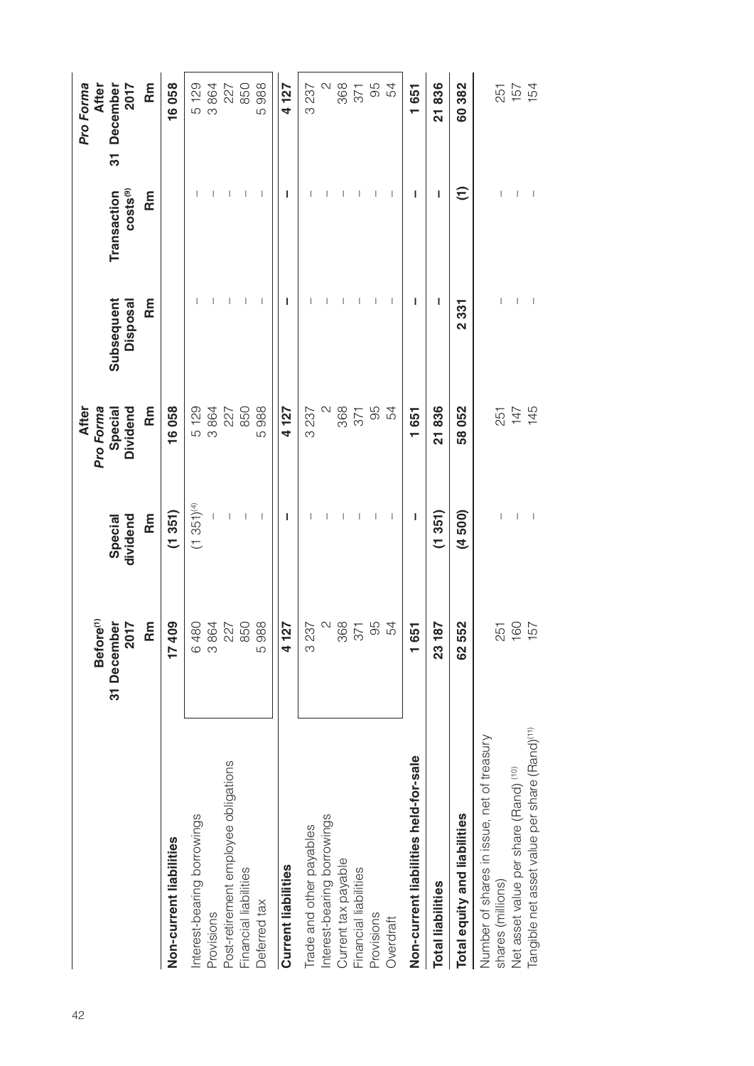| | Before[1] 31 December 2017 | Special dividend | After *Pro Forma* Special Dividend | Subsequent Disposal | Transaction costs[9] | *Pro Forma* After 31 December 2017 |
|---|---|---|---|---|---|---|
| | Rm | Rm | Rm | Rm | Rm | Rm |
| **Non-current liabilities** | **17 409** | **(1 351)** | **16 058** | | | **16 058** |
| Interest-bearing borrowings | 6 480 | (1 351)[4] | 5 129 | – | – | 5 129 |
| Provisions | 3 864 | – | 3 864 | – | – | 3 864 |
| Post-retirement employee obligations | 227 | – | 227 | – | – | 227 |
| Financial liabilities | 850 | – | 850 | – | – | 850 |
| Deferred tax | 5 988 | – | 5 988 | – | – | 5 988 |
| **Current liabilities** | **4 127** | **–** | **4 127** | **–** | **–** | **4 127** |
| Trade and other payables | 3 237 | – | 3 237 | – | – | 3 237 |
| Interest-bearing borrowings | 2 | – | 2 | – | – | 2 |
| Current tax payable | 368 | – | 368 | – | – | 368 |
| Financial liabilities | 371 | – | 371 | – | – | 371 |
| Provisions | 95 | – | 95 | – | – | 95 |
| Overdraft | 54 | – | 54 | – | – | 54 |
| **Non-current liabilities held-for-sale** | **1 651** | **–** | **1 651** | **–** | **–** | **1 651** |
| **Total liabilities** | **23 187** | **(1 351)** | **21 836** | **–** | **–** | **21 836** |
| **Total equity and liabilities** | **62 552** | **(4 500)** | **58 052** | **2 331** | **(1)** | **60 382** |
| Number of shares in issue, net of treasury shares (millions) | 251 | – | 251 | – | – | 251 |
| Net asset value per share (Rand) [10] | 160 | – | 147 | – | – | 157 |
| Tangible net asset value per share (Rand)[11] | 157 | – | 145 | – | – | 154 |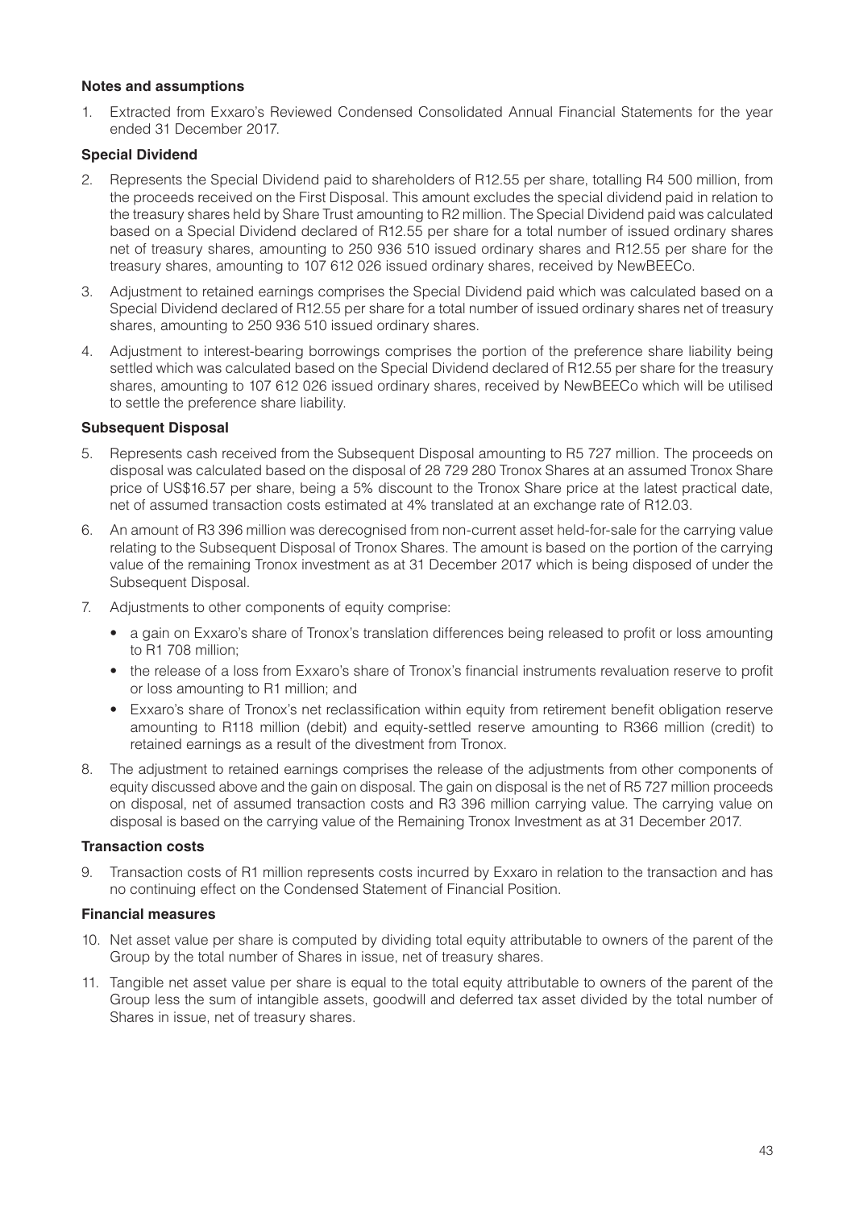**Notes and assumptions**

1. Extracted from Exxaro's Reviewed Condensed Consolidated Annual Financial Statements for the year ended 31 December 2017.

**Special Dividend**

2. Represents the Special Dividend paid to shareholders of R12.55 per share, totalling R4 500 million, from the proceeds received on the First Disposal. This amount excludes the special dividend paid in relation to the treasury shares held by Share Trust amounting to R2 million. The Special Dividend paid was calculated based on a Special Dividend declared of R12.55 per share for a total number of issued ordinary shares net of treasury shares, amounting to 250 936 510 issued ordinary shares and R12.55 per share for the treasury shares, amounting to 107 612 026 issued ordinary shares, received by NewBEECo.
3. Adjustment to retained earnings comprises the Special Dividend paid which was calculated based on a Special Dividend declared of R12.55 per share for a total number of issued ordinary shares net of treasury shares, amounting to 250 936 510 issued ordinary shares.
4. Adjustment to interest-bearing borrowings comprises the portion of the preference share liability being settled which was calculated based on the Special Dividend declared of R12.55 per share for the treasury shares, amounting to 107 612 026 issued ordinary shares, received by NewBEECo which will be utilised to settle the preference share liability.

**Subsequent Disposal**

5. Represents cash received from the Subsequent Disposal amounting to R5 727 million. The proceeds on disposal was calculated based on the disposal of 28 729 280 Tronox Shares at an assumed Tronox Share price of US$16.57 per share, being a 5% discount to the Tronox Share price at the latest practical date, net of assumed transaction costs estimated at 4% translated at an exchange rate of R12.03.
6. An amount of R3 396 million was derecognised from non-current asset held-for-sale for the carrying value relating to the Subsequent Disposal of Tronox Shares. The amount is based on the portion of the carrying value of the remaining Tronox investment as at 31 December 2017 which is being disposed of under the Subsequent Disposal.
7. Adjustments to other components of equity comprise:
   - a gain on Exxaro's share of Tronox's translation differences being released to profit or loss amounting to R1 708 million;
   - the release of a loss from Exxaro's share of Tronox's financial instruments revaluation reserve to profit or loss amounting to R1 million; and
   - Exxaro's share of Tronox's net reclassification within equity from retirement benefit obligation reserve amounting to R118 million (debit) and equity-settled reserve amounting to R366 million (credit) to retained earnings as a result of the divestment from Tronox.
8. The adjustment to retained earnings comprises the release of the adjustments from other components of equity discussed above and the gain on disposal. The gain on disposal is the net of R5 727 million proceeds on disposal, net of assumed transaction costs and R3 396 million carrying value. The carrying value on disposal is based on the carrying value of the Remaining Tronox Investment as at 31 December 2017.

**Transaction costs**

9. Transaction costs of R1 million represents costs incurred by Exxaro in relation to the transaction and has no continuing effect on the Condensed Statement of Financial Position.

**Financial measures**

10. Net asset value per share is computed by dividing total equity attributable to owners of the parent of the Group by the total number of Shares in issue, net of treasury shares.
11. Tangible net asset value per share is equal to the total equity attributable to owners of the parent of the Group less the sum of intangible assets, goodwill and deferred tax asset divided by the total number of Shares in issue, net of treasury shares.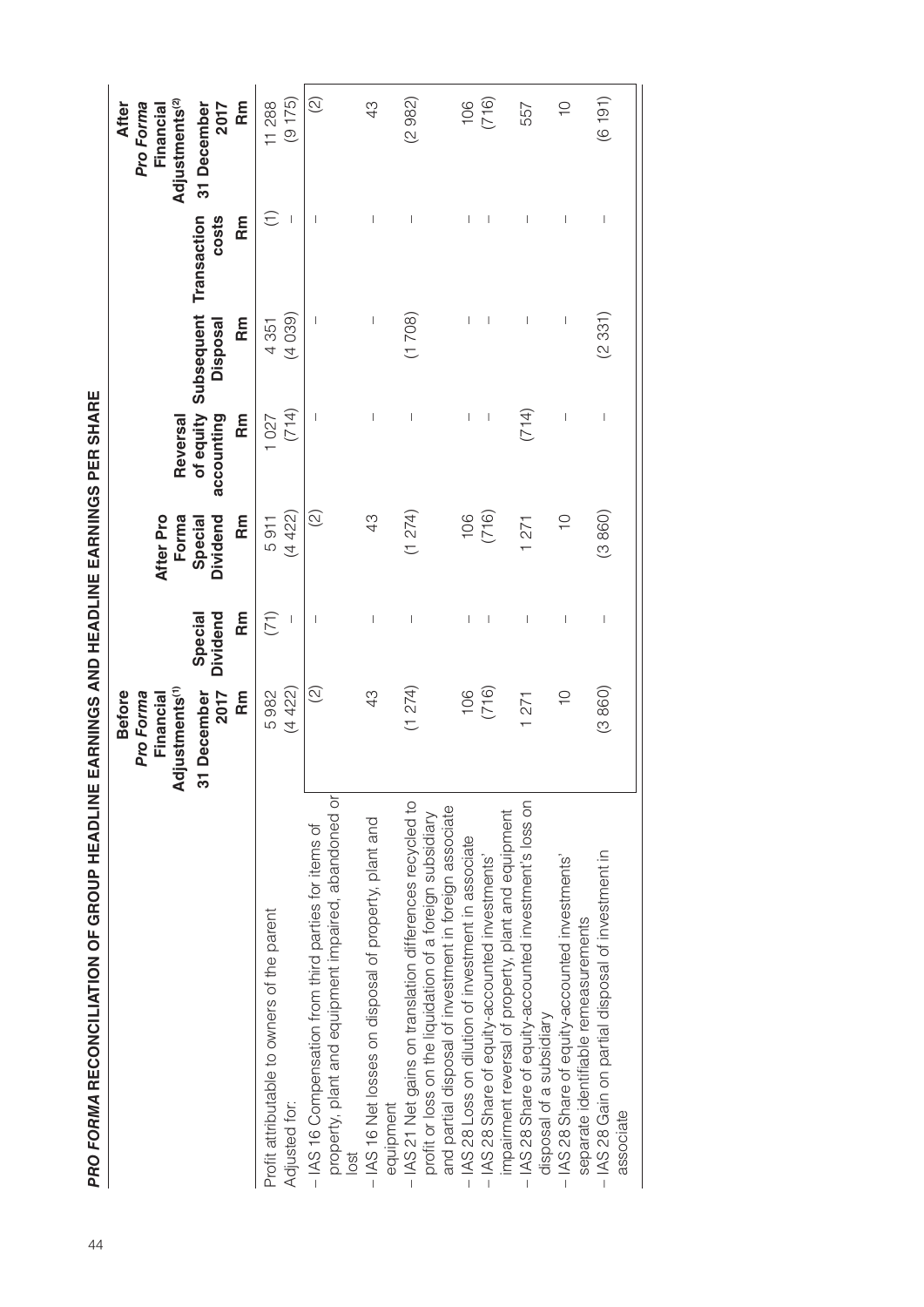## *PRO FORMA* RECONCILIATION OF GROUP HEADLINE EARNINGS AND HEADLINE EARNINGS PER SHARE

| | Before *Pro Forma* Financial Adjustments[(1)] 31 December 2017 Rm | Special Dividend Rm | After Pro Forma Special Dividend Rm | Reversal of equity accounting Rm | Subsequent Disposal Rm | Transaction costs Rm | After *Pro Forma* Financial Adjustments[(2)] 31 December 2017 Rm |
|---|---|---|---|---|---|---|---|
| Profit attributable to owners of the parent | 5 982 | (71) | 5 911 | 1 027 | 4 351 | (1) | 11 288 |
| Adjusted for: | (4 422) | – | (4 422) | (714) | (4 039) | – | (9 175) |
| – IAS 16 Compensation from third parties for items of property, plant and equipment impaired, abandoned or lost | (2) | – | (2) | – | – | – | (2) |
| – IAS 16 Net losses on disposal of property, plant and equipment | 43 | – | 43 | – | – | – | 43 |
| – IAS 21 Net gains on translation differences recycled to profit or loss on the liquidation of a foreign subsidiary and partial disposal of investment in foreign associate | (1 274) | – | (1 274) | – | (1 708) | – | (2 982) |
| – IAS 28 Loss on dilution of investment in associate | 106 | – | 106 | – | – | – | 106 |
| – IAS 28 Share of equity-accounted investments' impairment reversal of property, plant and equipment | (716) | – | (716) | – | – | – | (716) |
| – IAS 28 Share of equity-accounted investment's loss on disposal of a subsidiary | 1 271 | – | 1 271 | (714) | – | – | 557 |
| – IAS 28 Share of equity-accounted investments' separate identifiable remeasurements | 10 | – | 10 | – | – | – | 10 |
| – IAS 28 Gain on partial disposal of investment in associate | (3 860) | – | (3 860) | – | (2 331) | – | (6 191) |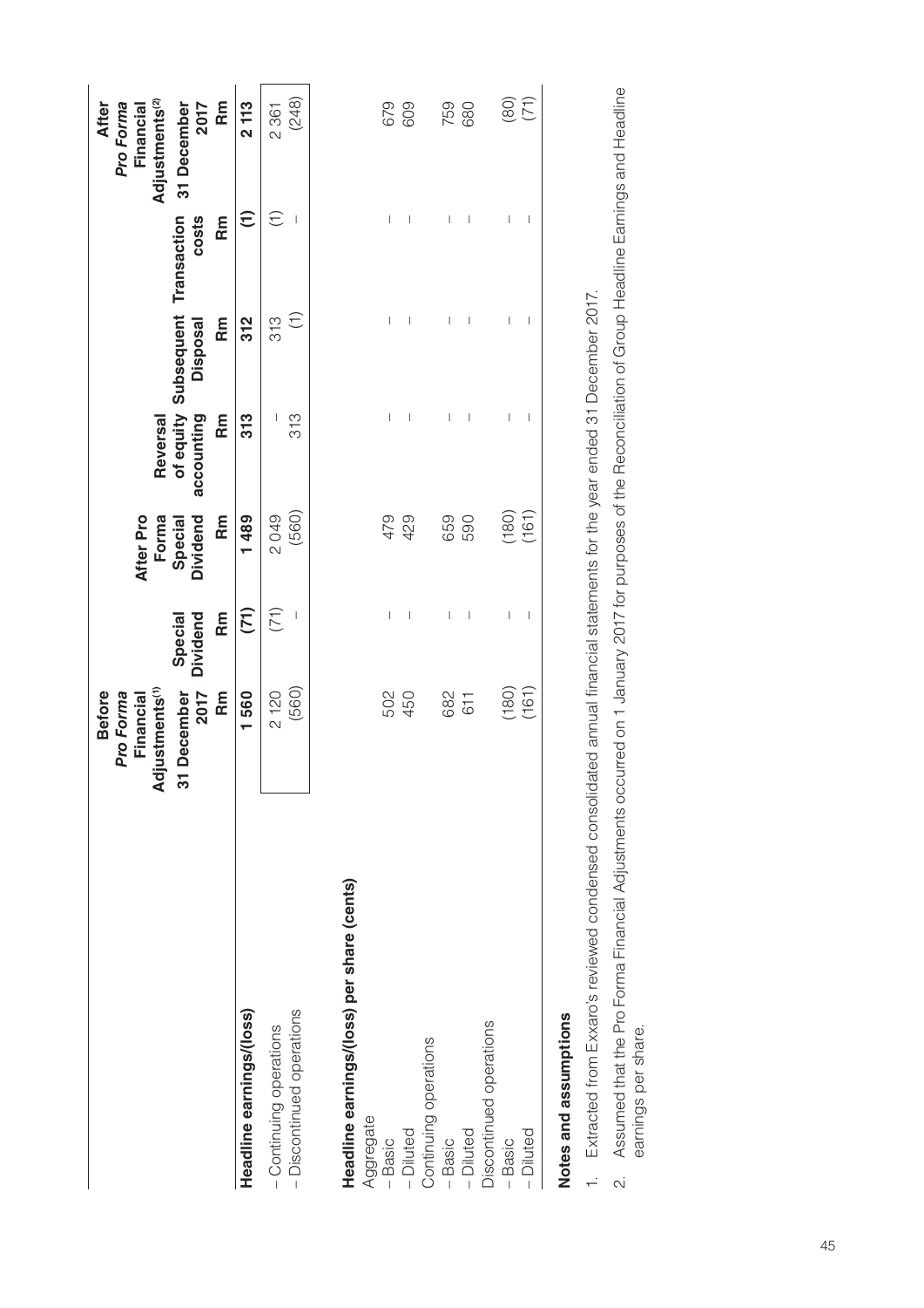| | Before *Pro Forma* Financial Adjustments[(1)] 31 December 2017 Rm | Special Dividend Rm | After Pro Forma Special Dividend Rm | Reversal of equity accounting Rm | Subsequent Disposal Rm | Transaction costs Rm | After *Pro Forma* Financial Adjustments[(2)] 31 December 2017 Rm |
|---|---|---|---|---|---|---|---|
| **Headline earnings/(loss)** | **1 560** | **(71)** | **1 489** | **313** | **312** | **(1)** | **2 113** |
| – Continuing operations | 2 120 | (71) | 2 049 | – | 313 | (1) | 2 361 |
| – Discontinued operations | (560) | – | (560) | 313 | (1) | – | (248) |
| | | | | | | | |
| **Headline earnings/(loss) per share (cents)** | | | | | | | |
| Aggregate | | | | | | | |
| – Basic | 502 | – | 479 | – | – | – | 679 |
| – Diluted | 450 | – | 429 | – | – | – | 609 |
| Continuing operations | | | | | | | |
| – Basic | 682 | – | 659 | – | – | – | 759 |
| – Diluted | 611 | – | 590 | – | – | – | 680 |
| Discontinued operations | | | | | | | |
| – Basic | (180) | – | (180) | – | – | – | (80) |
| – Diluted | (161) | – | (161) | – | – | – | (71) |

**Notes and assumptions**

1. Extracted from Exxaro's reviewed condensed consolidated annual financial statements for the year ended 31 December 2017.
2. Assumed that the Pro Forma Financial Adjustments occurred on 1 January 2017 for purposes of the Reconciliation of Group Headline Earnings and Headline earnings per share.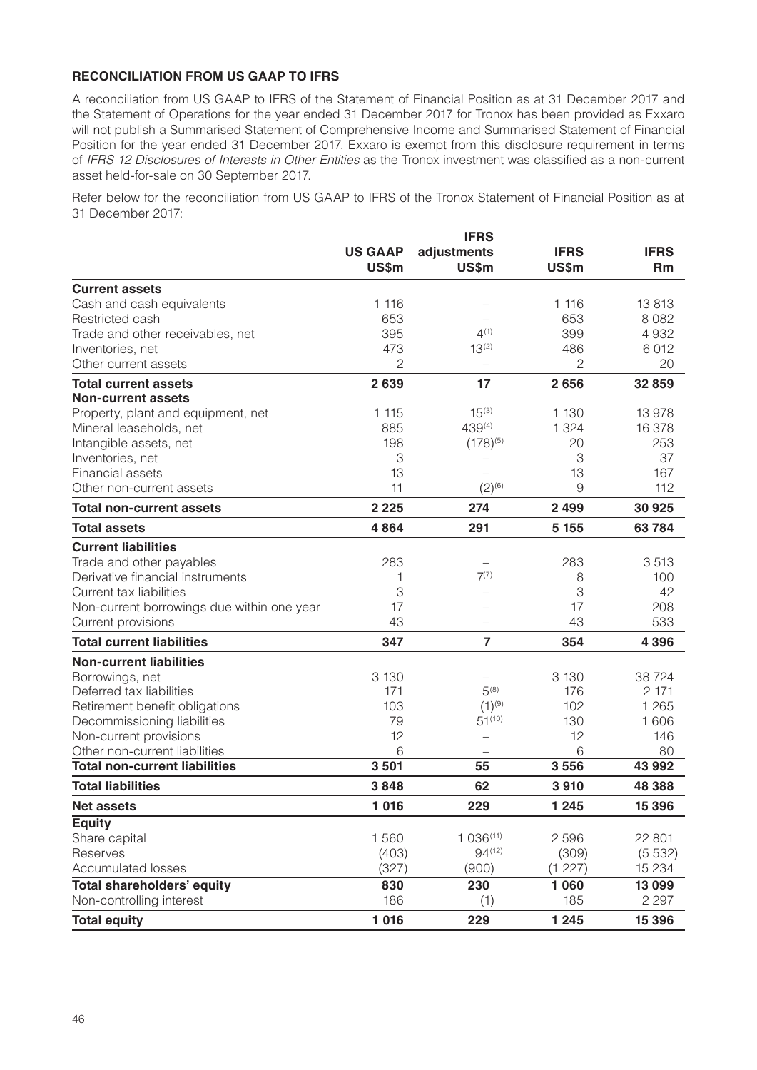## RECONCILIATION FROM US GAAP TO IFRS

A reconciliation from US GAAP to IFRS of the Statement of Financial Position as at 31 December 2017 and the Statement of Operations for the year ended 31 December 2017 for Tronox has been provided as Exxaro will not publish a Summarised Statement of Comprehensive Income and Summarised Statement of Financial Position for the year ended 31 December 2017. Exxaro is exempt from this disclosure requirement in terms of *IFRS 12 Disclosures of Interests in Other Entities* as the Tronox investment was classified as a non-current asset held-for-sale on 30 September 2017.

Refer below for the reconciliation from US GAAP to IFRS of the Tronox Statement of Financial Position as at 31 December 2017:

| | US GAAP US$m | IFRS adjustments US$m | IFRS US$m | IFRS Rm |
|---|---|---|---|---|
| **Current assets** | | | | |
| Cash and cash equivalents | 1 116 | – | 1 116 | 13 813 |
| Restricted cash | 653 | – | 653 | 8 082 |
| Trade and other receivables, net | 395 | 4[(1)] | 399 | 4 932 |
| Inventories, net | 473 | 13[(2)] | 486 | 6 012 |
| Other current assets | 2 | – | 2 | 20 |
| **Total current assets** | **2 639** | **17** | **2 656** | **32 859** |
| **Non-current assets** | | | | |
| Property, plant and equipment, net | 1 115 | 15[(3)] | 1 130 | 13 978 |
| Mineral leaseholds, net | 885 | 439[(4)] | 1 324 | 16 378 |
| Intangible assets, net | 198 | (178)[(5)] | 20 | 253 |
| Inventories, net | 3 | – | 3 | 37 |
| Financial assets | 13 | – | 13 | 167 |
| Other non-current assets | 11 | (2)[(6)] | 9 | 112 |
| **Total non-current assets** | **2 225** | **274** | **2 499** | **30 925** |
| **Total assets** | **4 864** | **291** | **5 155** | **63 784** |
| **Current liabilities** | | | | |
| Trade and other payables | 283 | – | 283 | 3 513 |
| Derivative financial instruments | 1 | 7[(7)] | 8 | 100 |
| Current tax liabilities | 3 | – | 3 | 42 |
| Non-current borrowings due within one year | 17 | – | 17 | 208 |
| Current provisions | 43 | – | 43 | 533 |
| **Total current liabilities** | **347** | **7** | **354** | **4 396** |
| **Non-current liabilities** | | | | |
| Borrowings, net | 3 130 | – | 3 130 | 38 724 |
| Deferred tax liabilities | 171 | 5[(8)] | 176 | 2 171 |
| Retirement benefit obligations | 103 | (1)[(9)] | 102 | 1 265 |
| Decommissioning liabilities | 79 | 51[(10)] | 130 | 1 606 |
| Non-current provisions | 12 | – | 12 | 146 |
| Other non-current liabilities | 6 | – | 6 | 80 |
| **Total non-current liabilities** | **3 501** | **55** | **3 556** | **43 992** |
| **Total liabilities** | **3 848** | **62** | **3 910** | **48 388** |
| **Net assets** | **1 016** | **229** | **1 245** | **15 396** |
| **Equity** | | | | |
| Share capital | 1 560 | 1 036[(11)] | 2 596 | 22 801 |
| Reserves | (403) | 94[(12)] | (309) | (5 532) |
| Accumulated losses | (327) | (900) | (1 227) | 15 234 |
| **Total shareholders' equity** | **830** | **230** | **1 060** | **13 099** |
| Non-controlling interest | 186 | (1) | 185 | 2 297 |
| **Total equity** | **1 016** | **229** | **1 245** | **15 396** |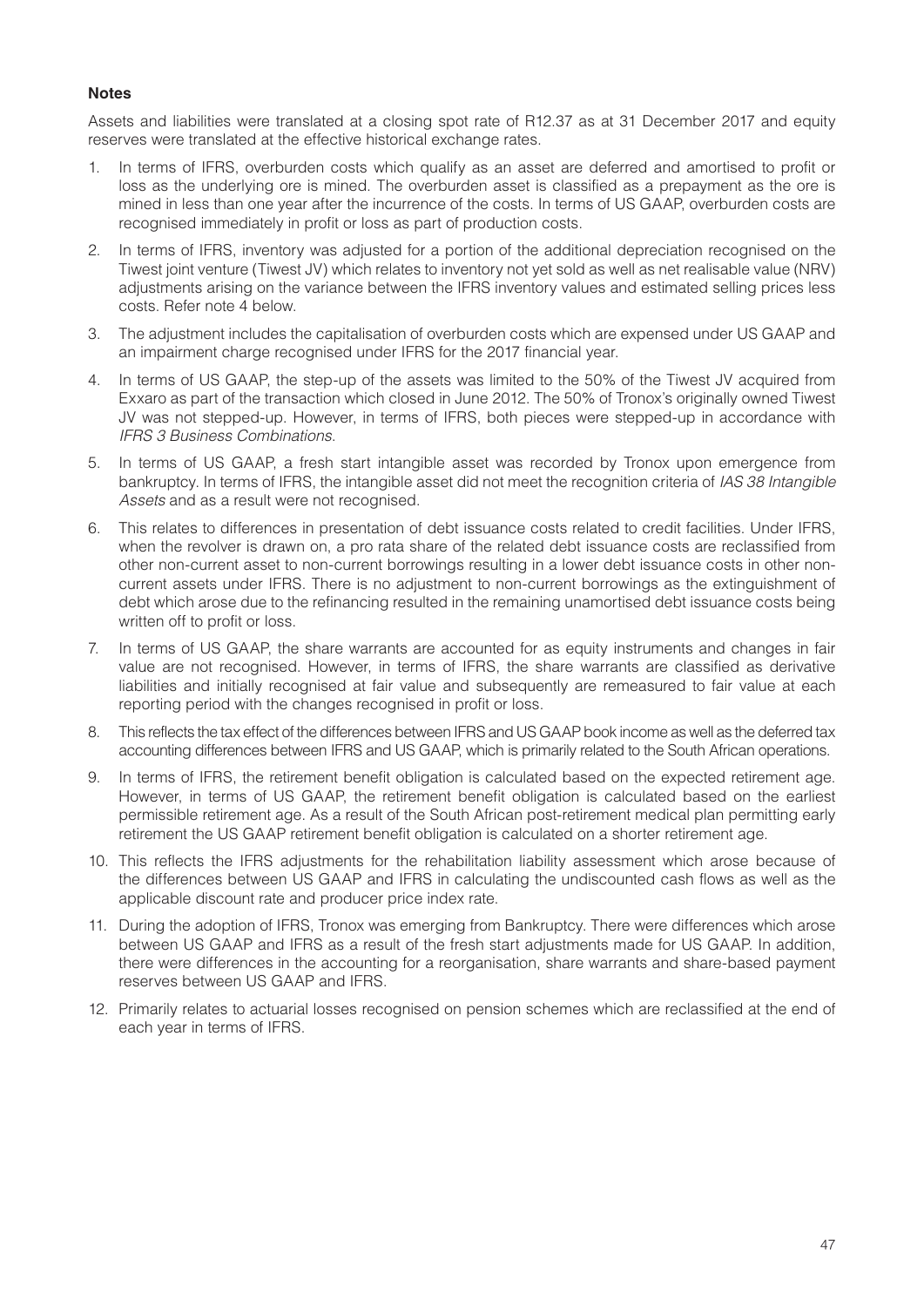**Notes**

Assets and liabilities were translated at a closing spot rate of R12.37 as at 31 December 2017 and equity reserves were translated at the effective historical exchange rates.

1. In terms of IFRS, overburden costs which qualify as an asset are deferred and amortised to profit or loss as the underlying ore is mined. The overburden asset is classified as a prepayment as the ore is mined in less than one year after the incurrence of the costs. In terms of US GAAP, overburden costs are recognised immediately in profit or loss as part of production costs.
2. In terms of IFRS, inventory was adjusted for a portion of the additional depreciation recognised on the Tiwest joint venture (Tiwest JV) which relates to inventory not yet sold as well as net realisable value (NRV) adjustments arising on the variance between the IFRS inventory values and estimated selling prices less costs. Refer note 4 below.
3. The adjustment includes the capitalisation of overburden costs which are expensed under US GAAP and an impairment charge recognised under IFRS for the 2017 financial year.
4. In terms of US GAAP, the step-up of the assets was limited to the 50% of the Tiwest JV acquired from Exxaro as part of the transaction which closed in June 2012. The 50% of Tronox's originally owned Tiwest JV was not stepped-up. However, in terms of IFRS, both pieces were stepped-up in accordance with *IFRS 3 Business Combinations*.
5. In terms of US GAAP, a fresh start intangible asset was recorded by Tronox upon emergence from bankruptcy. In terms of IFRS, the intangible asset did not meet the recognition criteria of *IAS 38 Intangible Assets* and as a result were not recognised.
6. This relates to differences in presentation of debt issuance costs related to credit facilities. Under IFRS, when the revolver is drawn on, a pro rata share of the related debt issuance costs are reclassified from other non-current asset to non-current borrowings resulting in a lower debt issuance costs in other non-current assets under IFRS. There is no adjustment to non-current borrowings as the extinguishment of debt which arose due to the refinancing resulted in the remaining unamortised debt issuance costs being written off to profit or loss.
7. In terms of US GAAP, the share warrants are accounted for as equity instruments and changes in fair value are not recognised. However, in terms of IFRS, the share warrants are classified as derivative liabilities and initially recognised at fair value and subsequently are remeasured to fair value at each reporting period with the changes recognised in profit or loss.
8. This reflects the tax effect of the differences between IFRS and US GAAP book income as well as the deferred tax accounting differences between IFRS and US GAAP, which is primarily related to the South African operations.
9. In terms of IFRS, the retirement benefit obligation is calculated based on the expected retirement age. However, in terms of US GAAP, the retirement benefit obligation is calculated based on the earliest permissible retirement age. As a result of the South African post-retirement medical plan permitting early retirement the US GAAP retirement benefit obligation is calculated on a shorter retirement age.
10. This reflects the IFRS adjustments for the rehabilitation liability assessment which arose because of the differences between US GAAP and IFRS in calculating the undiscounted cash flows as well as the applicable discount rate and producer price index rate.
11. During the adoption of IFRS, Tronox was emerging from Bankruptcy. There were differences which arose between US GAAP and IFRS as a result of the fresh start adjustments made for US GAAP. In addition, there were differences in the accounting for a reorganisation, share warrants and share-based payment reserves between US GAAP and IFRS.
12. Primarily relates to actuarial losses recognised on pension schemes which are reclassified at the end of each year in terms of IFRS.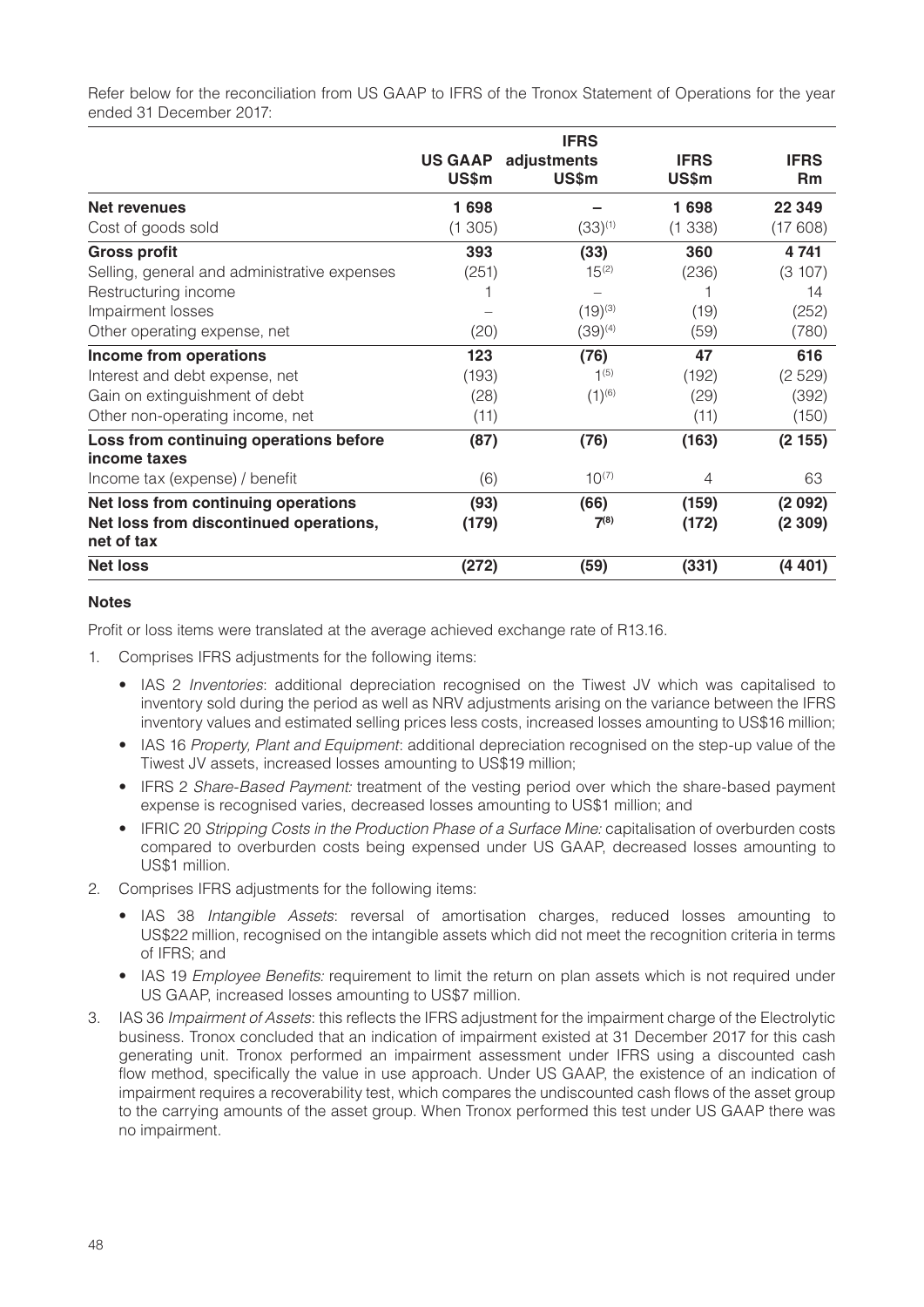Refer below for the reconciliation from US GAAP to IFRS of the Tronox Statement of Operations for the year ended 31 December 2017:

| | US GAAP US$m | IFRS adjustments US$m | IFRS US$m | IFRS Rm |
|---|---|---|---|---|
| **Net revenues** | **1 698** | **–** | **1 698** | **22 349** |
| Cost of goods sold | (1 305) | (33)[1] | (1 338) | (17 608) |
| **Gross profit** | **393** | **(33)** | **360** | **4 741** |
| Selling, general and administrative expenses | (251) | 15[2] | (236) | (3 107) |
| Restructuring income | 1 | – | 1 | 14 |
| Impairment losses | – | (19)[3] | (19) | (252) |
| Other operating expense, net | (20) | (39)[4] | (59) | (780) |
| **Income from operations** | **123** | **(76)** | **47** | **616** |
| Interest and debt expense, net | (193) | 1[5] | (192) | (2 529) |
| Gain on extinguishment of debt | (28) | (1)[6] | (29) | (392) |
| Other non-operating income, net | (11) | | (11) | (150) |
| **Loss from continuing operations before income taxes** | **(87)** | **(76)** | **(163)** | **(2 155)** |
| Income tax (expense) / benefit | (6) | 10[7] | 4 | 63 |
| **Net loss from continuing operations** | **(93)** | **(66)** | **(159)** | **(2 092)** |
| **Net loss from discontinued operations, net of tax** | **(179)** | **7[8]** | **(172)** | **(2 309)** |
| **Net loss** | **(272)** | **(59)** | **(331)** | **(4 401)** |

**Notes**

Profit or loss items were translated at the average achieved exchange rate of R13.16.

1. Comprises IFRS adjustments for the following items:
   - IAS 2 *Inventories*: additional depreciation recognised on the Tiwest JV which was capitalised to inventory sold during the period as well as NRV adjustments arising on the variance between the IFRS inventory values and estimated selling prices less costs, increased losses amounting to US$16 million;
   - IAS 16 *Property, Plant and Equipment*: additional depreciation recognised on the step-up value of the Tiwest JV assets, increased losses amounting to US$19 million;
   - IFRS 2 *Share-Based Payment:* treatment of the vesting period over which the share-based payment expense is recognised varies, decreased losses amounting to US$1 million; and
   - IFRIC 20 *Stripping Costs in the Production Phase of a Surface Mine:* capitalisation of overburden costs compared to overburden costs being expensed under US GAAP, decreased losses amounting to US$1 million.
2. Comprises IFRS adjustments for the following items:
   - IAS 38 *Intangible Assets*: reversal of amortisation charges, reduced losses amounting to US$22 million, recognised on the intangible assets which did not meet the recognition criteria in terms of IFRS; and
   - IAS 19 *Employee Benefits:* requirement to limit the return on plan assets which is not required under US GAAP, increased losses amounting to US$7 million.
3. IAS 36 *Impairment of Assets*: this reflects the IFRS adjustment for the impairment charge of the Electrolytic business. Tronox concluded that an indication of impairment existed at 31 December 2017 for this cash generating unit. Tronox performed an impairment assessment under IFRS using a discounted cash flow method, specifically the value in use approach. Under US GAAP, the existence of an indication of impairment requires a recoverability test, which compares the undiscounted cash flows of the asset group to the carrying amounts of the asset group. When Tronox performed this test under US GAAP there was no impairment.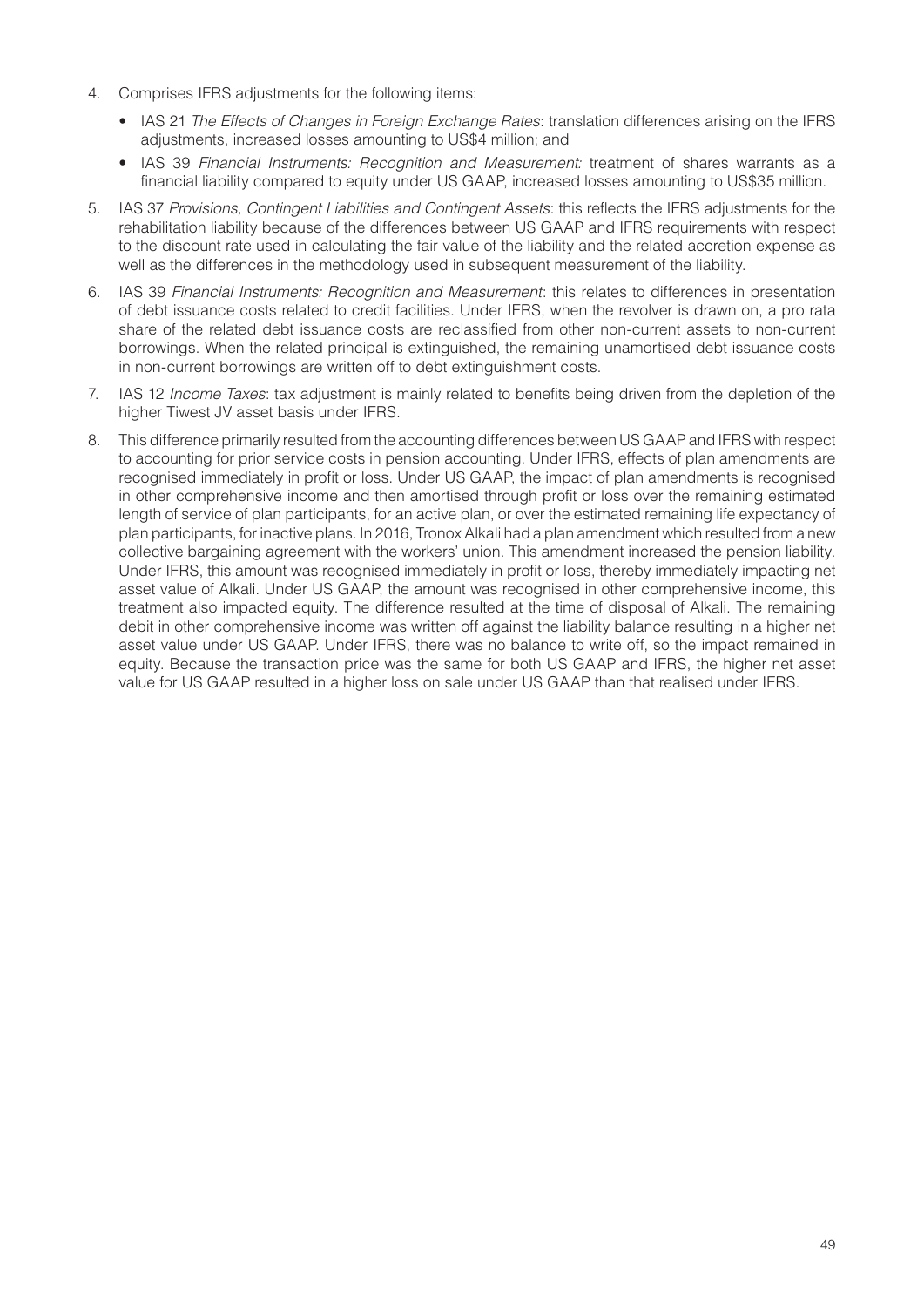4. Comprises IFRS adjustments for the following items:
   - IAS 21 *The Effects of Changes in Foreign Exchange Rates*: translation differences arising on the IFRS adjustments, increased losses amounting to US$4 million; and
   - IAS 39 *Financial Instruments: Recognition and Measurement:* treatment of shares warrants as a financial liability compared to equity under US GAAP, increased losses amounting to US$35 million.
5. IAS 37 *Provisions, Contingent Liabilities and Contingent Assets*: this reflects the IFRS adjustments for the rehabilitation liability because of the differences between US GAAP and IFRS requirements with respect to the discount rate used in calculating the fair value of the liability and the related accretion expense as well as the differences in the methodology used in subsequent measurement of the liability.
6. IAS 39 *Financial Instruments: Recognition and Measurement*: this relates to differences in presentation of debt issuance costs related to credit facilities. Under IFRS, when the revolver is drawn on, a pro rata share of the related debt issuance costs are reclassified from other non-current assets to non-current borrowings. When the related principal is extinguished, the remaining unamortised debt issuance costs in non-current borrowings are written off to debt extinguishment costs.
7. IAS 12 *Income Taxes*: tax adjustment is mainly related to benefits being driven from the depletion of the higher Tiwest JV asset basis under IFRS.
8. This difference primarily resulted from the accounting differences between US GAAP and IFRS with respect to accounting for prior service costs in pension accounting. Under IFRS, effects of plan amendments are recognised immediately in profit or loss. Under US GAAP, the impact of plan amendments is recognised in other comprehensive income and then amortised through profit or loss over the remaining estimated length of service of plan participants, for an active plan, or over the estimated remaining life expectancy of plan participants, for inactive plans. In 2016, Tronox Alkali had a plan amendment which resulted from a new collective bargaining agreement with the workers' union. This amendment increased the pension liability. Under IFRS, this amount was recognised immediately in profit or loss, thereby immediately impacting net asset value of Alkali. Under US GAAP, the amount was recognised in other comprehensive income, this treatment also impacted equity. The difference resulted at the time of disposal of Alkali. The remaining debit in other comprehensive income was written off against the liability balance resulting in a higher net asset value under US GAAP. Under IFRS, there was no balance to write off, so the impact remained in equity. Because the transaction price was the same for both US GAAP and IFRS, the higher net asset value for US GAAP resulted in a higher loss on sale under US GAAP than that realised under IFRS.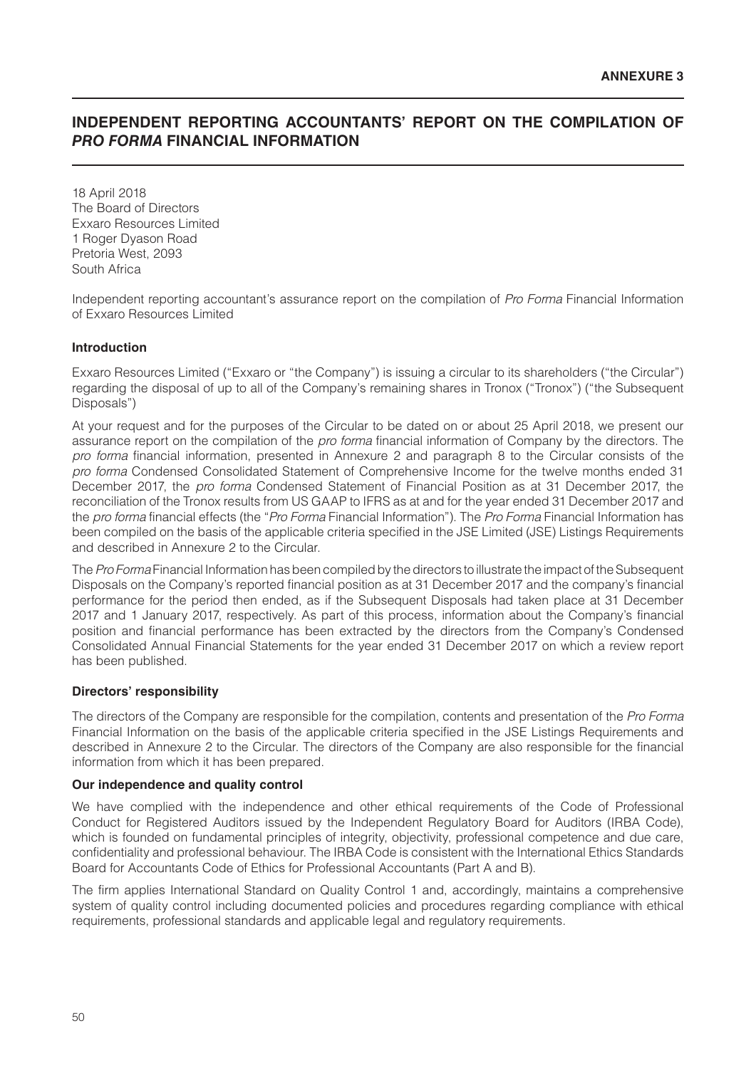**ANNEXURE 3**

# INDEPENDENT REPORTING ACCOUNTANTS' REPORT ON THE COMPILATION OF *PRO FORMA* FINANCIAL INFORMATION

18 April 2018
The Board of Directors
Exxaro Resources Limited
1 Roger Dyason Road
Pretoria West, 2093
South Africa

Independent reporting accountant's assurance report on the compilation of *Pro Forma* Financial Information of Exxaro Resources Limited

**Introduction**

Exxaro Resources Limited ("Exxaro or "the Company") is issuing a circular to its shareholders ("the Circular") regarding the disposal of up to all of the Company's remaining shares in Tronox ("Tronox") ("the Subsequent Disposals")

At your request and for the purposes of the Circular to be dated on or about 25 April 2018, we present our assurance report on the compilation of the *pro forma* financial information of Company by the directors. The *pro forma* financial information, presented in Annexure 2 and paragraph 8 to the Circular consists of the *pro forma* Condensed Consolidated Statement of Comprehensive Income for the twelve months ended 31 December 2017, the *pro forma* Condensed Statement of Financial Position as at 31 December 2017, the reconciliation of the Tronox results from US GAAP to IFRS as at and for the year ended 31 December 2017 and the *pro forma* financial effects (the "*Pro Forma* Financial Information"). The *Pro Forma* Financial Information has been compiled on the basis of the applicable criteria specified in the JSE Limited (JSE) Listings Requirements and described in Annexure 2 to the Circular.

The *Pro Forma* Financial Information has been compiled by the directors to illustrate the impact of the Subsequent Disposals on the Company's reported financial position as at 31 December 2017 and the company's financial performance for the period then ended, as if the Subsequent Disposals had taken place at 31 December 2017 and 1 January 2017, respectively. As part of this process, information about the Company's financial position and financial performance has been extracted by the directors from the Company's Condensed Consolidated Annual Financial Statements for the year ended 31 December 2017 on which a review report has been published.

**Directors' responsibility**

The directors of the Company are responsible for the compilation, contents and presentation of the *Pro Forma* Financial Information on the basis of the applicable criteria specified in the JSE Listings Requirements and described in Annexure 2 to the Circular. The directors of the Company are also responsible for the financial information from which it has been prepared.

**Our independence and quality control**

We have complied with the independence and other ethical requirements of the Code of Professional Conduct for Registered Auditors issued by the Independent Regulatory Board for Auditors (IRBA Code), which is founded on fundamental principles of integrity, objectivity, professional competence and due care, confidentiality and professional behaviour. The IRBA Code is consistent with the International Ethics Standards Board for Accountants Code of Ethics for Professional Accountants (Part A and B).

The firm applies International Standard on Quality Control 1 and, accordingly, maintains a comprehensive system of quality control including documented policies and procedures regarding compliance with ethical requirements, professional standards and applicable legal and regulatory requirements.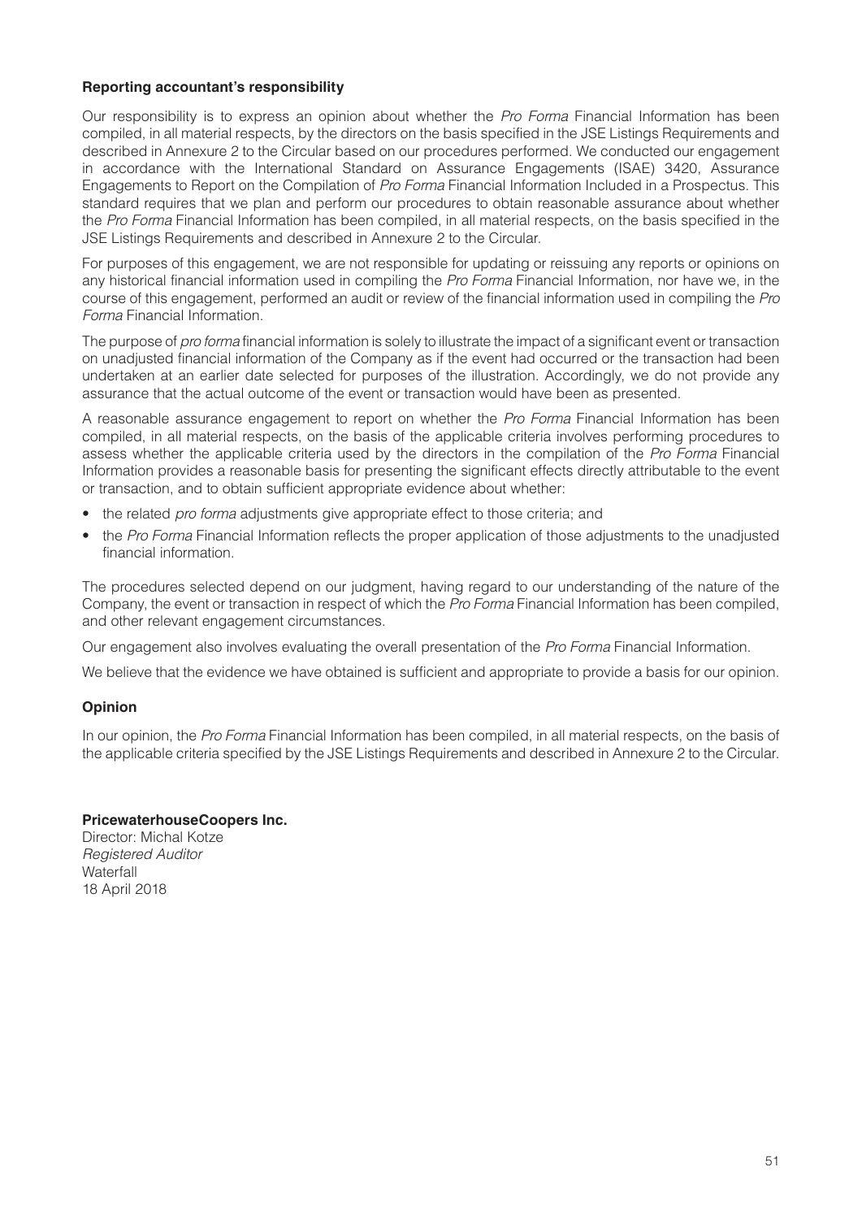### Reporting accountant's responsibility

Our responsibility is to express an opinion about whether the *Pro Forma* Financial Information has been compiled, in all material respects, by the directors on the basis specified in the JSE Listings Requirements and described in Annexure 2 to the Circular based on our procedures performed. We conducted our engagement in accordance with the International Standard on Assurance Engagements (ISAE) 3420, Assurance Engagements to Report on the Compilation of *Pro Forma* Financial Information Included in a Prospectus. This standard requires that we plan and perform our procedures to obtain reasonable assurance about whether the *Pro Forma* Financial Information has been compiled, in all material respects, on the basis specified in the JSE Listings Requirements and described in Annexure 2 to the Circular.

For purposes of this engagement, we are not responsible for updating or reissuing any reports or opinions on any historical financial information used in compiling the *Pro Forma* Financial Information, nor have we, in the course of this engagement, performed an audit or review of the financial information used in compiling the *Pro Forma* Financial Information.

The purpose of *pro forma* financial information is solely to illustrate the impact of a significant event or transaction on unadjusted financial information of the Company as if the event had occurred or the transaction had been undertaken at an earlier date selected for purposes of the illustration. Accordingly, we do not provide any assurance that the actual outcome of the event or transaction would have been as presented.

A reasonable assurance engagement to report on whether the *Pro Forma* Financial Information has been compiled, in all material respects, on the basis of the applicable criteria involves performing procedures to assess whether the applicable criteria used by the directors in the compilation of the *Pro Forma* Financial Information provides a reasonable basis for presenting the significant effects directly attributable to the event or transaction, and to obtain sufficient appropriate evidence about whether:

- the related *pro forma* adjustments give appropriate effect to those criteria; and
- the *Pro Forma* Financial Information reflects the proper application of those adjustments to the unadjusted financial information.

The procedures selected depend on our judgment, having regard to our understanding of the nature of the Company, the event or transaction in respect of which the *Pro Forma* Financial Information has been compiled, and other relevant engagement circumstances.

Our engagement also involves evaluating the overall presentation of the *Pro Forma* Financial Information.

We believe that the evidence we have obtained is sufficient and appropriate to provide a basis for our opinion.

### Opinion

In our opinion, the *Pro Forma* Financial Information has been compiled, in all material respects, on the basis of the applicable criteria specified by the JSE Listings Requirements and described in Annexure 2 to the Circular.

**PricewaterhouseCoopers Inc.**
Director: Michal Kotze
*Registered Auditor*
Waterfall
18 April 2018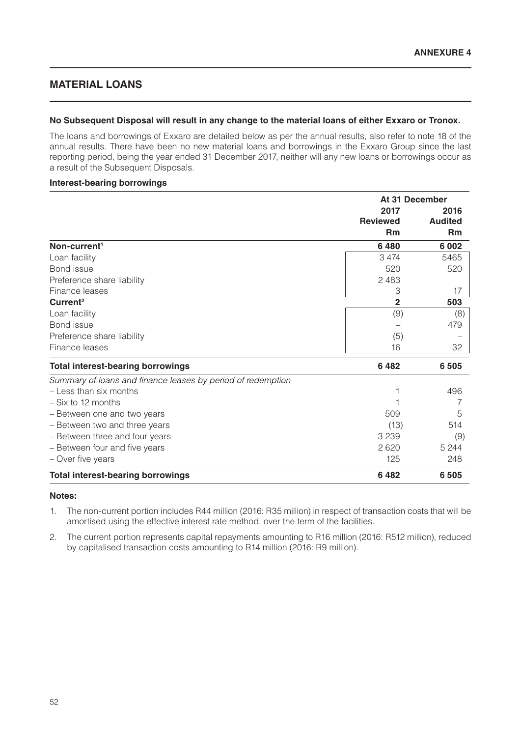## ANNEXURE 4

# MATERIAL LOANS

**No Subsequent Disposal will result in any change to the material loans of either Exxaro or Tronox.**

The loans and borrowings of Exxaro are detailed below as per the annual results, also refer to note 18 of the annual results. There have been no new material loans and borrowings in the Exxaro Group since the last reporting period, being the year ended 31 December 2017, neither will any new loans or borrowings occur as a result of the Subsequent Disposals.

**Interest-bearing borrowings**

| | At 31 December | |
|---|---|---|
| | 2017 Reviewed Rm | 2016 Audited Rm |
| **Non-current[1]** | **6 480** | **6 002** |
| Loan facility | 3 474 | 5465 |
| Bond issue | 520 | 520 |
| Preference share liability | 2 483 | |
| Finance leases | 3 | 17 |
| **Current[2]** | **2** | **503** |
| Loan facility | (9) | (8) |
| Bond issue | – | 479 |
| Preference share liability | (5) | – |
| Finance leases | 16 | 32 |
| **Total interest-bearing borrowings** | **6 482** | **6 505** |
| *Summary of loans and finance leases by period of redemption* | | |
| – Less than six months | 1 | 496 |
| – Six to 12 months | 1 | 7 |
| – Between one and two years | 509 | 5 |
| – Between two and three years | (13) | 514 |
| – Between three and four years | 3 239 | (9) |
| – Between four and five years | 2 620 | 5 244 |
| – Over five years | 125 | 248 |
| **Total interest-bearing borrowings** | **6 482** | **6 505** |

**Notes:**

1. The non-current portion includes R44 million (2016: R35 million) in respect of transaction costs that will be amortised using the effective interest rate method, over the term of the facilities.
2. The current portion represents capital repayments amounting to R16 million (2016: R512 million), reduced by capitalised transaction costs amounting to R14 million (2016: R9 million).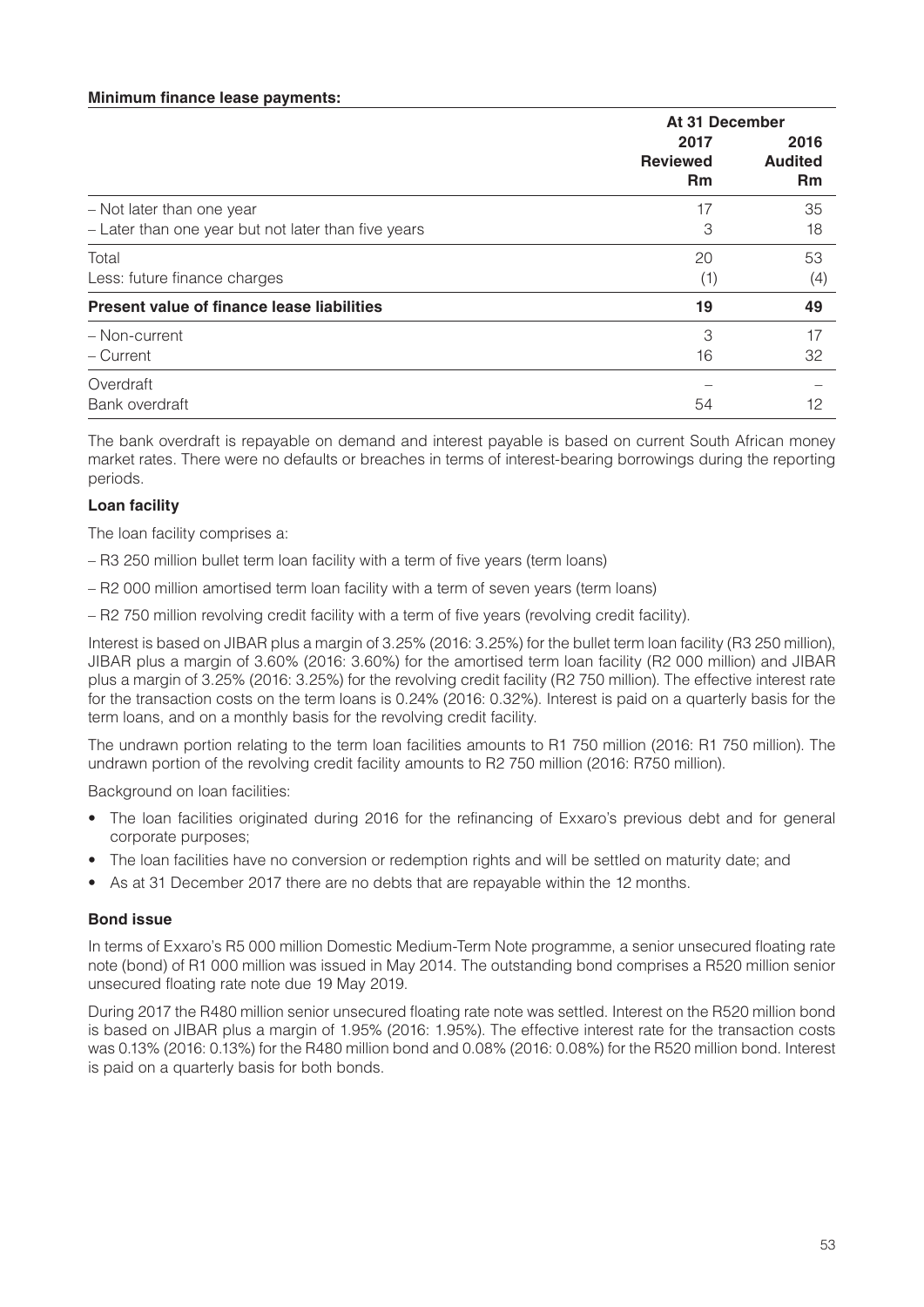**Minimum finance lease payments:**

| | At 31 December | |
|---|---|---|
| | 2017 Reviewed Rm | 2016 Audited Rm |
| – Not later than one year | 17 | 35 |
| – Later than one year but not later than five years | 3 | 18 |
| Total | 20 | 53 |
| Less: future finance charges | (1) | (4) |
| **Present value of finance lease liabilities** | **19** | **49** |
| – Non-current | 3 | 17 |
| – Current | 16 | 32 |
| Overdraft | – | – |
| Bank overdraft | 54 | 12 |

The bank overdraft is repayable on demand and interest payable is based on current South African money market rates. There were no defaults or breaches in terms of interest-bearing borrowings during the reporting periods.

**Loan facility**

The loan facility comprises a:

– R3 250 million bullet term loan facility with a term of five years (term loans)

– R2 000 million amortised term loan facility with a term of seven years (term loans)

– R2 750 million revolving credit facility with a term of five years (revolving credit facility).

Interest is based on JIBAR plus a margin of 3.25% (2016: 3.25%) for the bullet term loan facility (R3 250 million), JIBAR plus a margin of 3.60% (2016: 3.60%) for the amortised term loan facility (R2 000 million) and JIBAR plus a margin of 3.25% (2016: 3.25%) for the revolving credit facility (R2 750 million). The effective interest rate for the transaction costs on the term loans is 0.24% (2016: 0.32%). Interest is paid on a quarterly basis for the term loans, and on a monthly basis for the revolving credit facility.

The undrawn portion relating to the term loan facilities amounts to R1 750 million (2016: R1 750 million). The undrawn portion of the revolving credit facility amounts to R2 750 million (2016: R750 million).

Background on loan facilities:

- The loan facilities originated during 2016 for the refinancing of Exxaro's previous debt and for general corporate purposes;
- The loan facilities have no conversion or redemption rights and will be settled on maturity date; and
- As at 31 December 2017 there are no debts that are repayable within the 12 months.

**Bond issue**

In terms of Exxaro's R5 000 million Domestic Medium-Term Note programme, a senior unsecured floating rate note (bond) of R1 000 million was issued in May 2014. The outstanding bond comprises a R520 million senior unsecured floating rate note due 19 May 2019.

During 2017 the R480 million senior unsecured floating rate note was settled. Interest on the R520 million bond is based on JIBAR plus a margin of 1.95% (2016: 1.95%). The effective interest rate for the transaction costs was 0.13% (2016: 0.13%) for the R480 million bond and 0.08% (2016: 0.08%) for the R520 million bond. Interest is paid on a quarterly basis for both bonds.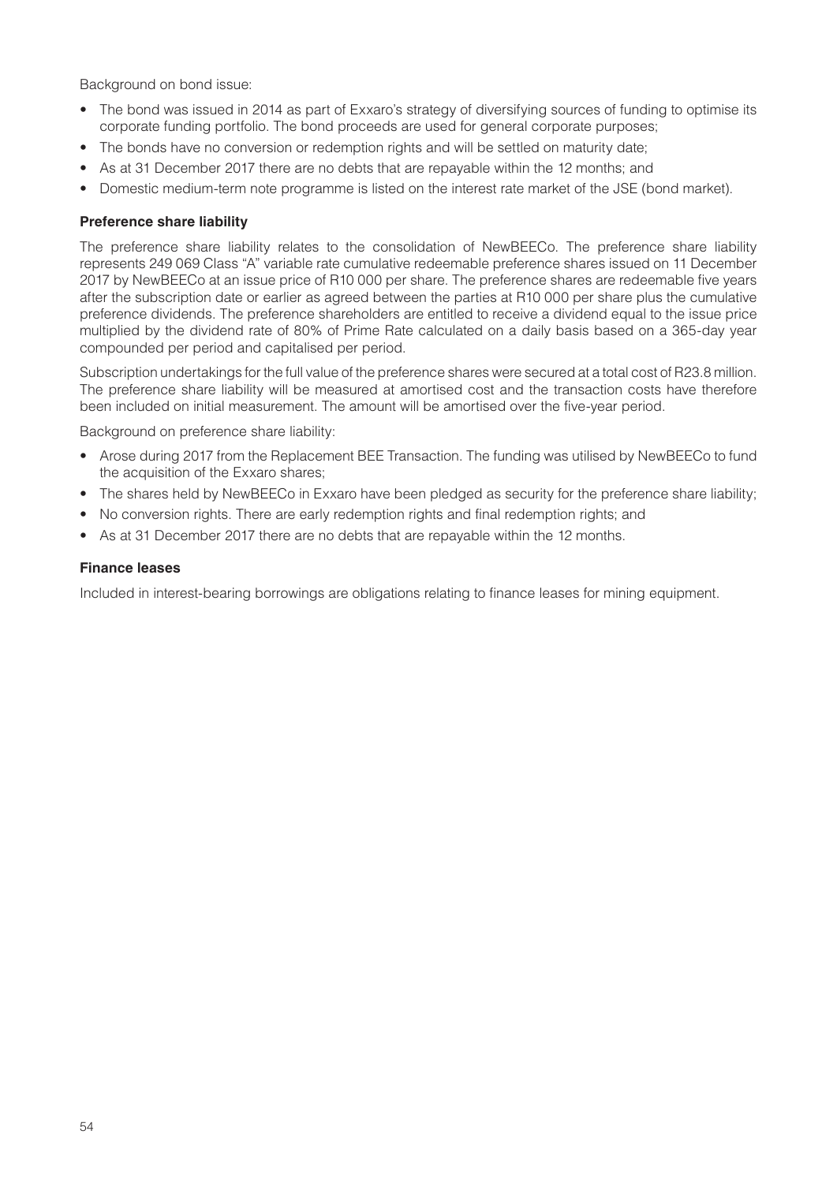Background on bond issue:

- The bond was issued in 2014 as part of Exxaro's strategy of diversifying sources of funding to optimise its corporate funding portfolio. The bond proceeds are used for general corporate purposes;
- The bonds have no conversion or redemption rights and will be settled on maturity date;
- As at 31 December 2017 there are no debts that are repayable within the 12 months; and
- Domestic medium-term note programme is listed on the interest rate market of the JSE (bond market).

**Preference share liability**

The preference share liability relates to the consolidation of NewBEECo. The preference share liability represents 249 069 Class "A" variable rate cumulative redeemable preference shares issued on 11 December 2017 by NewBEECo at an issue price of R10 000 per share. The preference shares are redeemable five years after the subscription date or earlier as agreed between the parties at R10 000 per share plus the cumulative preference dividends. The preference shareholders are entitled to receive a dividend equal to the issue price multiplied by the dividend rate of 80% of Prime Rate calculated on a daily basis based on a 365-day year compounded per period and capitalised per period.

Subscription undertakings for the full value of the preference shares were secured at a total cost of R23.8 million. The preference share liability will be measured at amortised cost and the transaction costs have therefore been included on initial measurement. The amount will be amortised over the five-year period.

Background on preference share liability:

- Arose during 2017 from the Replacement BEE Transaction. The funding was utilised by NewBEECo to fund the acquisition of the Exxaro shares;
- The shares held by NewBEECo in Exxaro have been pledged as security for the preference share liability;
- No conversion rights. There are early redemption rights and final redemption rights; and
- As at 31 December 2017 there are no debts that are repayable within the 12 months.

**Finance leases**

Included in interest-bearing borrowings are obligations relating to finance leases for mining equipment.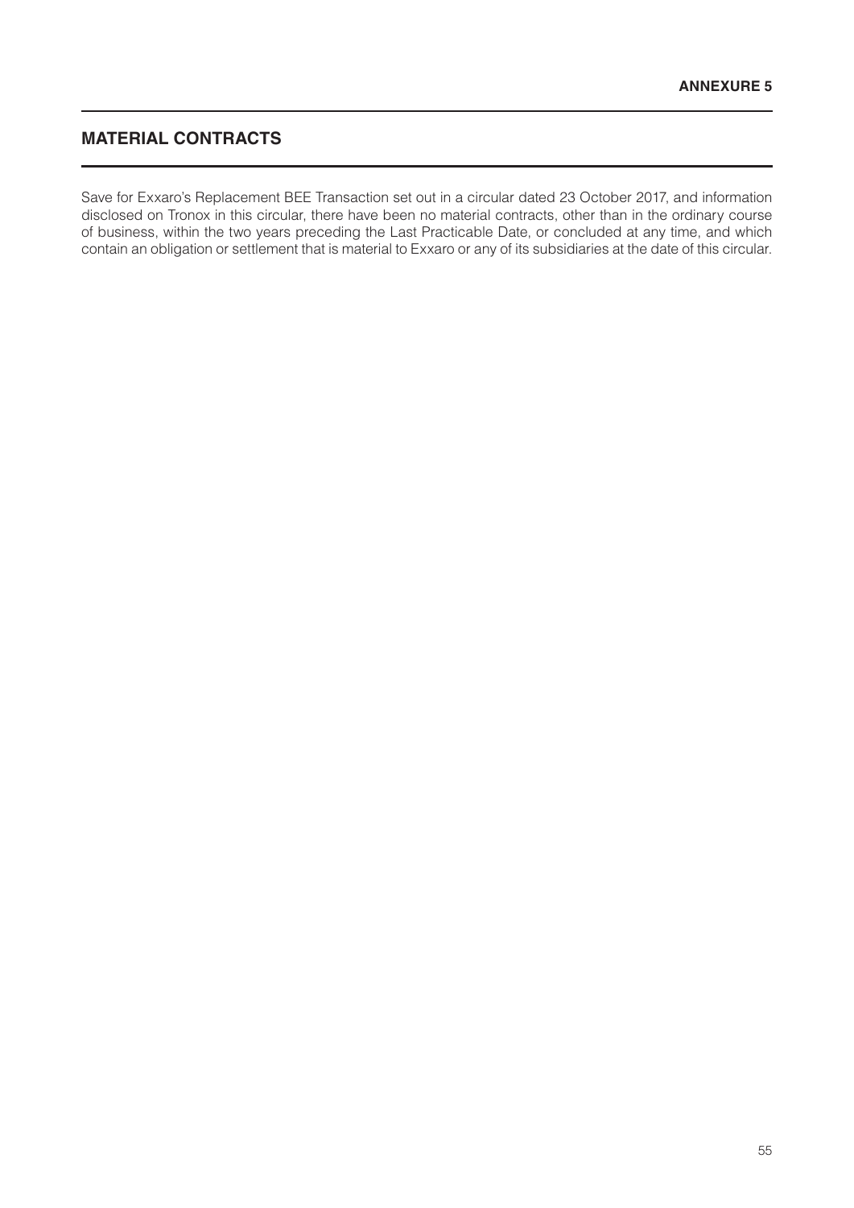**ANNEXURE 5**

## MATERIAL CONTRACTS

Save for Exxaro's Replacement BEE Transaction set out in a circular dated 23 October 2017, and information disclosed on Tronox in this circular, there have been no material contracts, other than in the ordinary course of business, within the two years preceding the Last Practicable Date, or concluded at any time, and which contain an obligation or settlement that is material to Exxaro or any of its subsidiaries at the date of this circular.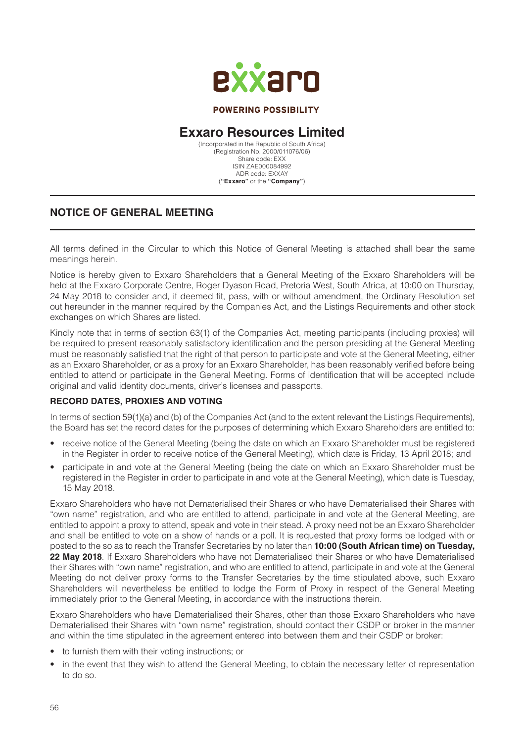# Exxaro Resources Limited

(Incorporated in the Republic of South Africa)
(Registration No. 2000/011076/06)
Share code: EXX
ISIN ZAE000084992
ADR code: EXXAY
(**"Exxaro"** or the **"Company"**)

## NOTICE OF GENERAL MEETING

All terms defined in the Circular to which this Notice of General Meeting is attached shall bear the same meanings herein.

Notice is hereby given to Exxaro Shareholders that a General Meeting of the Exxaro Shareholders will be held at the Exxaro Corporate Centre, Roger Dyason Road, Pretoria West, South Africa, at 10:00 on Thursday, 24 May 2018 to consider and, if deemed fit, pass, with or without amendment, the Ordinary Resolution set out hereunder in the manner required by the Companies Act, and the Listings Requirements and other stock exchanges on which Shares are listed.

Kindly note that in terms of section 63(1) of the Companies Act, meeting participants (including proxies) will be required to present reasonably satisfactory identification and the person presiding at the General Meeting must be reasonably satisfied that the right of that person to participate and vote at the General Meeting, either as an Exxaro Shareholder, or as a proxy for an Exxaro Shareholder, has been reasonably verified before being entitled to attend or participate in the General Meeting. Forms of identification that will be accepted include original and valid identity documents, driver's licenses and passports.

### RECORD DATES, PROXIES AND VOTING

In terms of section 59(1)(a) and (b) of the Companies Act (and to the extent relevant the Listings Requirements), the Board has set the record dates for the purposes of determining which Exxaro Shareholders are entitled to:

- receive notice of the General Meeting (being the date on which an Exxaro Shareholder must be registered in the Register in order to receive notice of the General Meeting), which date is Friday, 13 April 2018; and
- participate in and vote at the General Meeting (being the date on which an Exxaro Shareholder must be registered in the Register in order to participate in and vote at the General Meeting), which date is Tuesday, 15 May 2018.

Exxaro Shareholders who have not Dematerialised their Shares or who have Dematerialised their Shares with "own name" registration, and who are entitled to attend, participate in and vote at the General Meeting, are entitled to appoint a proxy to attend, speak and vote in their stead. A proxy need not be an Exxaro Shareholder and shall be entitled to vote on a show of hands or a poll. It is requested that proxy forms be lodged with or posted to the so as to reach the Transfer Secretaries by no later than **10:00 (South African time) on Tuesday, 22 May 2018**. If Exxaro Shareholders who have not Dematerialised their Shares or who have Dematerialised their Shares with "own name" registration, and who are entitled to attend, participate in and vote at the General Meeting do not deliver proxy forms to the Transfer Secretaries by the time stipulated above, such Exxaro Shareholders will nevertheless be entitled to lodge the Form of Proxy in respect of the General Meeting immediately prior to the General Meeting, in accordance with the instructions therein.

Exxaro Shareholders who have Dematerialised their Shares, other than those Exxaro Shareholders who have Dematerialised their Shares with "own name" registration, should contact their CSDP or broker in the manner and within the time stipulated in the agreement entered into between them and their CSDP or broker:

- to furnish them with their voting instructions; or
- in the event that they wish to attend the General Meeting, to obtain the necessary letter of representation to do so.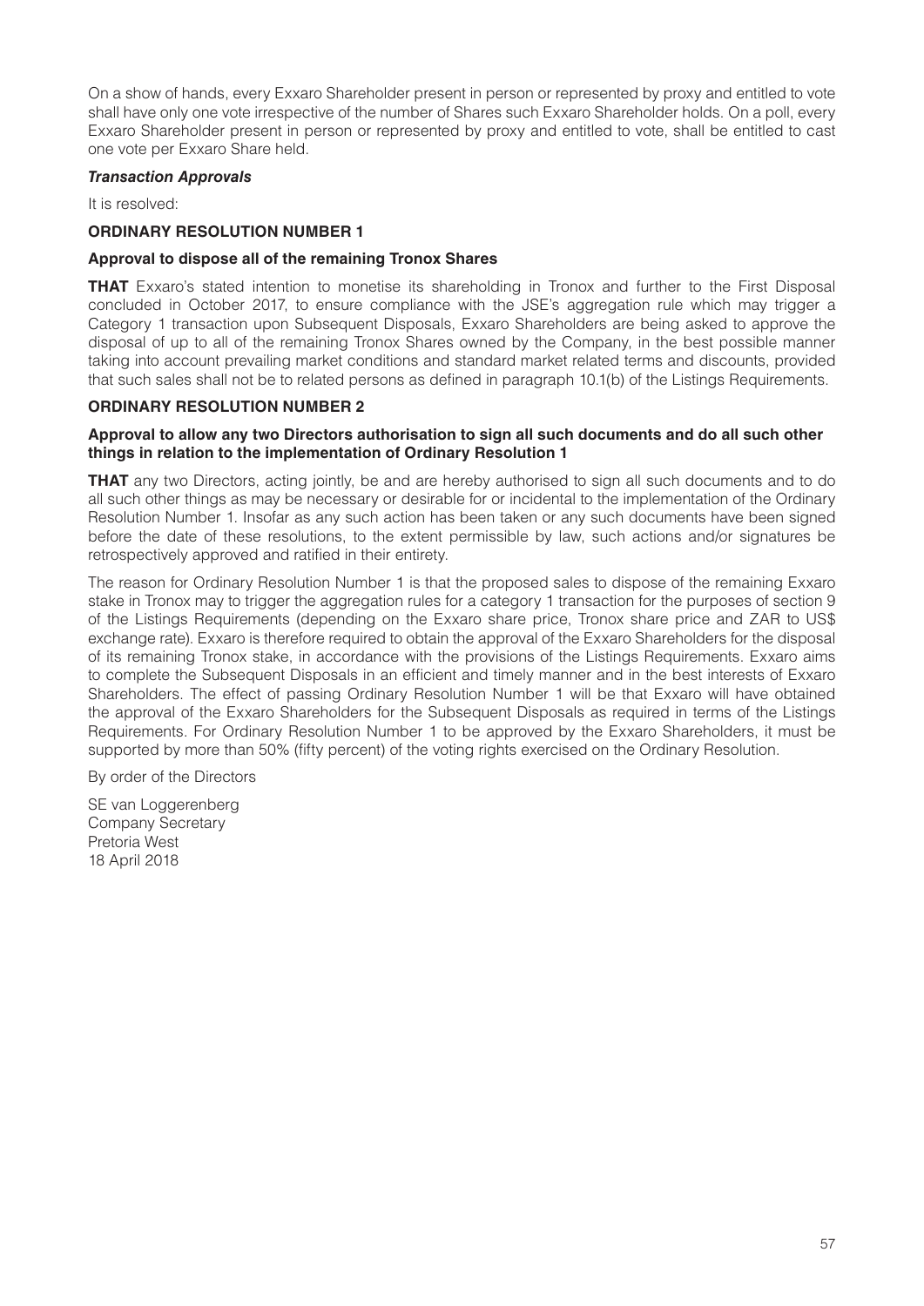On a show of hands, every Exxaro Shareholder present in person or represented by proxy and entitled to vote shall have only one vote irrespective of the number of Shares such Exxaro Shareholder holds. On a poll, every Exxaro Shareholder present in person or represented by proxy and entitled to vote, shall be entitled to cast one vote per Exxaro Share held.

***Transaction Approvals***

It is resolved:

**ORDINARY RESOLUTION NUMBER 1**

**Approval to dispose all of the remaining Tronox Shares**

**THAT** Exxaro's stated intention to monetise its shareholding in Tronox and further to the First Disposal concluded in October 2017, to ensure compliance with the JSE's aggregation rule which may trigger a Category 1 transaction upon Subsequent Disposals, Exxaro Shareholders are being asked to approve the disposal of up to all of the remaining Tronox Shares owned by the Company, in the best possible manner taking into account prevailing market conditions and standard market related terms and discounts, provided that such sales shall not be to related persons as defined in paragraph 10.1(b) of the Listings Requirements.

**ORDINARY RESOLUTION NUMBER 2**

**Approval to allow any two Directors authorisation to sign all such documents and do all such other things in relation to the implementation of Ordinary Resolution 1**

**THAT** any two Directors, acting jointly, be and are hereby authorised to sign all such documents and to do all such other things as may be necessary or desirable for or incidental to the implementation of the Ordinary Resolution Number 1. Insofar as any such action has been taken or any such documents have been signed before the date of these resolutions, to the extent permissible by law, such actions and/or signatures be retrospectively approved and ratified in their entirety.

The reason for Ordinary Resolution Number 1 is that the proposed sales to dispose of the remaining Exxaro stake in Tronox may to trigger the aggregation rules for a category 1 transaction for the purposes of section 9 of the Listings Requirements (depending on the Exxaro share price, Tronox share price and ZAR to US$ exchange rate). Exxaro is therefore required to obtain the approval of the Exxaro Shareholders for the disposal of its remaining Tronox stake, in accordance with the provisions of the Listings Requirements. Exxaro aims to complete the Subsequent Disposals in an efficient and timely manner and in the best interests of Exxaro Shareholders. The effect of passing Ordinary Resolution Number 1 will be that Exxaro will have obtained the approval of the Exxaro Shareholders for the Subsequent Disposals as required in terms of the Listings Requirements. For Ordinary Resolution Number 1 to be approved by the Exxaro Shareholders, it must be supported by more than 50% (fifty percent) of the voting rights exercised on the Ordinary Resolution.

By order of the Directors

SE van Loggerenberg
Company Secretary
Pretoria West
18 April 2018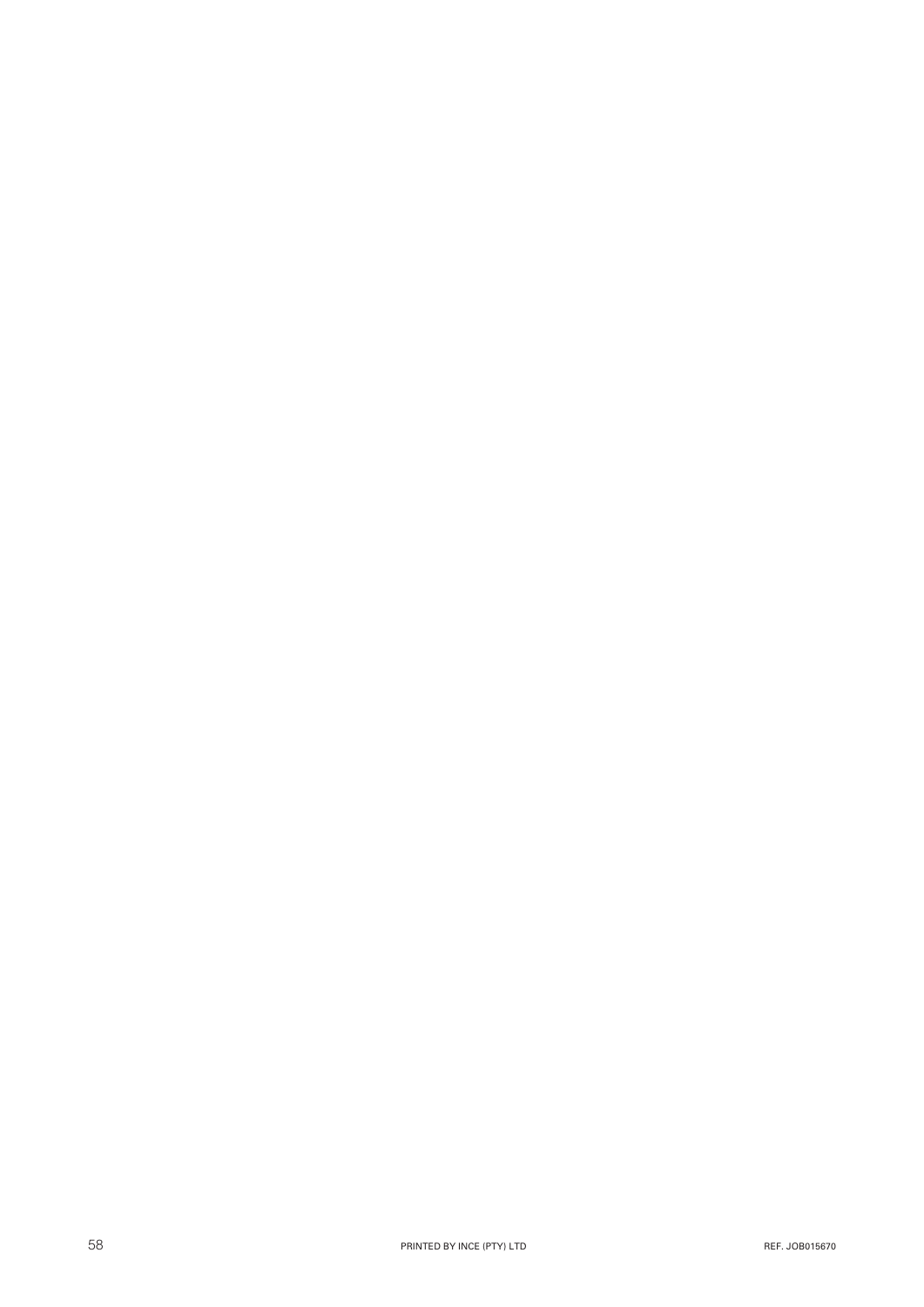PRINTED BY INCE (PTY) LTD

REF. JOB015670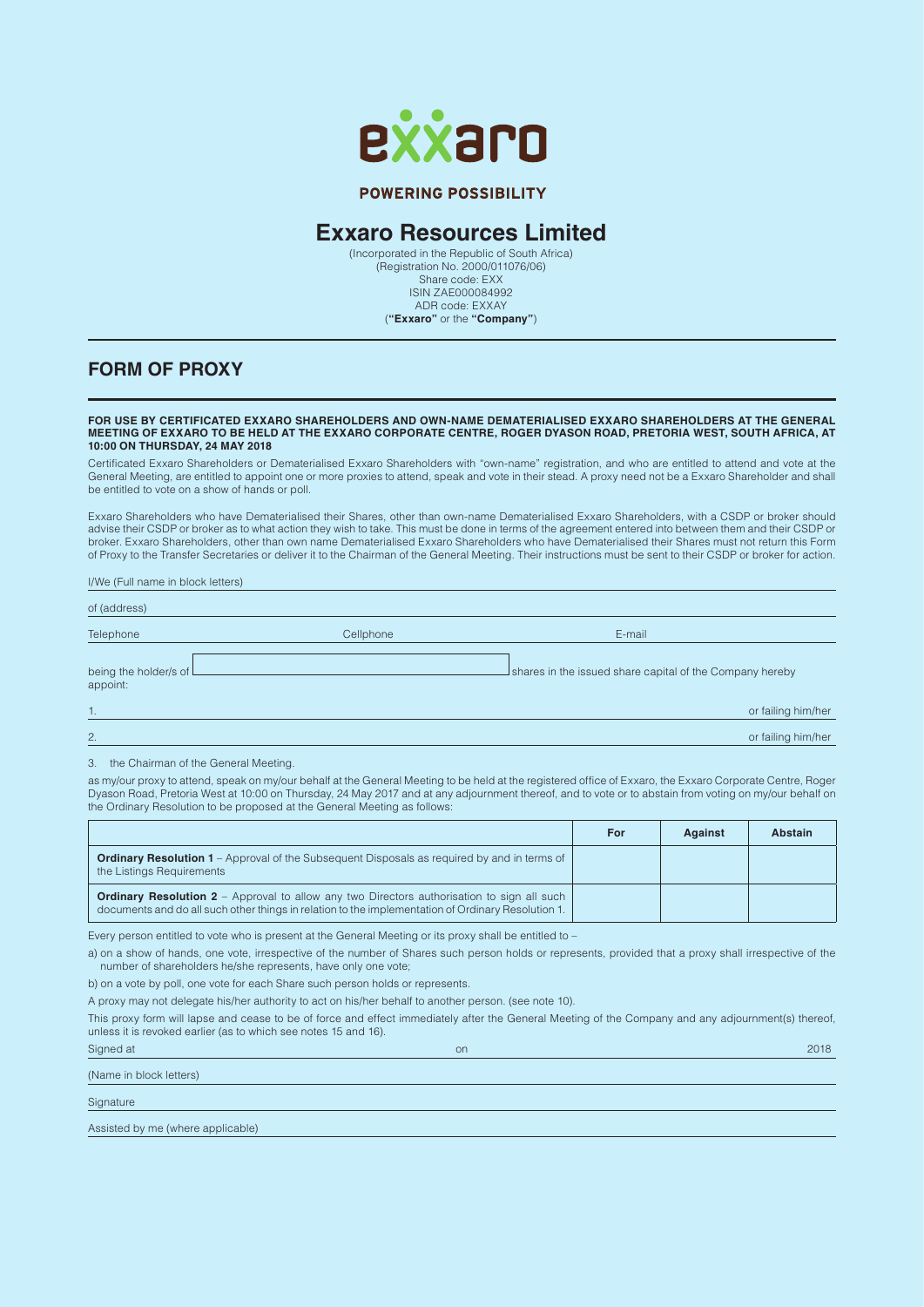exxaro

**POWERING POSSIBILITY**

# Exxaro Resources Limited

(Incorporated in the Republic of South Africa)
(Registration No. 2000/011076/06)
Share code: EXX
ISIN ZAE000084992
ADR code: EXXAY
(**"Exxaro"** or the **"Company"**)

## FORM OF PROXY

**FOR USE BY CERTIFICATED EXXARO SHAREHOLDERS AND OWN-NAME DEMATERIALISED EXXARO SHAREHOLDERS AT THE GENERAL MEETING OF EXXARO TO BE HELD AT THE EXXARO CORPORATE CENTRE, ROGER DYASON ROAD, PRETORIA WEST, SOUTH AFRICA, AT 10:00 ON THURSDAY, 24 MAY 2018**

Certificated Exxaro Shareholders or Dematerialised Exxaro Shareholders with "own-name" registration, and who are entitled to attend and vote at the General Meeting, are entitled to appoint one or more proxies to attend, speak and vote in their stead. A proxy need not be a Exxaro Shareholder and shall be entitled to vote on a show of hands or poll.

Exxaro Shareholders who have Dematerialised their Shares, other than own-name Dematerialised Exxaro Shareholders, with a CSDP or broker should advise their CSDP or broker as to what action they wish to take. This must be done in terms of the agreement entered into between them and their CSDP or broker. Exxaro Shareholders, other than own name Dematerialised Exxaro Shareholders who have Dematerialised their Shares must not return this Form of Proxy to the Transfer Secretaries or deliver it to the Chairman of the General Meeting. Their instructions must be sent to their CSDP or broker for action.

I/We (Full name in block letters) ____________________

of (address) ____________________

Telephone ____________ Cellphone ____________ E-mail ____________

being the holder/s of ____________ shares in the issued share capital of the Company hereby appoint:

1. ____________________ or failing him/her

2. ____________________ or failing him/her

3. the Chairman of the General Meeting.

as my/our proxy to attend, speak on my/our behalf at the General Meeting to be held at the registered office of Exxaro, the Exxaro Corporate Centre, Roger Dyason Road, Pretoria West at 10:00 on Thursday, 24 May 2017 and at any adjournment thereof, and to vote or to abstain from voting on my/our behalf on the Ordinary Resolution to be proposed at the General Meeting as follows:

| | For | Against | Abstain |
|---|---|---|---|
| **Ordinary Resolution 1** – Approval of the Subsequent Disposals as required by and in terms of the Listings Requirements | | | |
| **Ordinary Resolution 2** – Approval to allow any two Directors authorisation to sign all such documents and do all such other things in relation to the implementation of Ordinary Resolution 1. | | | |

Every person entitled to vote who is present at the General Meeting or its proxy shall be entitled to –

a) on a show of hands, one vote, irrespective of the number of Shares such person holds or represents, provided that a proxy shall irrespective of the number of shareholders he/she represents, have only one vote;

b) on a vote by poll, one vote for each Share such person holds or represents.

A proxy may not delegate his/her authority to act on his/her behalf to another person. (see note 10).

This proxy form will lapse and cease to be of force and effect immediately after the General Meeting of the Company and any adjournment(s) thereof, unless it is revoked earlier (as to which see notes 15 and 16).

Signed at ____________ on ____________ 2018

(Name in block letters) ____________________

Signature ____________________

Assisted by me (where applicable) ____________________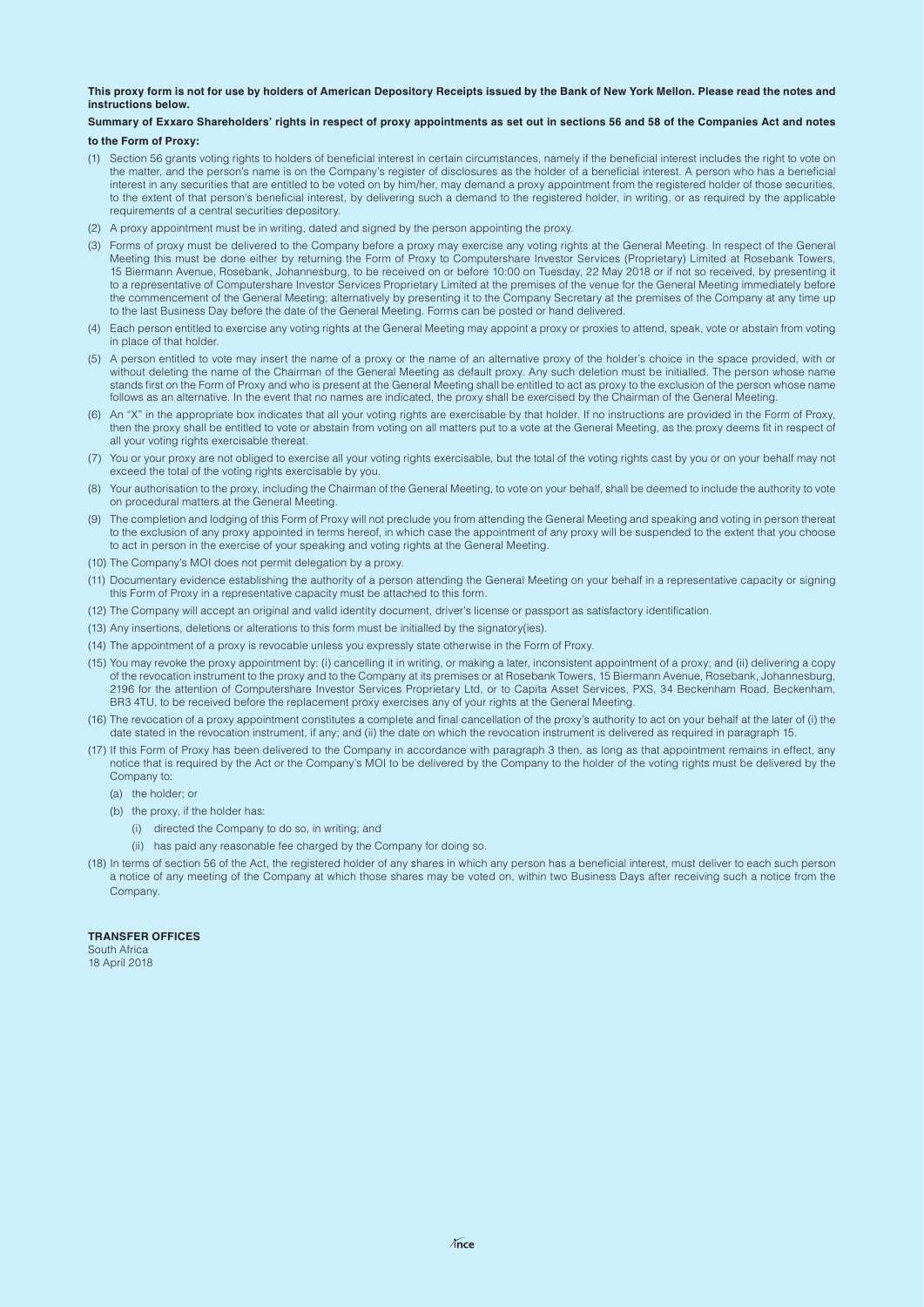**This proxy form is not for use by holders of American Depository Receipts issued by the Bank of New York Mellon. Please read the notes and instructions below.**

**Summary of Exxaro Shareholders' rights in respect of proxy appointments as set out in sections 56 and 58 of the Companies Act and notes to the Form of Proxy:**

(1) Section 56 grants voting rights to holders of beneficial interest in certain circumstances, namely if the beneficial interest includes the right to vote on the matter, and the person's name is on the Company's register of disclosures as the holder of a beneficial interest. A person who has a beneficial interest in any securities that are entitled to be voted on by him/her, may demand a proxy appointment from the registered holder of those securities, to the extent of that person's beneficial interest, by delivering such a demand to the registered holder, in writing, or as required by the applicable requirements of a central securities depository.

(2) A proxy appointment must be in writing, dated and signed by the person appointing the proxy.

(3) Forms of proxy must be delivered to the Company before a proxy may exercise any voting rights at the General Meeting. In respect of the General Meeting this must be done either by returning the Form of Proxy to Computershare Investor Services (Proprietary) Limited at Rosebank Towers, 15 Biermann Avenue, Rosebank, Johannesburg, to be received on or before 10:00 on Tuesday, 22 May 2018 or if not so received, by presenting it to a representative of Computershare Investor Services Proprietary Limited at the premises of the venue for the General Meeting immediately before the commencement of the General Meeting; alternatively by presenting it to the Company Secretary at the premises of the Company at any time up to the last Business Day before the date of the General Meeting. Forms can be posted or hand delivered.

(4) Each person entitled to exercise any voting rights at the General Meeting may appoint a proxy or proxies to attend, speak, vote or abstain from voting in place of that holder.

(5) A person entitled to vote may insert the name of a proxy or the name of an alternative proxy of the holder's choice in the space provided, with or without deleting the name of the Chairman of the General Meeting as default proxy. Any such deletion must be initialled. The person whose name stands first on the Form of Proxy and who is present at the General Meeting shall be entitled to act as proxy to the exclusion of the person whose name follows as an alternative. In the event that no names are indicated, the proxy shall be exercised by the Chairman of the General Meeting.

(6) An "X" in the appropriate box indicates that all your voting rights are exercisable by that holder. If no instructions are provided in the Form of Proxy, then the proxy shall be entitled to vote or abstain from voting on all matters put to a vote at the General Meeting, as the proxy deems fit in respect of all your voting rights exercisable thereat.

(7) You or your proxy are not obliged to exercise all your voting rights exercisable, but the total of the voting rights cast by you or on your behalf may not exceed the total of the voting rights exercisable by you.

(8) Your authorisation to the proxy, including the Chairman of the General Meeting, to vote on your behalf, shall be deemed to include the authority to vote on procedural matters at the General Meeting.

(9) The completion and lodging of this Form of Proxy will not preclude you from attending the General Meeting and speaking and voting in person thereat to the exclusion of any proxy appointed in terms hereof, in which case the appointment of any proxy will be suspended to the extent that you choose to act in person in the exercise of your speaking and voting rights at the General Meeting.

(10) The Company's MOI does not permit delegation by a proxy.

(11) Documentary evidence establishing the authority of a person attending the General Meeting on your behalf in a representative capacity or signing this Form of Proxy in a representative capacity must be attached to this form.

(12) The Company will accept an original and valid identity document, driver's license or passport as satisfactory identification.

(13) Any insertions, deletions or alterations to this form must be initialled by the signatory(ies).

(14) The appointment of a proxy is revocable unless you expressly state otherwise in the Form of Proxy.

(15) You may revoke the proxy appointment by: (i) cancelling it in writing, or making a later, inconsistent appointment of a proxy; and (ii) delivering a copy of the revocation instrument to the proxy and to the Company at its premises or at Rosebank Towers, 15 Biermann Avenue, Rosebank, Johannesburg, 2196 for the attention of Computershare Investor Services Proprietary Ltd, or to Capita Asset Services, PXS, 34 Beckenham Road, Beckenham, BR3 4TU, to be received before the replacement proxy exercises any of your rights at the General Meeting.

(16) The revocation of a proxy appointment constitutes a complete and final cancellation of the proxy's authority to act on your behalf at the later of (i) the date stated in the revocation instrument, if any; and (ii) the date on which the revocation instrument is delivered as required in paragraph 15.

(17) If this Form of Proxy has been delivered to the Company in accordance with paragraph 3 then, as long as that appointment remains in effect, any notice that is required by the Act or the Company's MOI to be delivered by the Company to the holder of the voting rights must be delivered by the Company to:

  (a) the holder; or

  (b) the proxy, if the holder has:

    (i) directed the Company to do so, in writing; and

    (ii) has paid any reasonable fee charged by the Company for doing so.

(18) In terms of section 56 of the Act, the registered holder of any shares in which any person has a beneficial interest, must deliver to each such person a notice of any meeting of the Company at which those shares may be voted on, within two Business Days after receiving such a notice from the Company.

**TRANSFER OFFICES**
South Africa
18 April 2018